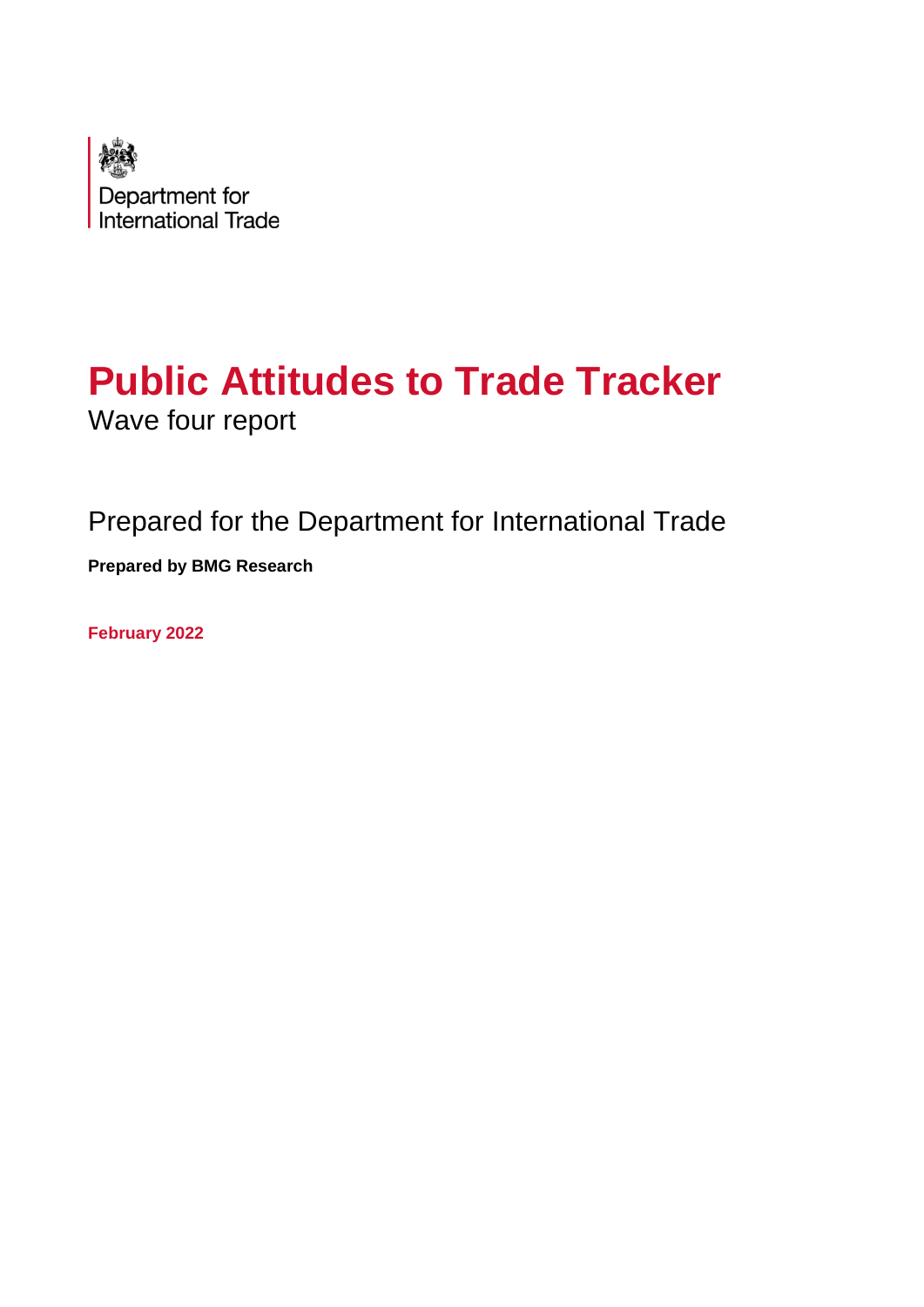Department for International Trade

# Public Attitudes to Trade Tracker

Wave four report

Prepared for the Department for International Trade

**Prepared by BMG Research**

**February 2022**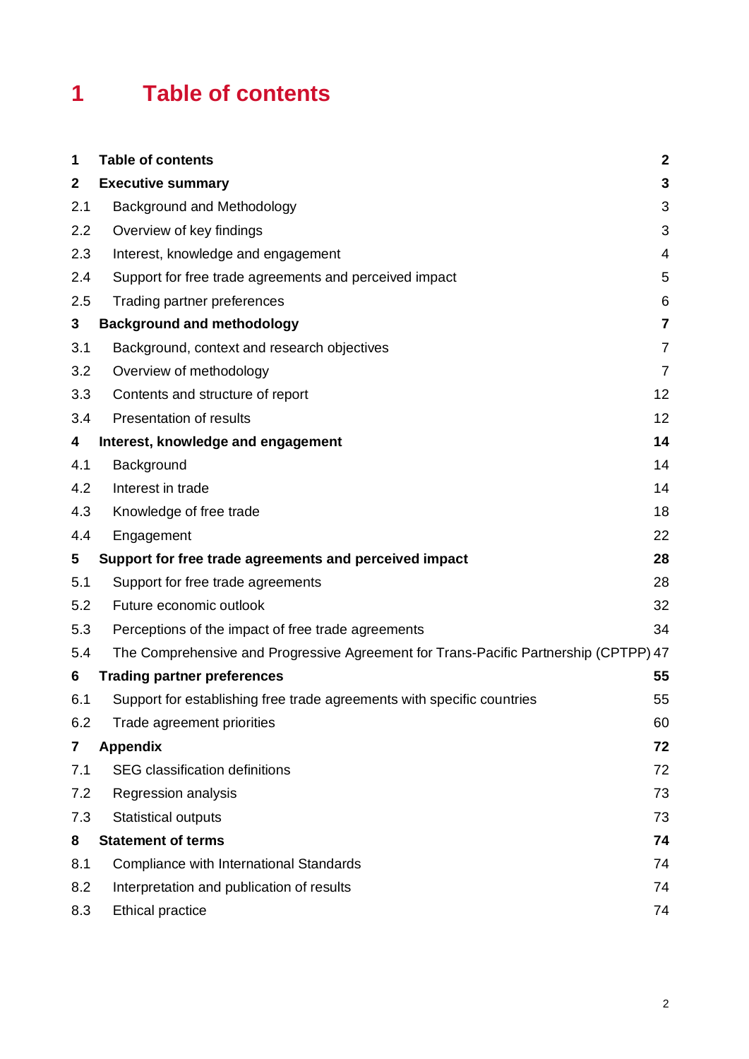# 1 Table of contents

| | | |
|---|---|---|
| **1** | **Table of contents** | **2** |
| **2** | **Executive summary** | **3** |
| 2.1 | Background and Methodology | 3 |
| 2.2 | Overview of key findings | 3 |
| 2.3 | Interest, knowledge and engagement | 4 |
| 2.4 | Support for free trade agreements and perceived impact | 5 |
| 2.5 | Trading partner preferences | 6 |
| **3** | **Background and methodology** | **7** |
| 3.1 | Background, context and research objectives | 7 |
| 3.2 | Overview of methodology | 7 |
| 3.3 | Contents and structure of report | 12 |
| 3.4 | Presentation of results | 12 |
| **4** | **Interest, knowledge and engagement** | **14** |
| 4.1 | Background | 14 |
| 4.2 | Interest in trade | 14 |
| 4.3 | Knowledge of free trade | 18 |
| 4.4 | Engagement | 22 |
| **5** | **Support for free trade agreements and perceived impact** | **28** |
| 5.1 | Support for free trade agreements | 28 |
| 5.2 | Future economic outlook | 32 |
| 5.3 | Perceptions of the impact of free trade agreements | 34 |
| 5.4 | The Comprehensive and Progressive Agreement for Trans-Pacific Partnership (CPTPP) | 47 |
| **6** | **Trading partner preferences** | **55** |
| 6.1 | Support for establishing free trade agreements with specific countries | 55 |
| 6.2 | Trade agreement priorities | 60 |
| **7** | **Appendix** | **72** |
| 7.1 | SEG classification definitions | 72 |
| 7.2 | Regression analysis | 73 |
| 7.3 | Statistical outputs | 73 |
| **8** | **Statement of terms** | **74** |
| 8.1 | Compliance with International Standards | 74 |
| 8.2 | Interpretation and publication of results | 74 |
| 8.3 | Ethical practice | 74 |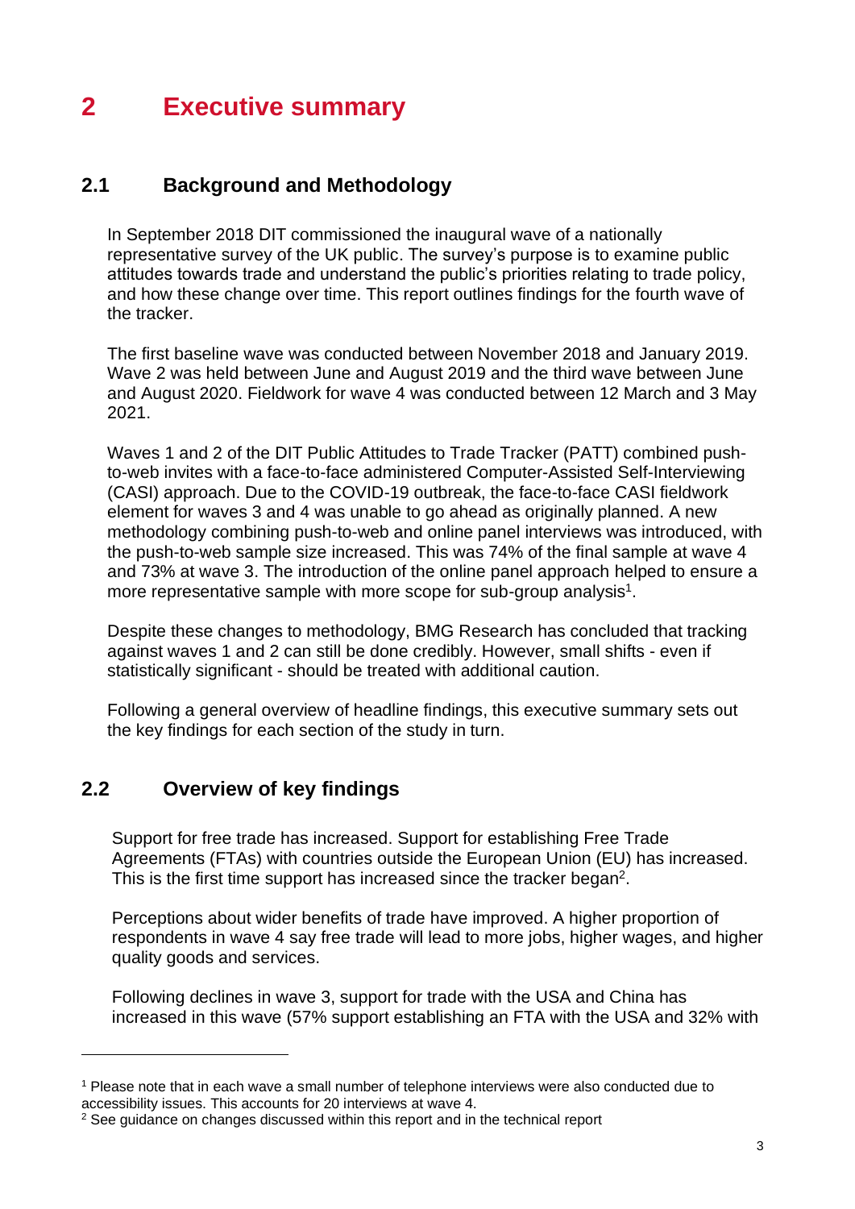# 2 Executive summary

## 2.1 Background and Methodology

In September 2018 DIT commissioned the inaugural wave of a nationally representative survey of the UK public. The survey's purpose is to examine public attitudes towards trade and understand the public's priorities relating to trade policy, and how these change over time. This report outlines findings for the fourth wave of the tracker.

The first baseline wave was conducted between November 2018 and January 2019. Wave 2 was held between June and August 2019 and the third wave between June and August 2020. Fieldwork for wave 4 was conducted between 12 March and 3 May 2021.

Waves 1 and 2 of the DIT Public Attitudes to Trade Tracker (PATT) combined push-to-web invites with a face-to-face administered Computer-Assisted Self-Interviewing (CASI) approach. Due to the COVID-19 outbreak, the face-to-face CASI fieldwork element for waves 3 and 4 was unable to go ahead as originally planned. A new methodology combining push-to-web and online panel interviews was introduced, with the push-to-web sample size increased. This was 74% of the final sample at wave 4 and 73% at wave 3. The introduction of the online panel approach helped to ensure a more representative sample with more scope for sub-group analysis[1].

Despite these changes to methodology, BMG Research has concluded that tracking against waves 1 and 2 can still be done credibly. However, small shifts - even if statistically significant - should be treated with additional caution.

Following a general overview of headline findings, this executive summary sets out the key findings for each section of the study in turn.

## 2.2 Overview of key findings

Support for free trade has increased. Support for establishing Free Trade Agreements (FTAs) with countries outside the European Union (EU) has increased. This is the first time support has increased since the tracker began[2].

Perceptions about wider benefits of trade have improved. A higher proportion of respondents in wave 4 say free trade will lead to more jobs, higher wages, and higher quality goods and services.

Following declines in wave 3, support for trade with the USA and China has increased in this wave (57% support establishing an FTA with the USA and 32% with

---

[1] Please note that in each wave a small number of telephone interviews were also conducted due to accessibility issues. This accounts for 20 interviews at wave 4.

[2] See guidance on changes discussed within this report and in the technical report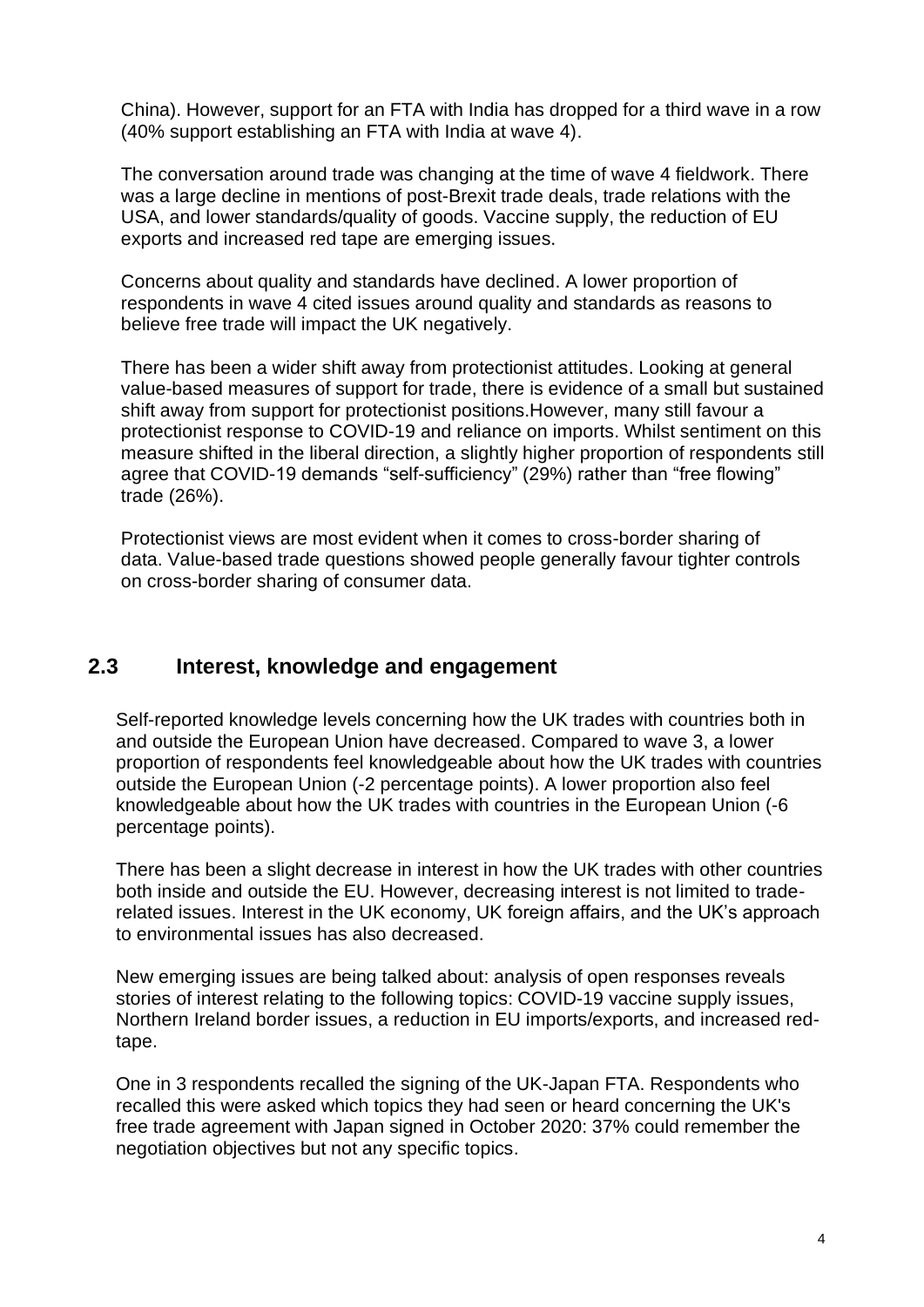China). However, support for an FTA with India has dropped for a third wave in a row (40% support establishing an FTA with India at wave 4).

The conversation around trade was changing at the time of wave 4 fieldwork. There was a large decline in mentions of post-Brexit trade deals, trade relations with the USA, and lower standards/quality of goods. Vaccine supply, the reduction of EU exports and increased red tape are emerging issues.

Concerns about quality and standards have declined. A lower proportion of respondents in wave 4 cited issues around quality and standards as reasons to believe free trade will impact the UK negatively.

There has been a wider shift away from protectionist attitudes. Looking at general value-based measures of support for trade, there is evidence of a small but sustained shift away from support for protectionist positions.However, many still favour a protectionist response to COVID-19 and reliance on imports. Whilst sentiment on this measure shifted in the liberal direction, a slightly higher proportion of respondents still agree that COVID-19 demands "self-sufficiency" (29%) rather than "free flowing" trade (26%).

Protectionist views are most evident when it comes to cross-border sharing of data. Value-based trade questions showed people generally favour tighter controls on cross-border sharing of consumer data.

## 2.3 Interest, knowledge and engagement

Self-reported knowledge levels concerning how the UK trades with countries both in and outside the European Union have decreased. Compared to wave 3, a lower proportion of respondents feel knowledgeable about how the UK trades with countries outside the European Union (-2 percentage points). A lower proportion also feel knowledgeable about how the UK trades with countries in the European Union (-6 percentage points).

There has been a slight decrease in interest in how the UK trades with other countries both inside and outside the EU. However, decreasing interest is not limited to trade-related issues. Interest in the UK economy, UK foreign affairs, and the UK's approach to environmental issues has also decreased.

New emerging issues are being talked about: analysis of open responses reveals stories of interest relating to the following topics: COVID-19 vaccine supply issues, Northern Ireland border issues, a reduction in EU imports/exports, and increased red-tape.

One in 3 respondents recalled the signing of the UK-Japan FTA. Respondents who recalled this were asked which topics they had seen or heard concerning the UK's free trade agreement with Japan signed in October 2020: 37% could remember the negotiation objectives but not any specific topics.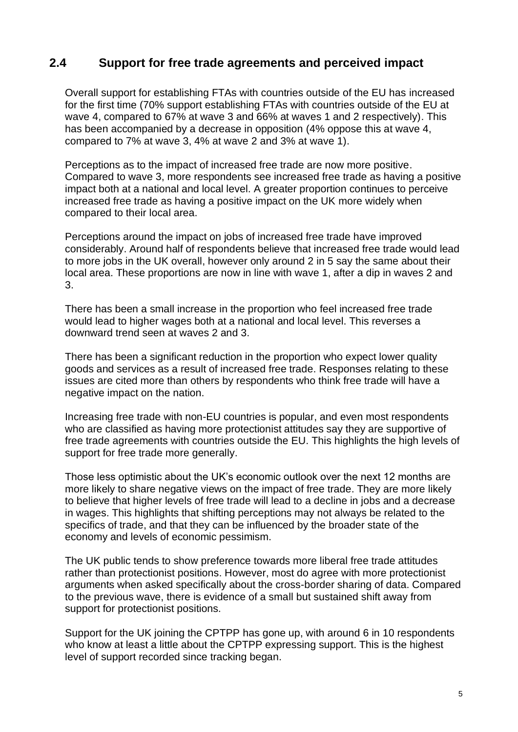## 2.4 Support for free trade agreements and perceived impact

Overall support for establishing FTAs with countries outside of the EU has increased for the first time (70% support establishing FTAs with countries outside of the EU at wave 4, compared to 67% at wave 3 and 66% at waves 1 and 2 respectively). This has been accompanied by a decrease in opposition (4% oppose this at wave 4, compared to 7% at wave 3, 4% at wave 2 and 3% at wave 1).

Perceptions as to the impact of increased free trade are now more positive. Compared to wave 3, more respondents see increased free trade as having a positive impact both at a national and local level. A greater proportion continues to perceive increased free trade as having a positive impact on the UK more widely when compared to their local area.

Perceptions around the impact on jobs of increased free trade have improved considerably. Around half of respondents believe that increased free trade would lead to more jobs in the UK overall, however only around 2 in 5 say the same about their local area. These proportions are now in line with wave 1, after a dip in waves 2 and 3.

There has been a small increase in the proportion who feel increased free trade would lead to higher wages both at a national and local level. This reverses a downward trend seen at waves 2 and 3.

There has been a significant reduction in the proportion who expect lower quality goods and services as a result of increased free trade. Responses relating to these issues are cited more than others by respondents who think free trade will have a negative impact on the nation.

Increasing free trade with non-EU countries is popular, and even most respondents who are classified as having more protectionist attitudes say they are supportive of free trade agreements with countries outside the EU. This highlights the high levels of support for free trade more generally.

Those less optimistic about the UK's economic outlook over the next 12 months are more likely to share negative views on the impact of free trade. They are more likely to believe that higher levels of free trade will lead to a decline in jobs and a decrease in wages. This highlights that shifting perceptions may not always be related to the specifics of trade, and that they can be influenced by the broader state of the economy and levels of economic pessimism.

The UK public tends to show preference towards more liberal free trade attitudes rather than protectionist positions. However, most do agree with more protectionist arguments when asked specifically about the cross-border sharing of data. Compared to the previous wave, there is evidence of a small but sustained shift away from support for protectionist positions.

Support for the UK joining the CPTPP has gone up, with around 6 in 10 respondents who know at least a little about the CPTPP expressing support. This is the highest level of support recorded since tracking began.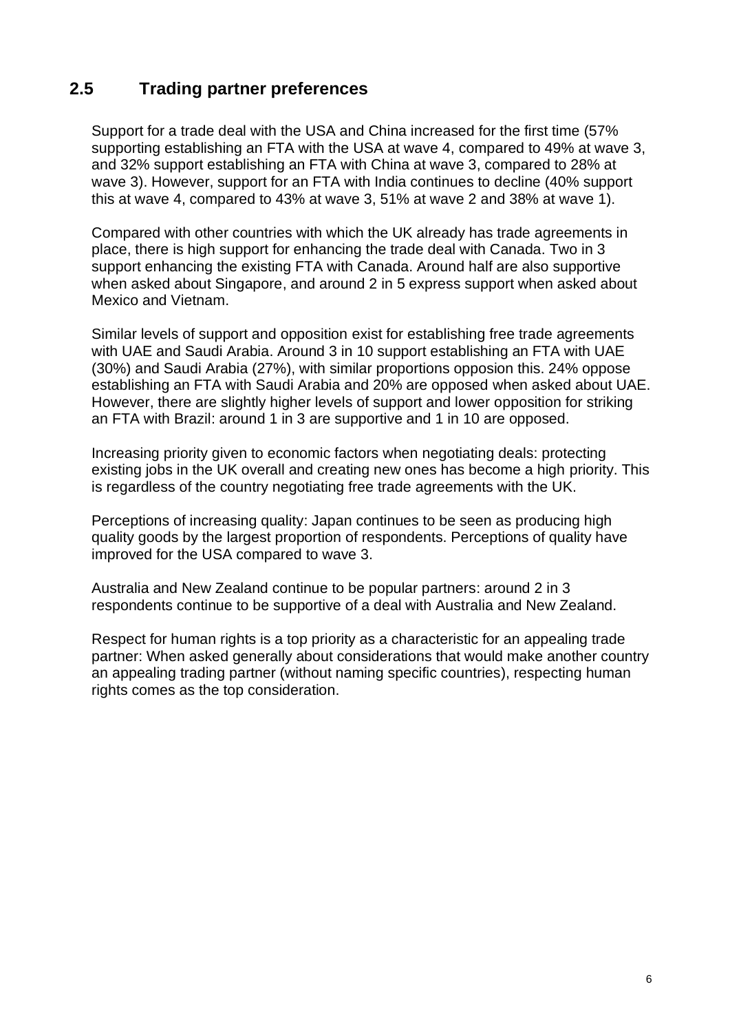## 2.5 Trading partner preferences

Support for a trade deal with the USA and China increased for the first time (57% supporting establishing an FTA with the USA at wave 4, compared to 49% at wave 3, and 32% support establishing an FTA with China at wave 3, compared to 28% at wave 3). However, support for an FTA with India continues to decline (40% support this at wave 4, compared to 43% at wave 3, 51% at wave 2 and 38% at wave 1).

Compared with other countries with which the UK already has trade agreements in place, there is high support for enhancing the trade deal with Canada. Two in 3 support enhancing the existing FTA with Canada. Around half are also supportive when asked about Singapore, and around 2 in 5 express support when asked about Mexico and Vietnam.

Similar levels of support and opposition exist for establishing free trade agreements with UAE and Saudi Arabia. Around 3 in 10 support establishing an FTA with UAE (30%) and Saudi Arabia (27%), with similar proportions opposion this. 24% oppose establishing an FTA with Saudi Arabia and 20% are opposed when asked about UAE. However, there are slightly higher levels of support and lower opposition for striking an FTA with Brazil: around 1 in 3 are supportive and 1 in 10 are opposed.

Increasing priority given to economic factors when negotiating deals: protecting existing jobs in the UK overall and creating new ones has become a high priority. This is regardless of the country negotiating free trade agreements with the UK.

Perceptions of increasing quality: Japan continues to be seen as producing high quality goods by the largest proportion of respondents. Perceptions of quality have improved for the USA compared to wave 3.

Australia and New Zealand continue to be popular partners: around 2 in 3 respondents continue to be supportive of a deal with Australia and New Zealand.

Respect for human rights is a top priority as a characteristic for an appealing trade partner: When asked generally about considerations that would make another country an appealing trading partner (without naming specific countries), respecting human rights comes as the top consideration.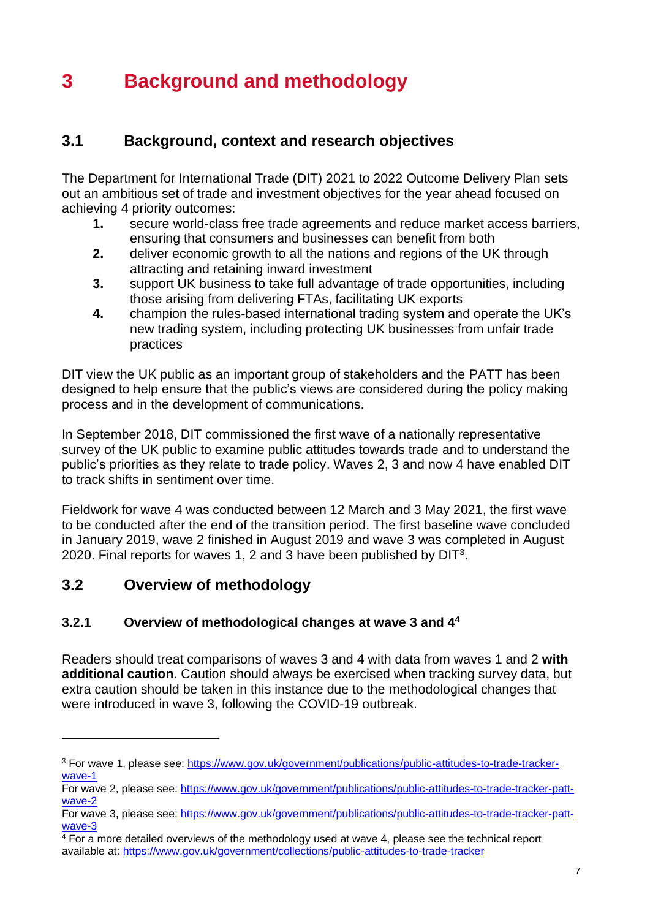# 3 Background and methodology

## 3.1 Background, context and research objectives

The Department for International Trade (DIT) 2021 to 2022 Outcome Delivery Plan sets out an ambitious set of trade and investment objectives for the year ahead focused on achieving 4 priority outcomes:

1. secure world-class free trade agreements and reduce market access barriers, ensuring that consumers and businesses can benefit from both
2. deliver economic growth to all the nations and regions of the UK through attracting and retaining inward investment
3. support UK business to take full advantage of trade opportunities, including those arising from delivering FTAs, facilitating UK exports
4. champion the rules-based international trading system and operate the UK's new trading system, including protecting UK businesses from unfair trade practices

DIT view the UK public as an important group of stakeholders and the PATT has been designed to help ensure that the public's views are considered during the policy making process and in the development of communications.

In September 2018, DIT commissioned the first wave of a nationally representative survey of the UK public to examine public attitudes towards trade and to understand the public's priorities as they relate to trade policy. Waves 2, 3 and now 4 have enabled DIT to track shifts in sentiment over time.

Fieldwork for wave 4 was conducted between 12 March and 3 May 2021, the first wave to be conducted after the end of the transition period. The first baseline wave concluded in January 2019, wave 2 finished in August 2019 and wave 3 was completed in August 2020. Final reports for waves 1, 2 and 3 have been published by DIT[3].

## 3.2 Overview of methodology

### 3.2.1 Overview of methodological changes at wave 3 and 4[4]

Readers should treat comparisons of waves 3 and 4 with data from waves 1 and 2 **with additional caution**. Caution should always be exercised when tracking survey data, but extra caution should be taken in this instance due to the methodological changes that were introduced in wave 3, following the COVID-19 outbreak.

---

[3] For wave 1, please see: https://www.gov.uk/government/publications/public-attitudes-to-trade-tracker-wave-1
For wave 2, please see: https://www.gov.uk/government/publications/public-attitudes-to-trade-tracker-patt-wave-2
For wave 3, please see: https://www.gov.uk/government/publications/public-attitudes-to-trade-tracker-patt-wave-3

[4] For a more detailed overviews of the methodology used at wave 4, please see the technical report available at: https://www.gov.uk/government/collections/public-attitudes-to-trade-tracker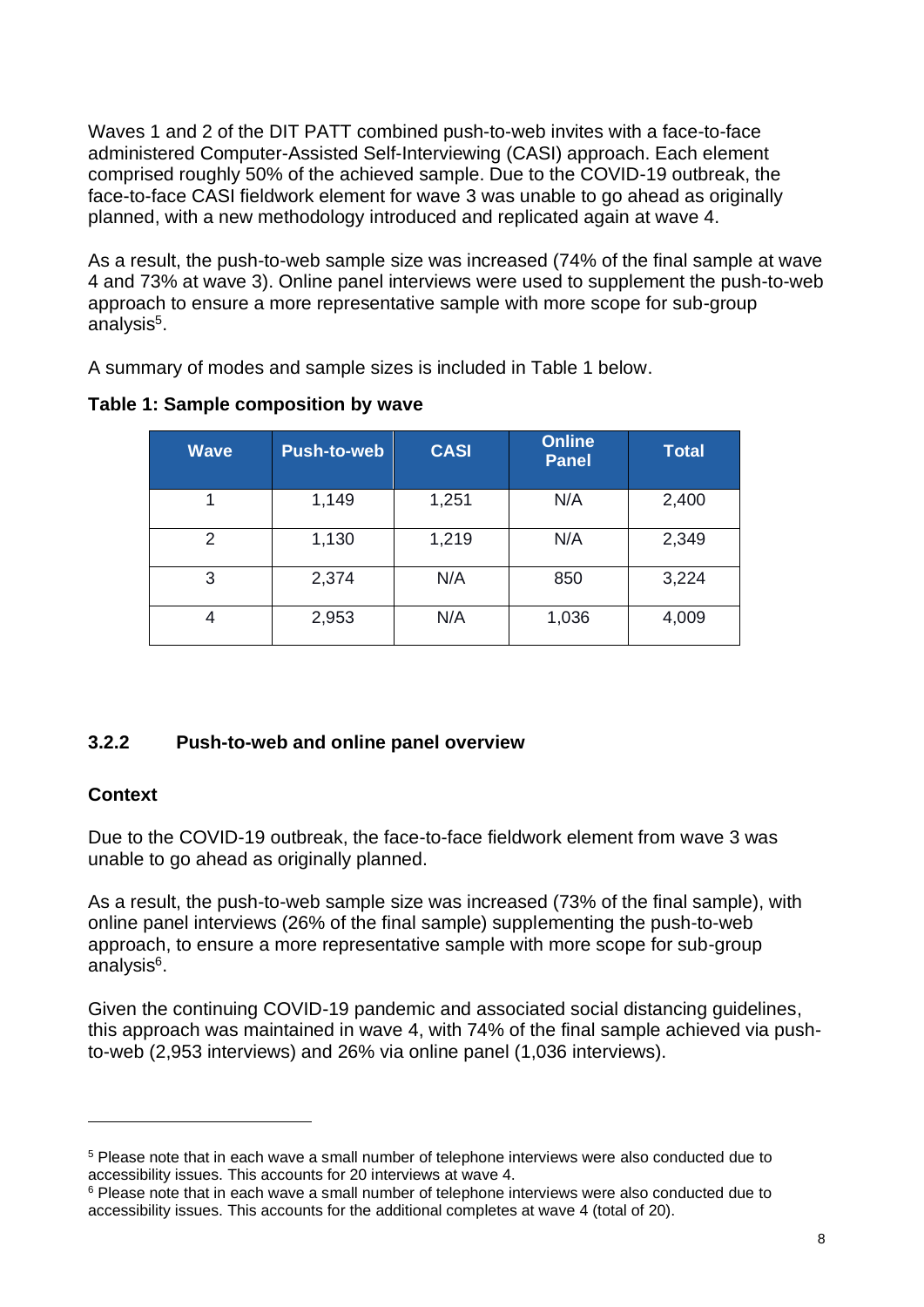Waves 1 and 2 of the DIT PATT combined push-to-web invites with a face-to-face administered Computer-Assisted Self-Interviewing (CASI) approach. Each element comprised roughly 50% of the achieved sample. Due to the COVID-19 outbreak, the face-to-face CASI fieldwork element for wave 3 was unable to go ahead as originally planned, with a new methodology introduced and replicated again at wave 4.

As a result, the push-to-web sample size was increased (74% of the final sample at wave 4 and 73% at wave 3). Online panel interviews were used to supplement the push-to-web approach to ensure a more representative sample with more scope for sub-group analysis[5].

A summary of modes and sample sizes is included in Table 1 below.

**Table 1: Sample composition by wave**

| Wave | Push-to-web | CASI | Online Panel | Total |
|---|---|---|---|---|
| 1 | 1,149 | 1,251 | N/A | 2,400 |
| 2 | 1,130 | 1,219 | N/A | 2,349 |
| 3 | 2,374 | N/A | 850 | 3,224 |
| 4 | 2,953 | N/A | 1,036 | 4,009 |

### 3.2.2 Push-to-web and online panel overview

**Context**

Due to the COVID-19 outbreak, the face-to-face fieldwork element from wave 3 was unable to go ahead as originally planned.

As a result, the push-to-web sample size was increased (73% of the final sample), with online panel interviews (26% of the final sample) supplementing the push-to-web approach, to ensure a more representative sample with more scope for sub-group analysis[6].

Given the continuing COVID-19 pandemic and associated social distancing guidelines, this approach was maintained in wave 4, with 74% of the final sample achieved via push-to-web (2,953 interviews) and 26% via online panel (1,036 interviews).

---

[5] Please note that in each wave a small number of telephone interviews were also conducted due to accessibility issues. This accounts for 20 interviews at wave 4.

[6] Please note that in each wave a small number of telephone interviews were also conducted due to accessibility issues. This accounts for the additional completes at wave 4 (total of 20).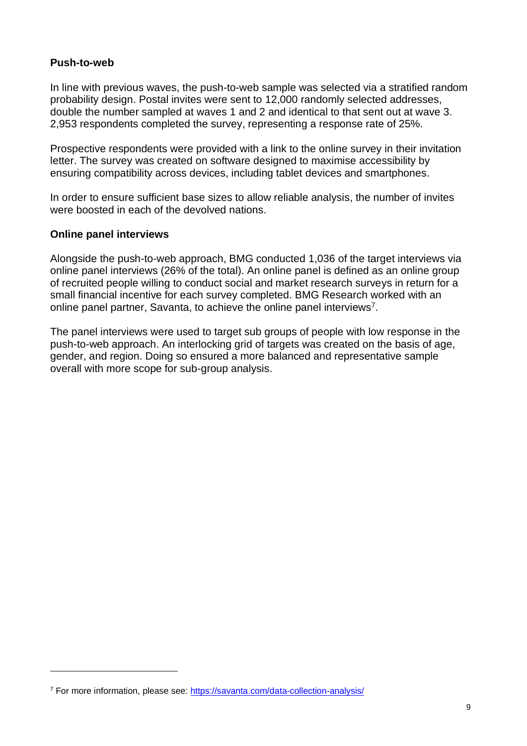**Push-to-web**

In line with previous waves, the push-to-web sample was selected via a stratified random probability design. Postal invites were sent to 12,000 randomly selected addresses, double the number sampled at waves 1 and 2 and identical to that sent out at wave 3. 2,953 respondents completed the survey, representing a response rate of 25%.

Prospective respondents were provided with a link to the online survey in their invitation letter. The survey was created on software designed to maximise accessibility by ensuring compatibility across devices, including tablet devices and smartphones.

In order to ensure sufficient base sizes to allow reliable analysis, the number of invites were boosted in each of the devolved nations.

**Online panel interviews**

Alongside the push-to-web approach, BMG conducted 1,036 of the target interviews via online panel interviews (26% of the total). An online panel is defined as an online group of recruited people willing to conduct social and market research surveys in return for a small financial incentive for each survey completed. BMG Research worked with an online panel partner, Savanta, to achieve the online panel interviews[7].

The panel interviews were used to target sub groups of people with low response in the push-to-web approach. An interlocking grid of targets was created on the basis of age, gender, and region. Doing so ensured a more balanced and representative sample overall with more scope for sub-group analysis.

---

[7] For more information, please see: https://savanta.com/data-collection-analysis/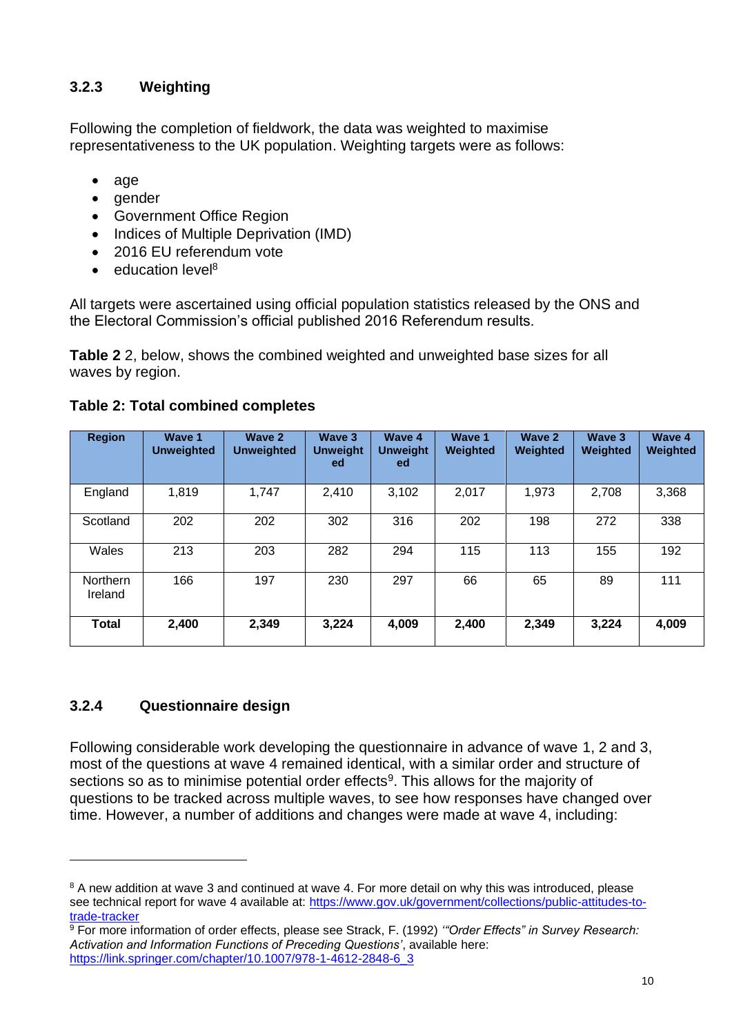### 3.2.3 Weighting

Following the completion of fieldwork, the data was weighted to maximise representativeness to the UK population. Weighting targets were as follows:

- age
- gender
- Government Office Region
- Indices of Multiple Deprivation (IMD)
- 2016 EU referendum vote
- education level[8]

All targets were ascertained using official population statistics released by the ONS and the Electoral Commission's official published 2016 Referendum results.

**Table 2** 2, below, shows the combined weighted and unweighted base sizes for all waves by region.

**Table 2: Total combined completes**

| Region | Wave 1 Unweighted | Wave 2 Unweighted | Wave 3 Unweighted | Wave 4 Unweighted | Wave 1 Weighted | Wave 2 Weighted | Wave 3 Weighted | Wave 4 Weighted |
|---|---|---|---|---|---|---|---|---|
| England | 1,819 | 1,747 | 2,410 | 3,102 | 2,017 | 1,973 | 2,708 | 3,368 |
| Scotland | 202 | 202 | 302 | 316 | 202 | 198 | 272 | 338 |
| Wales | 213 | 203 | 282 | 294 | 115 | 113 | 155 | 192 |
| Northern Ireland | 166 | 197 | 230 | 297 | 66 | 65 | 89 | 111 |
| **Total** | **2,400** | **2,349** | **3,224** | **4,009** | **2,400** | **2,349** | **3,224** | **4,009** |

### 3.2.4 Questionnaire design

Following considerable work developing the questionnaire in advance of wave 1, 2 and 3, most of the questions at wave 4 remained identical, with a similar order and structure of sections so as to minimise potential order effects[9]. This allows for the majority of questions to be tracked across multiple waves, to see how responses have changed over time. However, a number of additions and changes were made at wave 4, including:

---

[8] A new addition at wave 3 and continued at wave 4. For more detail on why this was introduced, please see technical report for wave 4 available at: https://www.gov.uk/government/collections/public-attitudes-to-trade-tracker

[9] For more information of order effects, please see Strack, F. (1992) *'"Order Effects" in Survey Research: Activation and Information Functions of Preceding Questions'*, available here: https://link.springer.com/chapter/10.1007/978-1-4612-2848-6_3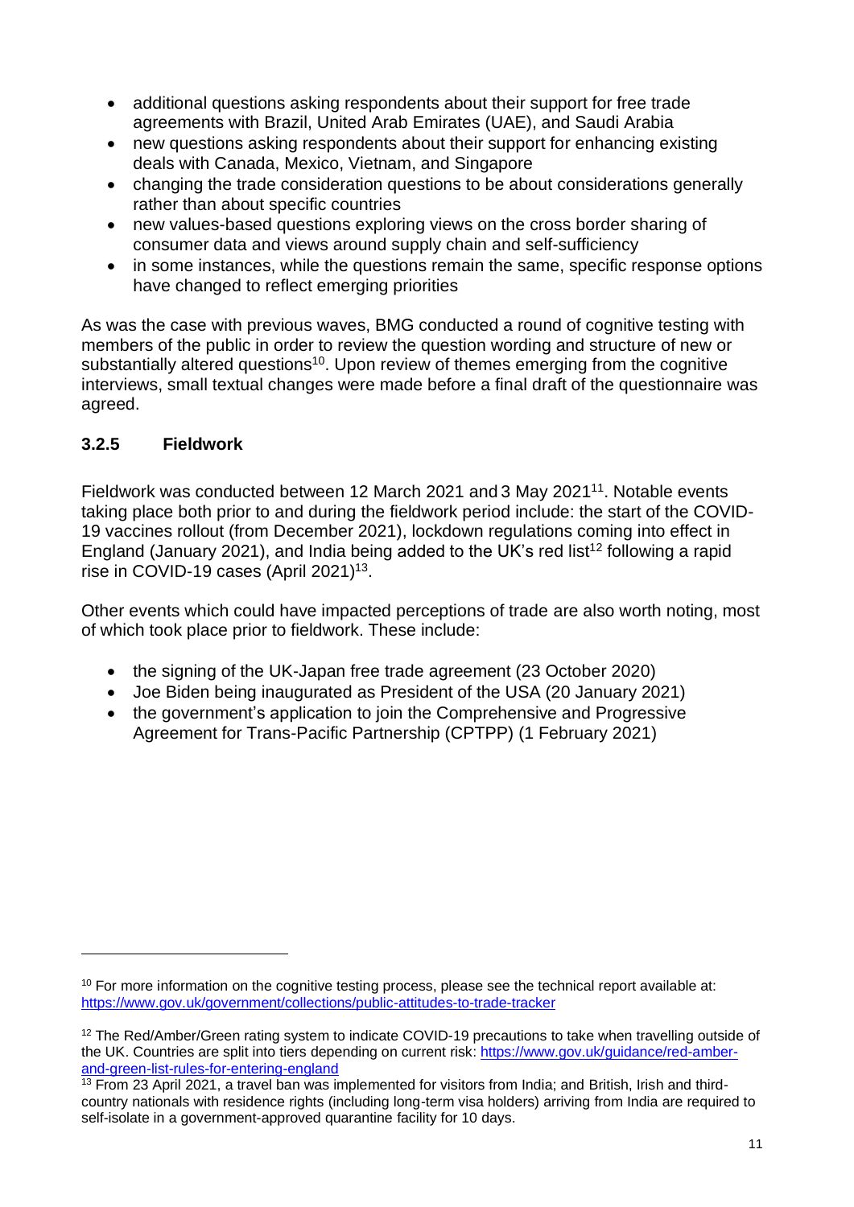- additional questions asking respondents about their support for free trade agreements with Brazil, United Arab Emirates (UAE), and Saudi Arabia
- new questions asking respondents about their support for enhancing existing deals with Canada, Mexico, Vietnam, and Singapore
- changing the trade consideration questions to be about considerations generally rather than about specific countries
- new values-based questions exploring views on the cross border sharing of consumer data and views around supply chain and self-sufficiency
- in some instances, while the questions remain the same, specific response options have changed to reflect emerging priorities

As was the case with previous waves, BMG conducted a round of cognitive testing with members of the public in order to review the question wording and structure of new or substantially altered questions[10]. Upon review of themes emerging from the cognitive interviews, small textual changes were made before a final draft of the questionnaire was agreed.

### 3.2.5 Fieldwork

Fieldwork was conducted between 12 March 2021 and 3 May 2021[11]. Notable events taking place both prior to and during the fieldwork period include: the start of the COVID-19 vaccines rollout (from December 2021), lockdown regulations coming into effect in England (January 2021), and India being added to the UK's red list[12] following a rapid rise in COVID-19 cases (April 2021)[13].

Other events which could have impacted perceptions of trade are also worth noting, most of which took place prior to fieldwork. These include:

- the signing of the UK-Japan free trade agreement (23 October 2020)
- Joe Biden being inaugurated as President of the USA (20 January 2021)
- the government's application to join the Comprehensive and Progressive Agreement for Trans-Pacific Partnership (CPTPP) (1 February 2021)

---

[10] For more information on the cognitive testing process, please see the technical report available at: https://www.gov.uk/government/collections/public-attitudes-to-trade-tracker

[12] The Red/Amber/Green rating system to indicate COVID-19 precautions to take when travelling outside of the UK. Countries are split into tiers depending on current risk: https://www.gov.uk/guidance/red-amber-and-green-list-rules-for-entering-england

[13] From 23 April 2021, a travel ban was implemented for visitors from India; and British, Irish and third-country nationals with residence rights (including long-term visa holders) arriving from India are required to self-isolate in a government-approved quarantine facility for 10 days.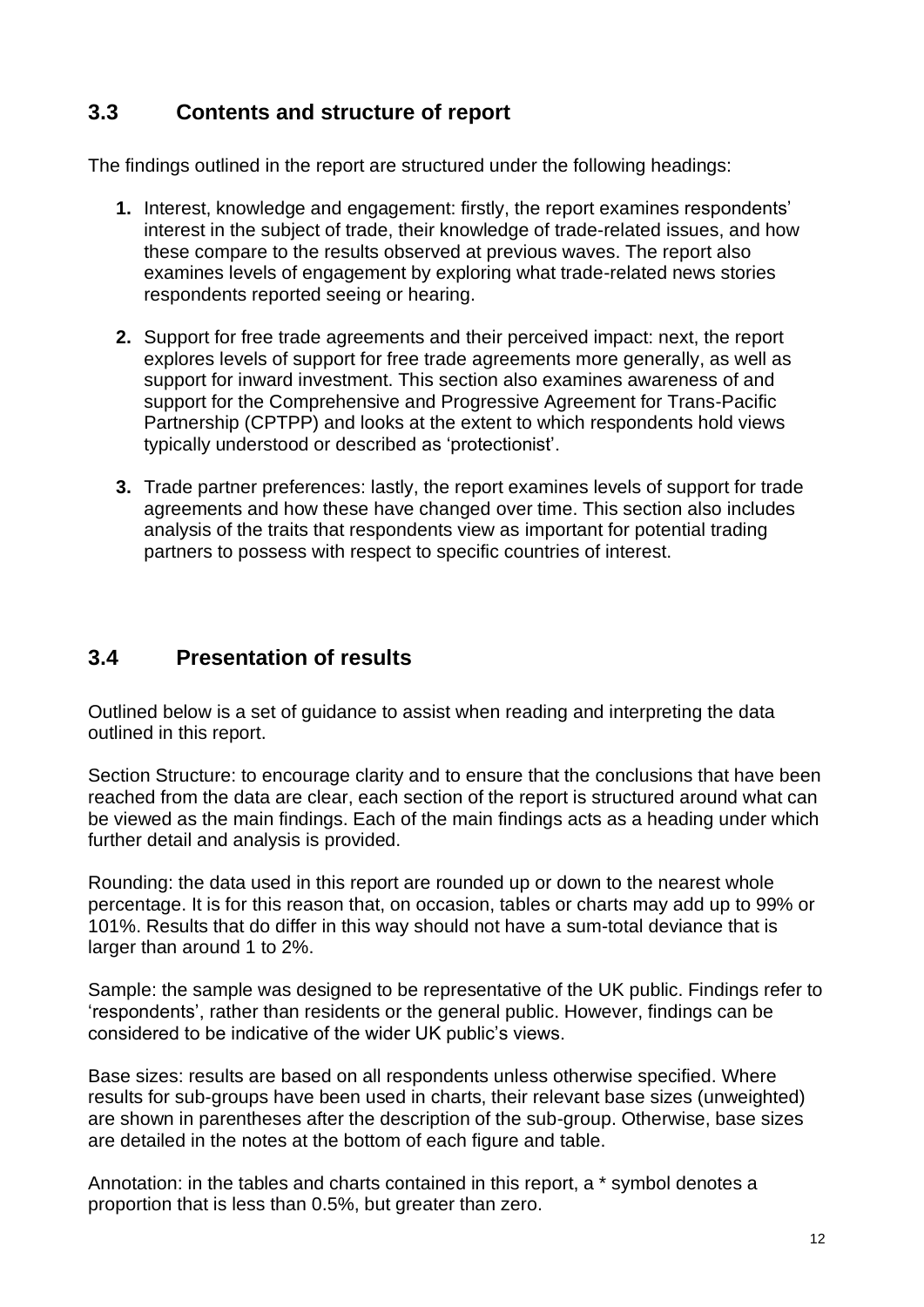## 3.3 Contents and structure of report

The findings outlined in the report are structured under the following headings:

1. Interest, knowledge and engagement: firstly, the report examines respondents' interest in the subject of trade, their knowledge of trade-related issues, and how these compare to the results observed at previous waves. The report also examines levels of engagement by exploring what trade-related news stories respondents reported seeing or hearing.

2. Support for free trade agreements and their perceived impact: next, the report explores levels of support for free trade agreements more generally, as well as support for inward investment. This section also examines awareness of and support for the Comprehensive and Progressive Agreement for Trans-Pacific Partnership (CPTPP) and looks at the extent to which respondents hold views typically understood or described as 'protectionist'.

3. Trade partner preferences: lastly, the report examines levels of support for trade agreements and how these have changed over time. This section also includes analysis of the traits that respondents view as important for potential trading partners to possess with respect to specific countries of interest.

## 3.4 Presentation of results

Outlined below is a set of guidance to assist when reading and interpreting the data outlined in this report.

Section Structure: to encourage clarity and to ensure that the conclusions that have been reached from the data are clear, each section of the report is structured around what can be viewed as the main findings. Each of the main findings acts as a heading under which further detail and analysis is provided.

Rounding: the data used in this report are rounded up or down to the nearest whole percentage. It is for this reason that, on occasion, tables or charts may add up to 99% or 101%. Results that do differ in this way should not have a sum-total deviance that is larger than around 1 to 2%.

Sample: the sample was designed to be representative of the UK public. Findings refer to 'respondents', rather than residents or the general public. However, findings can be considered to be indicative of the wider UK public's views.

Base sizes: results are based on all respondents unless otherwise specified. Where results for sub-groups have been used in charts, their relevant base sizes (unweighted) are shown in parentheses after the description of the sub-group. Otherwise, base sizes are detailed in the notes at the bottom of each figure and table.

Annotation: in the tables and charts contained in this report, a * symbol denotes a proportion that is less than 0.5%, but greater than zero.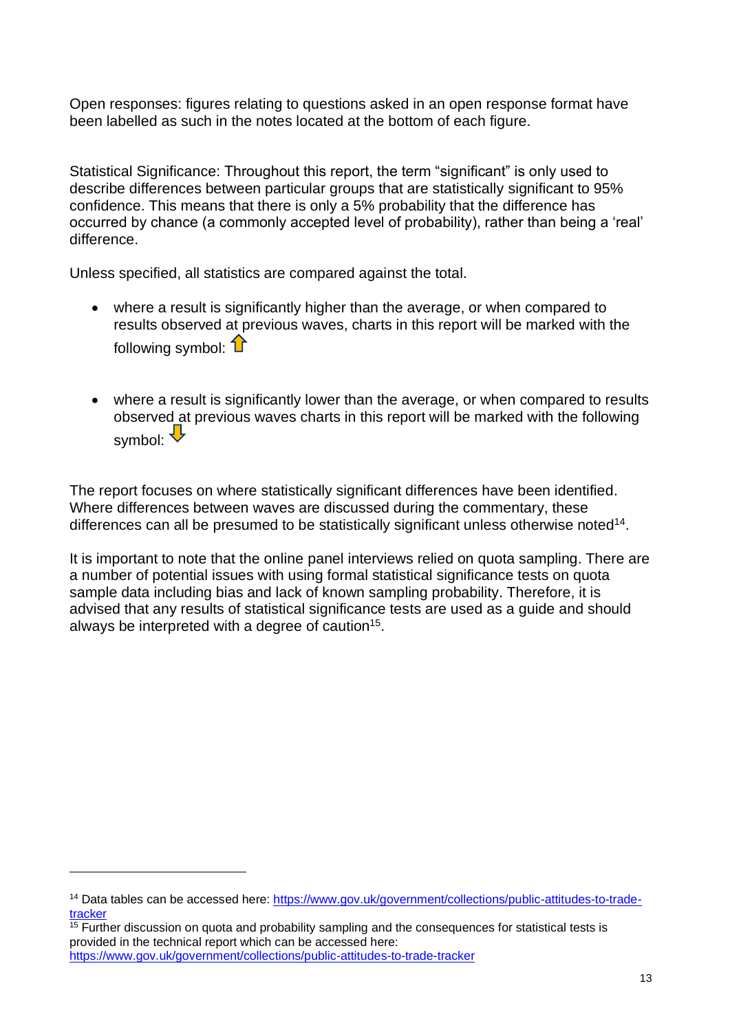Open responses: figures relating to questions asked in an open response format have been labelled as such in the notes located at the bottom of each figure.

Statistical Significance: Throughout this report, the term "significant" is only used to describe differences between particular groups that are statistically significant to 95% confidence. This means that there is only a 5% probability that the difference has occurred by chance (a commonly accepted level of probability), rather than being a 'real' difference.

Unless specified, all statistics are compared against the total.

- where a result is significantly higher than the average, or when compared to results observed at previous waves, charts in this report will be marked with the following symbol: ⇧
- where a result is significantly lower than the average, or when compared to results observed at previous waves charts in this report will be marked with the following symbol: ⇩

The report focuses on where statistically significant differences have been identified. Where differences between waves are discussed during the commentary, these differences can all be presumed to be statistically significant unless otherwise noted[14].

It is important to note that the online panel interviews relied on quota sampling. There are a number of potential issues with using formal statistical significance tests on quota sample data including bias and lack of known sampling probability. Therefore, it is advised that any results of statistical significance tests are used as a guide and should always be interpreted with a degree of caution[15].

---

[14] Data tables can be accessed here: https://www.gov.uk/government/collections/public-attitudes-to-trade-tracker

[15] Further discussion on quota and probability sampling and the consequences for statistical tests is provided in the technical report which can be accessed here: https://www.gov.uk/government/collections/public-attitudes-to-trade-tracker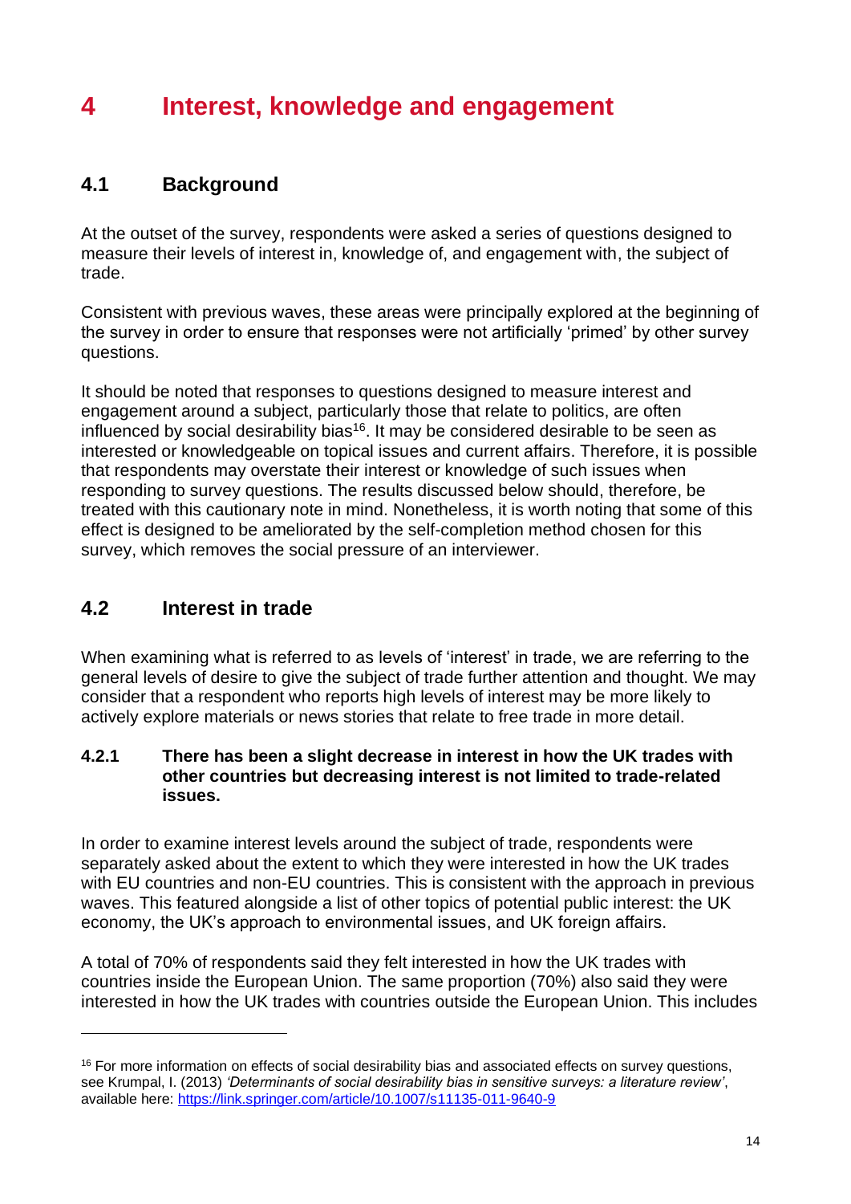# 4 Interest, knowledge and engagement

## 4.1 Background

At the outset of the survey, respondents were asked a series of questions designed to measure their levels of interest in, knowledge of, and engagement with, the subject of trade.

Consistent with previous waves, these areas were principally explored at the beginning of the survey in order to ensure that responses were not artificially 'primed' by other survey questions.

It should be noted that responses to questions designed to measure interest and engagement around a subject, particularly those that relate to politics, are often influenced by social desirability bias[16]. It may be considered desirable to be seen as interested or knowledgeable on topical issues and current affairs. Therefore, it is possible that respondents may overstate their interest or knowledge of such issues when responding to survey questions. The results discussed below should, therefore, be treated with this cautionary note in mind. Nonetheless, it is worth noting that some of this effect is designed to be ameliorated by the self-completion method chosen for this survey, which removes the social pressure of an interviewer.

## 4.2 Interest in trade

When examining what is referred to as levels of 'interest' in trade, we are referring to the general levels of desire to give the subject of trade further attention and thought. We may consider that a respondent who reports high levels of interest may be more likely to actively explore materials or news stories that relate to free trade in more detail.

### 4.2.1 There has been a slight decrease in interest in how the UK trades with other countries but decreasing interest is not limited to trade-related issues.

In order to examine interest levels around the subject of trade, respondents were separately asked about the extent to which they were interested in how the UK trades with EU countries and non-EU countries. This is consistent with the approach in previous waves. This featured alongside a list of other topics of potential public interest: the UK economy, the UK's approach to environmental issues, and UK foreign affairs.

A total of 70% of respondents said they felt interested in how the UK trades with countries inside the European Union. The same proportion (70%) also said they were interested in how the UK trades with countries outside the European Union. This includes

---

[16] For more information on effects of social desirability bias and associated effects on survey questions, see Krumpal, I. (2013) *'Determinants of social desirability bias in sensitive surveys: a literature review'*, available here: https://link.springer.com/article/10.1007/s11135-011-9640-9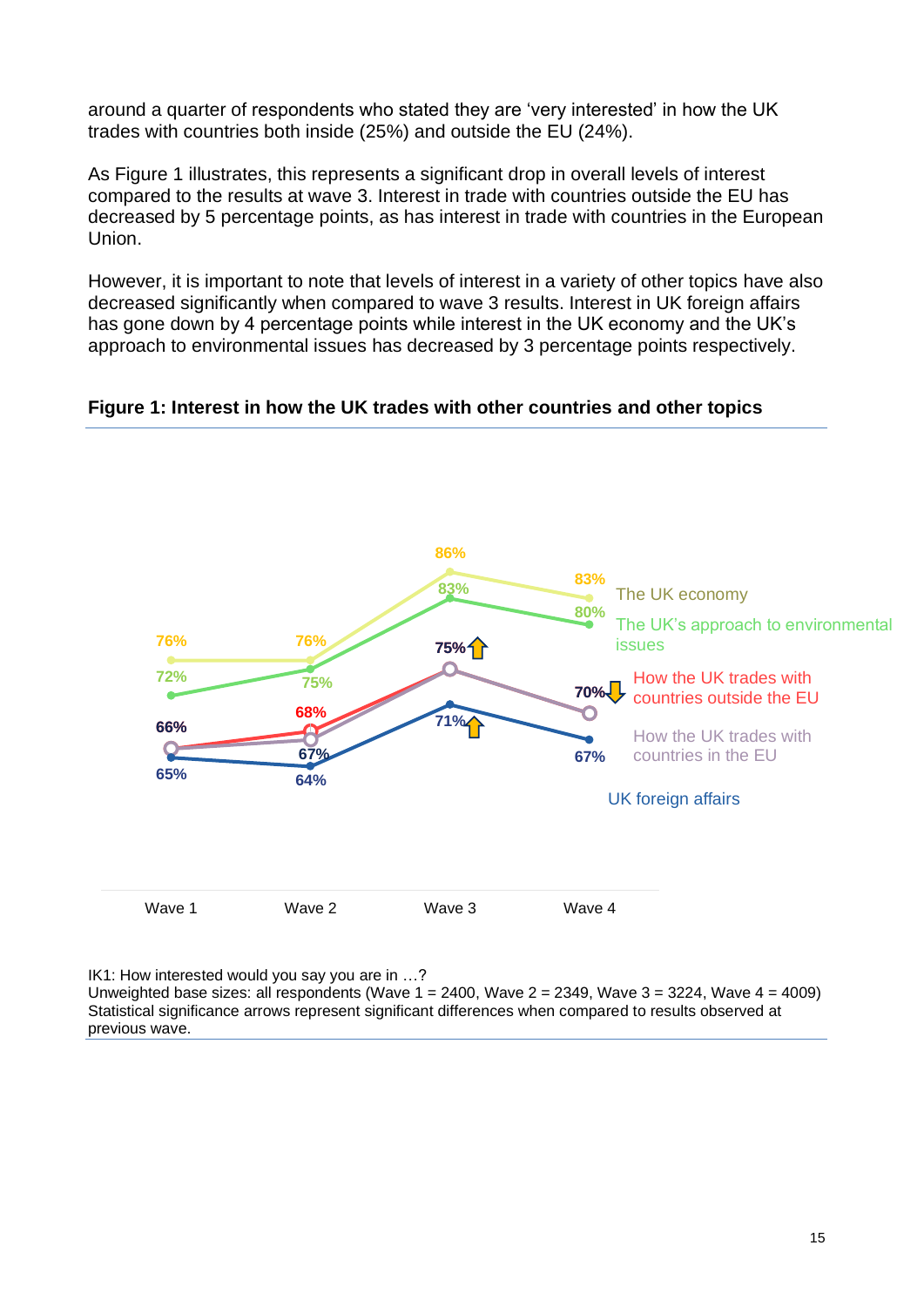around a quarter of respondents who stated they are 'very interested' in how the UK trades with countries both inside (25%) and outside the EU (24%).

As Figure 1 illustrates, this represents a significant drop in overall levels of interest compared to the results at wave 3. Interest in trade with countries outside the EU has decreased by 5 percentage points, as has interest in trade with countries in the European Union.

However, it is important to note that levels of interest in a variety of other topics have also decreased significantly when compared to wave 3 results. Interest in UK foreign affairs has gone down by 4 percentage points while interest in the UK economy and the UK's approach to environmental issues has decreased by 3 percentage points respectively.

**Figure 1: Interest in how the UK trades with other countries and other topics**

IK1: How interested would you say you are in …?
Unweighted base sizes: all respondents (Wave 1 = 2400, Wave 2 = 2349, Wave 3 = 3224, Wave 4 = 4009)
Statistical significance arrows represent significant differences when compared to results observed at previous wave.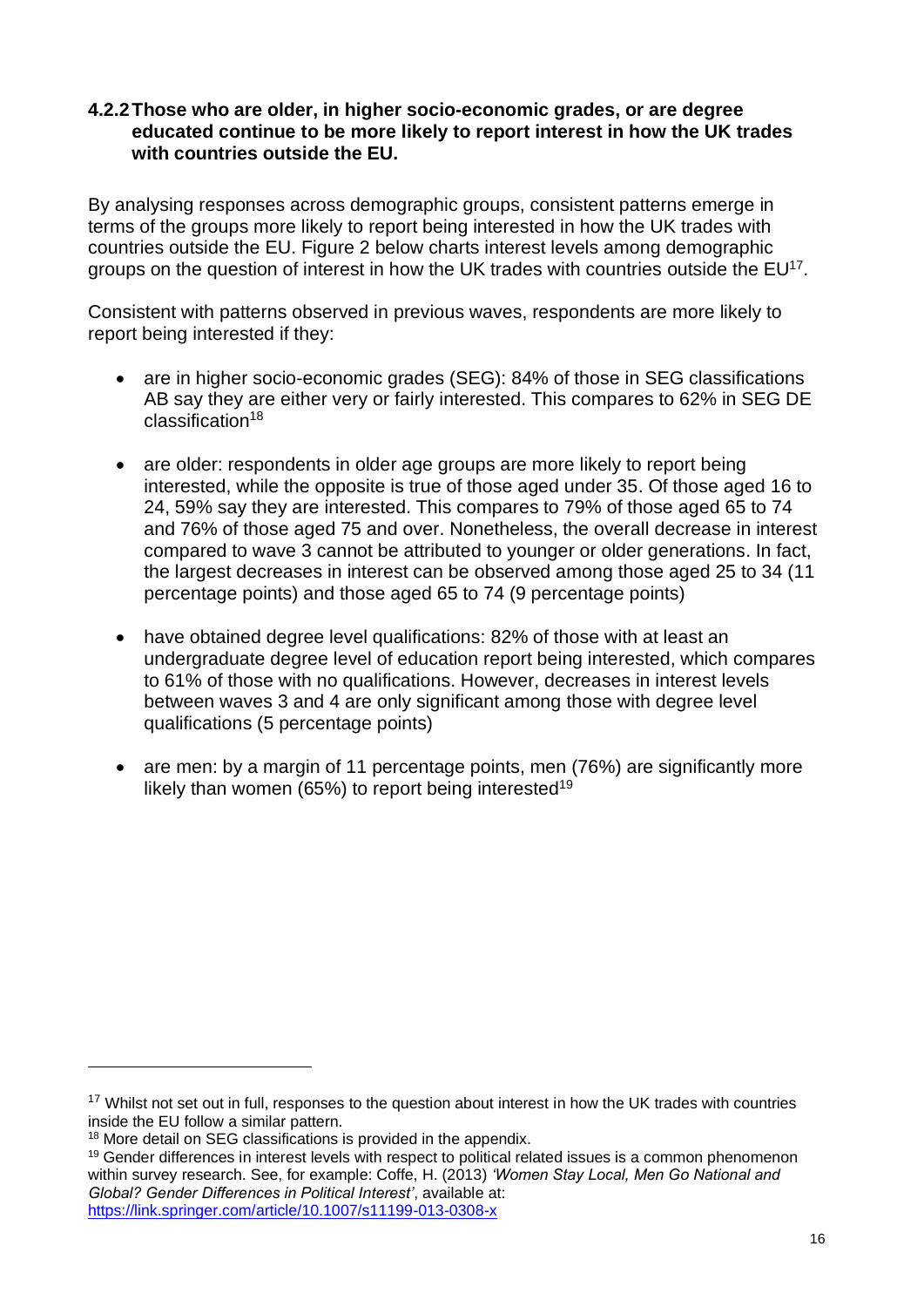#### 4.2.2 Those who are older, in higher socio-economic grades, or are degree educated continue to be more likely to report interest in how the UK trades with countries outside the EU.

By analysing responses across demographic groups, consistent patterns emerge in terms of the groups more likely to report being interested in how the UK trades with countries outside the EU. Figure 2 below charts interest levels among demographic groups on the question of interest in how the UK trades with countries outside the EU[17].

Consistent with patterns observed in previous waves, respondents are more likely to report being interested if they:

- are in higher socio-economic grades (SEG): 84% of those in SEG classifications AB say they are either very or fairly interested. This compares to 62% in SEG DE classification[18]
- are older: respondents in older age groups are more likely to report being interested, while the opposite is true of those aged under 35. Of those aged 16 to 24, 59% say they are interested. This compares to 79% of those aged 65 to 74 and 76% of those aged 75 and over. Nonetheless, the overall decrease in interest compared to wave 3 cannot be attributed to younger or older generations. In fact, the largest decreases in interest can be observed among those aged 25 to 34 (11 percentage points) and those aged 65 to 74 (9 percentage points)
- have obtained degree level qualifications: 82% of those with at least an undergraduate degree level of education report being interested, which compares to 61% of those with no qualifications. However, decreases in interest levels between waves 3 and 4 are only significant among those with degree level qualifications (5 percentage points)
- are men: by a margin of 11 percentage points, men (76%) are significantly more likely than women (65%) to report being interested[19]

---

[17] Whilst not set out in full, responses to the question about interest in how the UK trades with countries inside the EU follow a similar pattern.

[18] More detail on SEG classifications is provided in the appendix.

[19] Gender differences in interest levels with respect to political related issues is a common phenomenon within survey research. See, for example: Coffe, H. (2013) *'Women Stay Local, Men Go National and Global? Gender Differences in Political Interest'*, available at: https://link.springer.com/article/10.1007/s11199-013-0308-x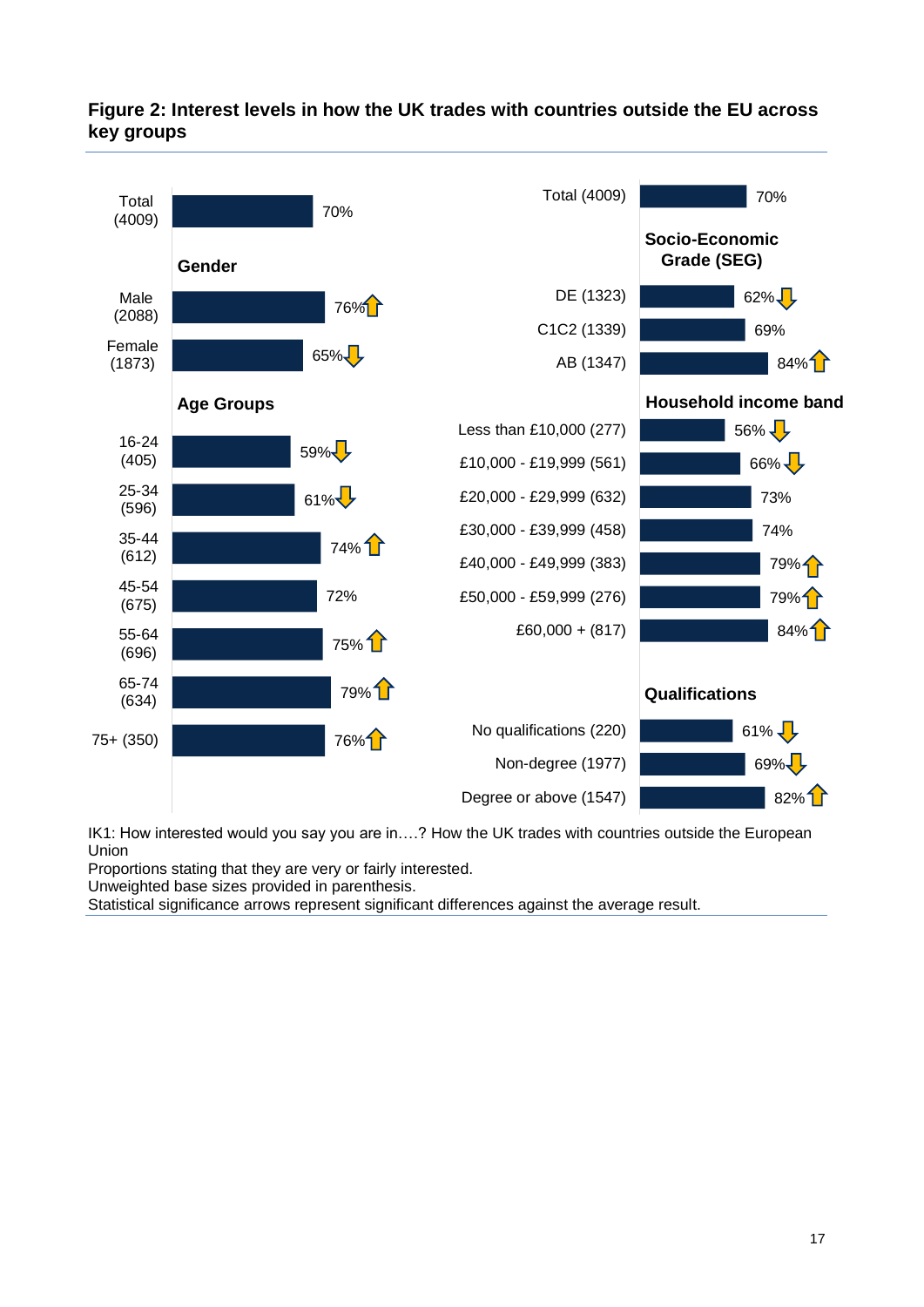**Figure 2: Interest levels in how the UK trades with countries outside the EU across key groups**

| Group | Interested | Significance |
|---|---|---|
| Total (4009) | 70% | |
| **Gender** | | |
| Male (2088) | 76% | ↑ |
| Female (1873) | 65% | ↓ |
| **Age Groups** | | |
| 16-24 (405) | 59% | ↓ |
| 25-34 (596) | 61% | ↓ |
| 35-44 (612) | 74% | ↑ |
| 45-54 (675) | 72% | |
| 55-64 (696) | 75% | ↑ |
| 65-74 (634) | 79% | ↑ |
| 75+ (350) | 76% | ↑ |

| Group | Interested | Significance |
|---|---|---|
| Total (4009) | 70% | |
| **Socio-Economic Grade (SEG)** | | |
| DE (1323) | 62% | ↓ |
| C1C2 (1339) | 69% | |
| AB (1347) | 84% | ↑ |
| **Household income band** | | |
| Less than £10,000 (277) | 56% | ↓ |
| £10,000 - £19,999 (561) | 66% | ↓ |
| £20,000 - £29,999 (632) | 73% | |
| £30,000 - £39,999 (458) | 74% | |
| £40,000 - £49,999 (383) | 79% | ↑ |
| £50,000 - £59,999 (276) | 79% | ↑ |
| £60,000 + (817) | 84% | ↑ |
| **Qualifications** | | |
| No qualifications (220) | 61% | ↓ |
| Non-degree (1977) | 69% | ↓ |
| Degree or above (1547) | 82% | ↑ |

IK1: How interested would you say you are in….? How the UK trades with countries outside the European Union
Proportions stating that they are very or fairly interested.
Unweighted base sizes provided in parenthesis.
Statistical significance arrows represent significant differences against the average result.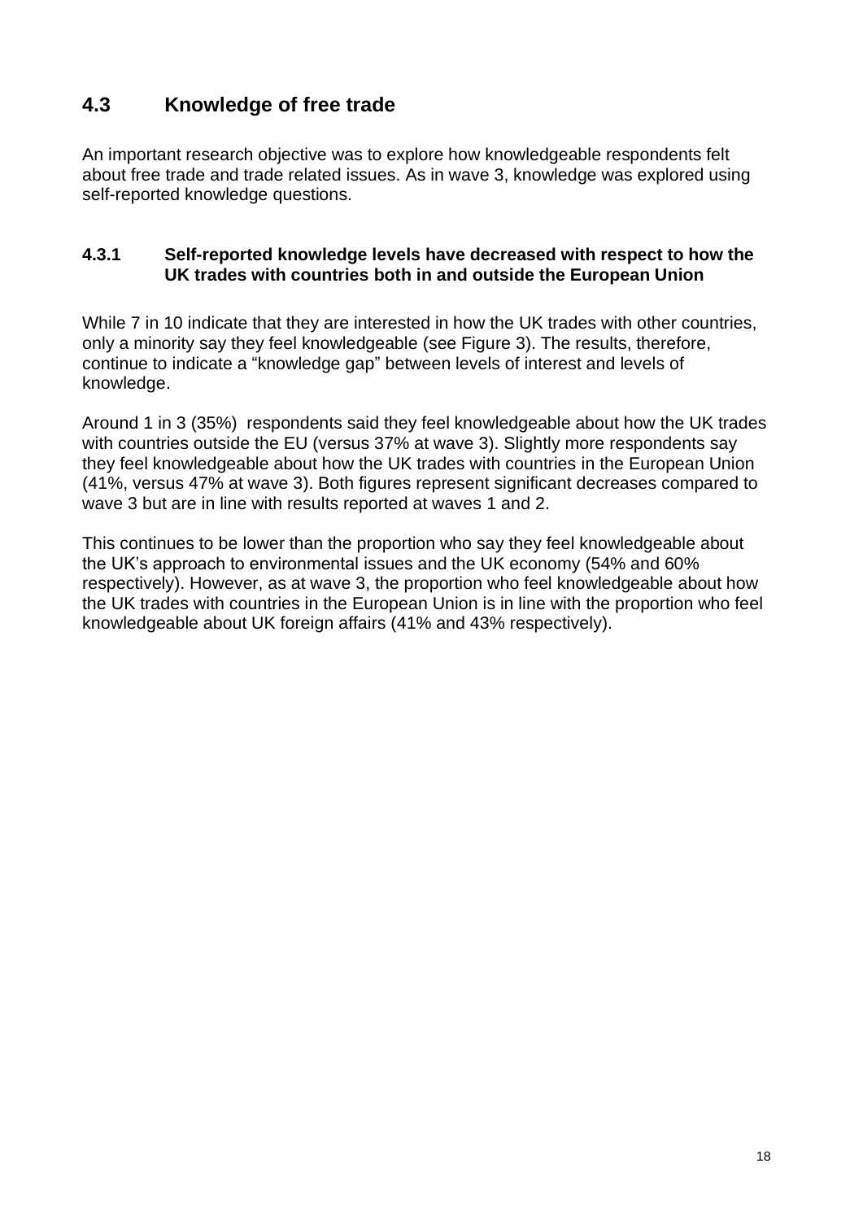## 4.3 Knowledge of free trade

An important research objective was to explore how knowledgeable respondents felt about free trade and trade related issues. As in wave 3, knowledge was explored using self-reported knowledge questions.

### 4.3.1 Self-reported knowledge levels have decreased with respect to how the UK trades with countries both in and outside the European Union

While 7 in 10 indicate that they are interested in how the UK trades with other countries, only a minority say they feel knowledgeable (see Figure 3). The results, therefore, continue to indicate a "knowledge gap" between levels of interest and levels of knowledge.

Around 1 in 3 (35%) respondents said they feel knowledgeable about how the UK trades with countries outside the EU (versus 37% at wave 3). Slightly more respondents say they feel knowledgeable about how the UK trades with countries in the European Union (41%, versus 47% at wave 3). Both figures represent significant decreases compared to wave 3 but are in line with results reported at waves 1 and 2.

This continues to be lower than the proportion who say they feel knowledgeable about the UK's approach to environmental issues and the UK economy (54% and 60% respectively). However, as at wave 3, the proportion who feel knowledgeable about how the UK trades with countries in the European Union is in line with the proportion who feel knowledgeable about UK foreign affairs (41% and 43% respectively).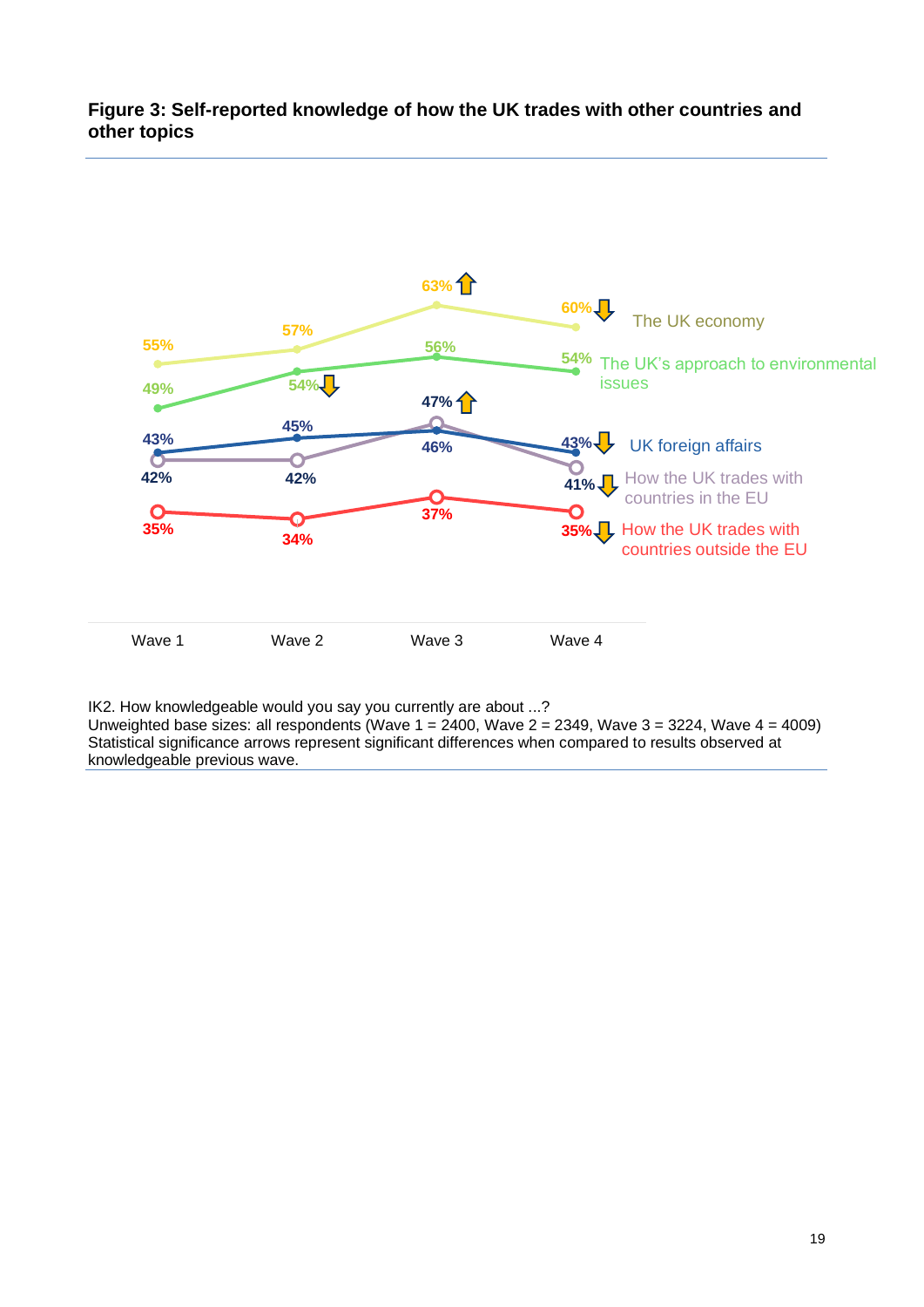**Figure 3: Self-reported knowledge of how the UK trades with other countries and other topics**

| | Wave 1 | Wave 2 | Wave 3 | Wave 4 |
|---|---|---|---|---|
| The UK economy | 55% | 57% | 63% ↑ | 60% ↓ |
| The UK's approach to environmental issues | 49% | 54% ↓ | 56% | 54% |
| UK foreign affairs | 43% | 45% | 46% | 43% ↓ |
| How the UK trades with countries in the EU | 42% | 42% | 47% ↑ | 41% ↓ |
| How the UK trades with countries outside the EU | 35% | 34% | 37% | 35% ↓ |

IK2. How knowledgeable would you say you currently are about ...?
Unweighted base sizes: all respondents (Wave 1 = 2400, Wave 2 = 2349, Wave 3 = 3224, Wave 4 = 4009)
Statistical significance arrows represent significant differences when compared to results observed at knowledgeable previous wave.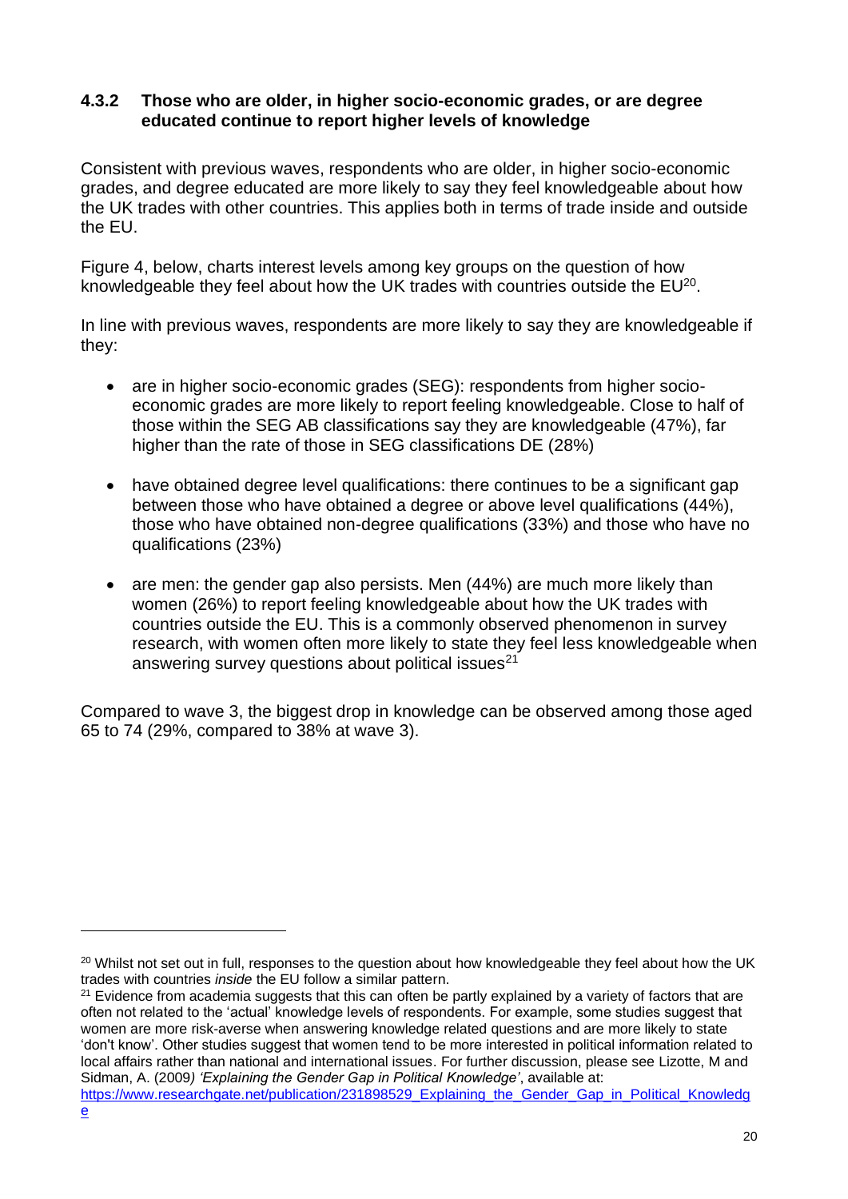### 4.3.2 Those who are older, in higher socio-economic grades, or are degree educated continue to report higher levels of knowledge

Consistent with previous waves, respondents who are older, in higher socio-economic grades, and degree educated are more likely to say they feel knowledgeable about how the UK trades with other countries. This applies both in terms of trade inside and outside the EU.

Figure 4, below, charts interest levels among key groups on the question of how knowledgeable they feel about how the UK trades with countries outside the EU[20].

In line with previous waves, respondents are more likely to say they are knowledgeable if they:

- are in higher socio-economic grades (SEG): respondents from higher socio-economic grades are more likely to report feeling knowledgeable. Close to half of those within the SEG AB classifications say they are knowledgeable (47%), far higher than the rate of those in SEG classifications DE (28%)
- have obtained degree level qualifications: there continues to be a significant gap between those who have obtained a degree or above level qualifications (44%), those who have obtained non-degree qualifications (33%) and those who have no qualifications (23%)
- are men: the gender gap also persists. Men (44%) are much more likely than women (26%) to report feeling knowledgeable about how the UK trades with countries outside the EU. This is a commonly observed phenomenon in survey research, with women often more likely to state they feel less knowledgeable when answering survey questions about political issues[21]

Compared to wave 3, the biggest drop in knowledge can be observed among those aged 65 to 74 (29%, compared to 38% at wave 3).

---

[20] Whilst not set out in full, responses to the question about how knowledgeable they feel about how the UK trades with countries *inside* the EU follow a similar pattern.

[21] Evidence from academia suggests that this can often be partly explained by a variety of factors that are often not related to the 'actual' knowledge levels of respondents. For example, some studies suggest that women are more risk-averse when answering knowledge related questions and are more likely to state 'don't know'. Other studies suggest that women tend to be more interested in political information related to local affairs rather than national and international issues. For further discussion, please see Lizotte, M and Sidman, A. (2009) *'Explaining the Gender Gap in Political Knowledge'*, available at: https://www.researchgate.net/publication/231898529_Explaining_the_Gender_Gap_in_Political_Knowledge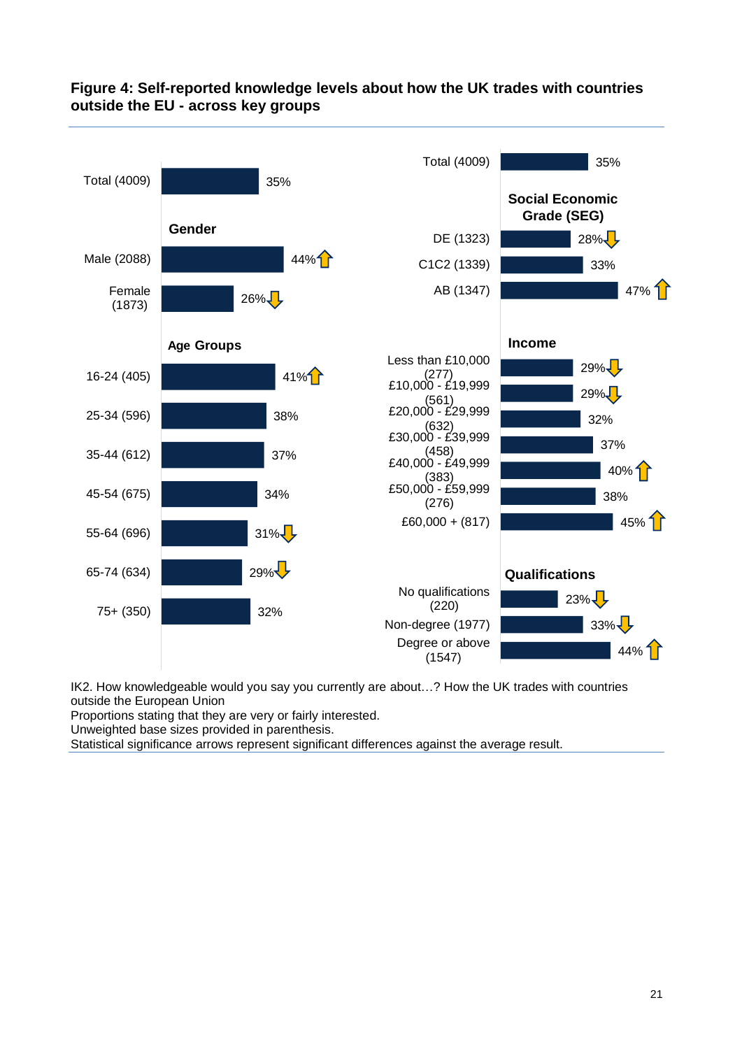**Figure 4: Self-reported knowledge levels about how the UK trades with countries outside the EU - across key groups**

| Group | % | Significance |
|---|---|---|
| Total (4009) | 35% | |
| **Gender** | | |
| Male (2088) | 44% | ↑ |
| Female (1873) | 26% | ↓ |
| **Age Groups** | | |
| 16-24 (405) | 41% | ↑ |
| 25-34 (596) | 38% | |
| 35-44 (612) | 37% | |
| 45-54 (675) | 34% | |
| 55-64 (696) | 31% | ↓ |
| 65-74 (634) | 29% | ↓ |
| 75+ (350) | 32% | |

| Group | % | Significance |
|---|---|---|
| Total (4009) | 35% | |
| **Social Economic Grade (SEG)** | | |
| DE (1323) | 28% | ↓ |
| C1C2 (1339) | 33% | |
| AB (1347) | 47% | ↑ |
| **Income** | | |
| Less than £10,000 (277) | 29% | ↓ |
| £10,000 - £19,999 (561) | 29% | ↓ |
| £20,000 - £29,999 (632) | 32% | |
| £30,000 - £39,999 (458) | 37% | |
| £40,000 - £49,999 (383) | 40% | ↑ |
| £50,000 - £59,999 (276) | 38% | |
| £60,000 + (817) | 45% | ↑ |
| **Qualifications** | | |
| No qualifications (220) | 23% | ↓ |
| Non-degree (1977) | 33% | ↓ |
| Degree or above (1547) | 44% | ↑ |

IK2. How knowledgeable would you say you currently are about…? How the UK trades with countries outside the European Union
Proportions stating that they are very or fairly interested.
Unweighted base sizes provided in parenthesis.
Statistical significance arrows represent significant differences against the average result.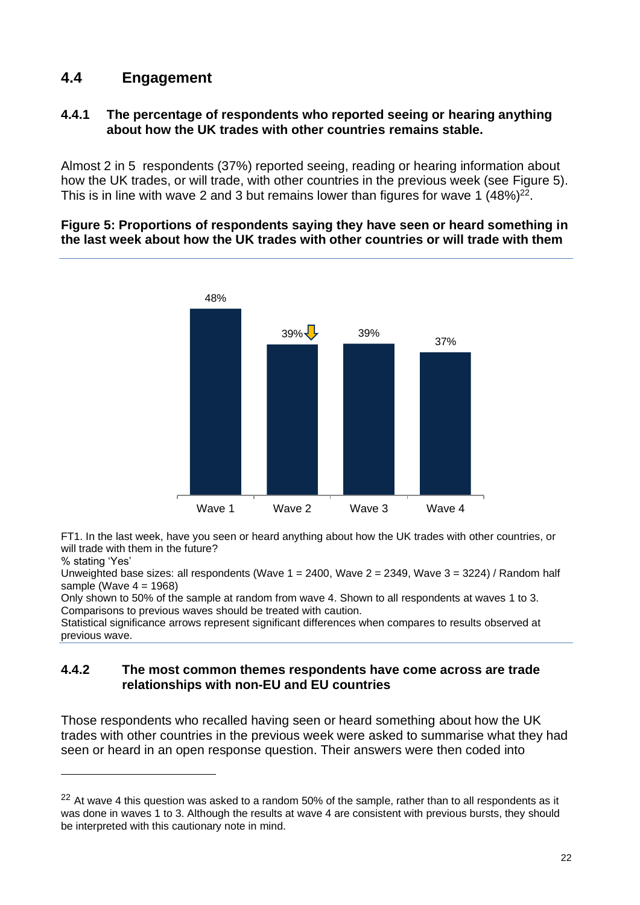## 4.4 Engagement

### 4.4.1 The percentage of respondents who reported seeing or hearing anything about how the UK trades with other countries remains stable.

Almost 2 in 5 respondents (37%) reported seeing, reading or hearing information about how the UK trades, or will trade, with other countries in the previous week (see Figure 5). This is in line with wave 2 and 3 but remains lower than figures for wave 1 (48%)[22].

**Figure 5: Proportions of respondents saying they have seen or heard something in the last week about how the UK trades with other countries or will trade with them**

| Wave 1 | Wave 2 | Wave 3 | Wave 4 |
|---|---|---|---|
| 48% | 39% ↓ | 39% | 37% |

FT1. In the last week, have you seen or heard anything about how the UK trades with other countries, or will trade with them in the future?

% stating 'Yes'

Unweighted base sizes: all respondents (Wave 1 = 2400, Wave 2 = 2349, Wave 3 = 3224) / Random half sample (Wave 4 = 1968)

Only shown to 50% of the sample at random from wave 4. Shown to all respondents at waves 1 to 3. Comparisons to previous waves should be treated with caution.

Statistical significance arrows represent significant differences when compares to results observed at previous wave.

### 4.4.2 The most common themes respondents have come across are trade relationships with non-EU and EU countries

Those respondents who recalled having seen or heard something about how the UK trades with other countries in the previous week were asked to summarise what they had seen or heard in an open response question. Their answers were then coded into

[22] At wave 4 this question was asked to a random 50% of the sample, rather than to all respondents as it was done in waves 1 to 3. Although the results at wave 4 are consistent with previous bursts, they should be interpreted with this cautionary note in mind.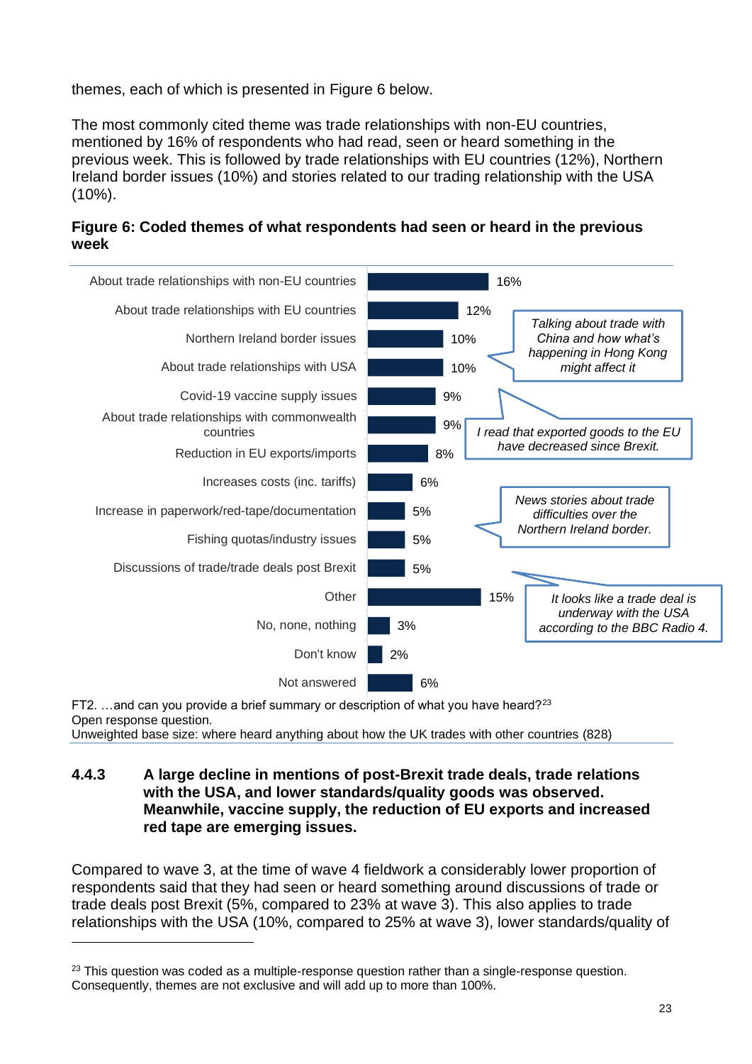themes, each of which is presented in Figure 6 below.

The most commonly cited theme was trade relationships with non-EU countries, mentioned by 16% of respondents who had read, seen or heard something in the previous week. This is followed by trade relationships with EU countries (12%), Northern Ireland border issues (10%) and stories related to our trading relationship with the USA (10%).

**Figure 6: Coded themes of what respondents had seen or heard in the previous week**

| Theme | % |
|---|---|
| About trade relationships with non-EU countries | 16% |
| About trade relationships with EU countries | 12% |
| Northern Ireland border issues | 10% |
| About trade relationships with USA | 10% |
| Covid-19 vaccine supply issues | 9% |
| About trade relationships with commonwealth countries | 9% |
| Reduction in EU exports/imports | 8% |
| Increases costs (inc. tariffs) | 6% |
| Increase in paperwork/red-tape/documentation | 5% |
| Fishing quotas/industry issues | 5% |
| Discussions of trade/trade deals post Brexit | 5% |
| Other | 15% |
| No, none, nothing | 3% |
| Don't know | 2% |
| Not answered | 6% |

*Talking about trade with China and how what's happening in Hong Kong might affect it*

*I read that exported goods to the EU have decreased since Brexit.*

*News stories about trade difficulties over the Northern Ireland border.*

*It looks like a trade deal is underway with the USA according to the BBC Radio 4.*

FT2. …and can you provide a brief summary or description of what you have heard?[23]
Open response question.
Unweighted base size: where heard anything about how the UK trades with other countries (828)

### 4.4.3 A large decline in mentions of post-Brexit trade deals, trade relations with the USA, and lower standards/quality goods was observed. Meanwhile, vaccine supply, the reduction of EU exports and increased red tape are emerging issues.

Compared to wave 3, at the time of wave 4 fieldwork a considerably lower proportion of respondents said that they had seen or heard something around discussions of trade or trade deals post Brexit (5%, compared to 23% at wave 3). This also applies to trade relationships with the USA (10%, compared to 25% at wave 3), lower standards/quality of

[23] This question was coded as a multiple-response question rather than a single-response question. Consequently, themes are not exclusive and will add up to more than 100%.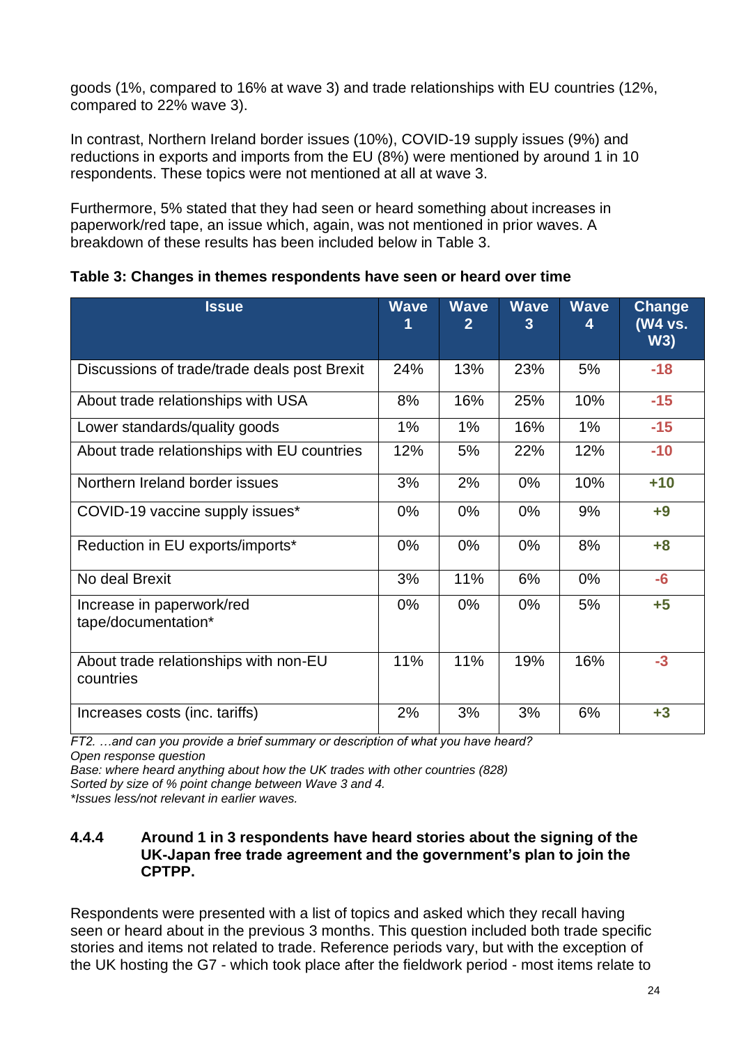goods (1%, compared to 16% at wave 3) and trade relationships with EU countries (12%, compared to 22% wave 3).

In contrast, Northern Ireland border issues (10%), COVID-19 supply issues (9%) and reductions in exports and imports from the EU (8%) were mentioned by around 1 in 10 respondents. These topics were not mentioned at all at wave 3.

Furthermore, 5% stated that they had seen or heard something about increases in paperwork/red tape, an issue which, again, was not mentioned in prior waves. A breakdown of these results has been included below in Table 3.

**Table 3: Changes in themes respondents have seen or heard over time**

| Issue | Wave 1 | Wave 2 | Wave 3 | Wave 4 | Change (W4 vs. W3) |
|---|---|---|---|---|---|
| Discussions of trade/trade deals post Brexit | 24% | 13% | 23% | 5% | -18 |
| About trade relationships with USA | 8% | 16% | 25% | 10% | -15 |
| Lower standards/quality goods | 1% | 1% | 16% | 1% | -15 |
| About trade relationships with EU countries | 12% | 5% | 22% | 12% | -10 |
| Northern Ireland border issues | 3% | 2% | 0% | 10% | +10 |
| COVID-19 vaccine supply issues* | 0% | 0% | 0% | 9% | +9 |
| Reduction in EU exports/imports* | 0% | 0% | 0% | 8% | +8 |
| No deal Brexit | 3% | 11% | 6% | 0% | -6 |
| Increase in paperwork/red tape/documentation* | 0% | 0% | 0% | 5% | +5 |
| About trade relationships with non-EU countries | 11% | 11% | 19% | 16% | -3 |
| Increases costs (inc. tariffs) | 2% | 3% | 3% | 6% | +3 |

*FT2. …and can you provide a brief summary or description of what you have heard?*
*Open response question*
*Base: where heard anything about how the UK trades with other countries (828)*
*Sorted by size of % point change between Wave 3 and 4.*
**Issues less/not relevant in earlier waves.*

#### 4.4.4 Around 1 in 3 respondents have heard stories about the signing of the UK-Japan free trade agreement and the government's plan to join the CPTPP.

Respondents were presented with a list of topics and asked which they recall having seen or heard about in the previous 3 months. This question included both trade specific stories and items not related to trade. Reference periods vary, but with the exception of the UK hosting the G7 - which took place after the fieldwork period - most items relate to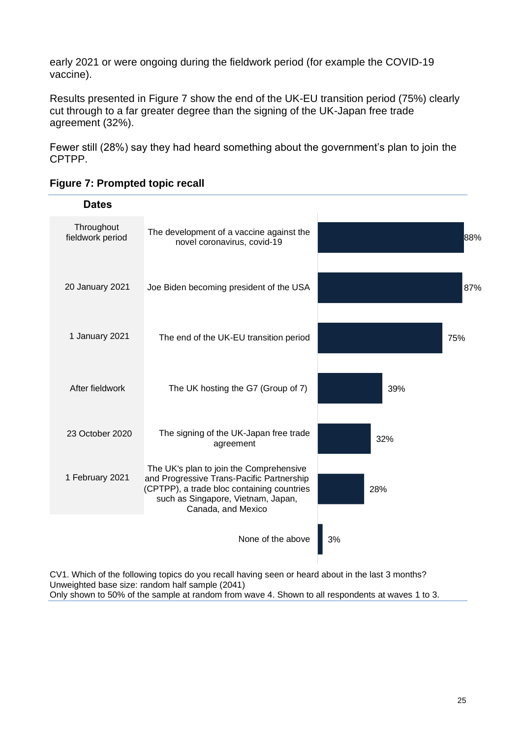early 2021 or were ongoing during the fieldwork period (for example the COVID-19 vaccine).

Results presented in Figure 7 show the end of the UK-EU transition period (75%) clearly cut through to a far greater degree than the signing of the UK-Japan free trade agreement (32%).

Fewer still (28%) say they had heard something about the government's plan to join the CPTPP.

**Figure 7: Prompted topic recall**

| Dates | Topic | % |
|---|---|---|
| Throughout fieldwork period | The development of a vaccine against the novel coronavirus, covid-19 | 88% |
| 20 January 2021 | Joe Biden becoming president of the USA | 87% |
| 1 January 2021 | The end of the UK-EU transition period | 75% |
| After fieldwork | The UK hosting the G7 (Group of 7) | 39% |
| 23 October 2020 | The signing of the UK-Japan free trade agreement | 32% |
| 1 February 2021 | The UK's plan to join the Comprehensive and Progressive Trans-Pacific Partnership (CPTPP), a trade bloc containing countries such as Singapore, Vietnam, Japan, Canada, and Mexico | 28% |
| | None of the above | 3% |

CV1. Which of the following topics do you recall having seen or heard about in the last 3 months?
Unweighted base size: random half sample (2041)
Only shown to 50% of the sample at random from wave 4. Shown to all respondents at waves 1 to 3.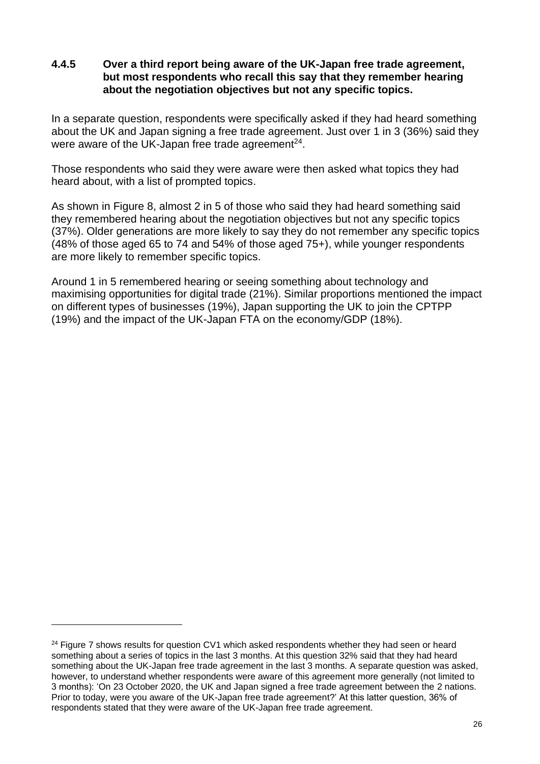#### 4.4.5 Over a third report being aware of the UK-Japan free trade agreement, but most respondents who recall this say that they remember hearing about the negotiation objectives but not any specific topics.

In a separate question, respondents were specifically asked if they had heard something about the UK and Japan signing a free trade agreement. Just over 1 in 3 (36%) said they were aware of the UK-Japan free trade agreement[24].

Those respondents who said they were aware were then asked what topics they had heard about, with a list of prompted topics.

As shown in Figure 8, almost 2 in 5 of those who said they had heard something said they remembered hearing about the negotiation objectives but not any specific topics (37%). Older generations are more likely to say they do not remember any specific topics (48% of those aged 65 to 74 and 54% of those aged 75+), while younger respondents are more likely to remember specific topics.

Around 1 in 5 remembered hearing or seeing something about technology and maximising opportunities for digital trade (21%). Similar proportions mentioned the impact on different types of businesses (19%), Japan supporting the UK to join the CPTPP (19%) and the impact of the UK-Japan FTA on the economy/GDP (18%).

[24] Figure 7 shows results for question CV1 which asked respondents whether they had seen or heard something about a series of topics in the last 3 months. At this question 32% said that they had heard something about the UK-Japan free trade agreement in the last 3 months. A separate question was asked, however, to understand whether respondents were aware of this agreement more generally (not limited to 3 months): 'On 23 October 2020, the UK and Japan signed a free trade agreement between the 2 nations. Prior to today, were you aware of the UK-Japan free trade agreement?' At this latter question, 36% of respondents stated that they were aware of the UK-Japan free trade agreement.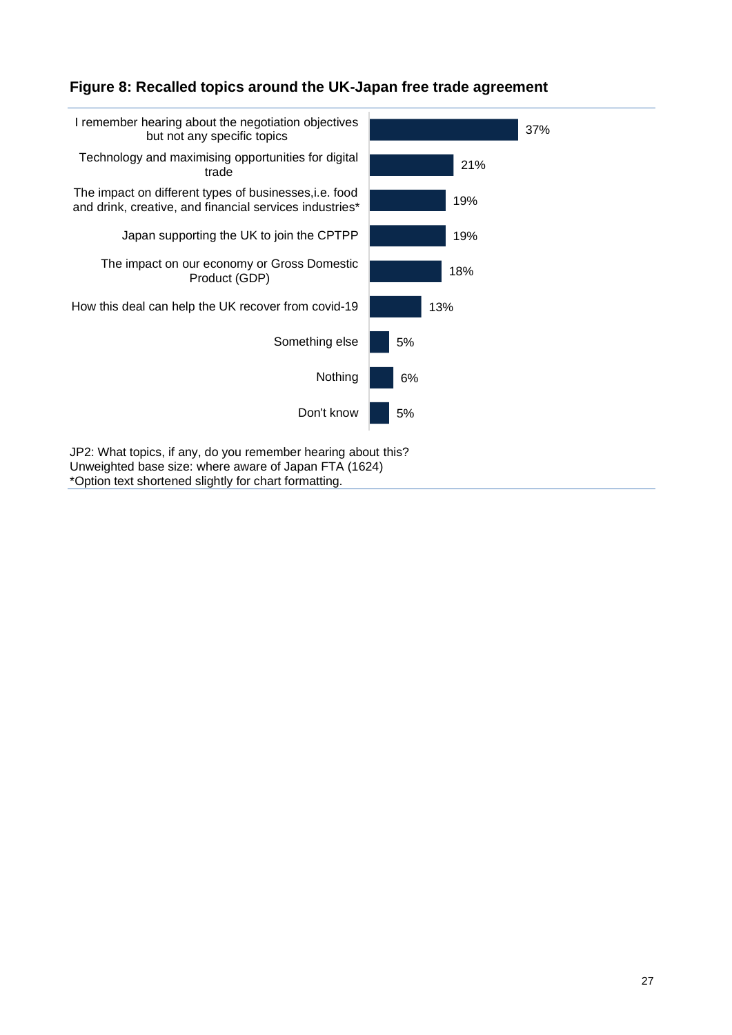**Figure 8: Recalled topics around the UK-Japan free trade agreement**

| Topic | % |
| --- | --- |
| I remember hearing about the negotiation objectives but not any specific topics | 37% |
| Technology and maximising opportunities for digital trade | 21% |
| The impact on different types of businesses,i.e. food and drink, creative, and financial services industries* | 19% |
| Japan supporting the UK to join the CPTPP | 19% |
| The impact on our economy or Gross Domestic Product (GDP) | 18% |
| How this deal can help the UK recover from covid-19 | 13% |
| Something else | 5% |
| Nothing | 6% |
| Don't know | 5% |

JP2: What topics, if any, do you remember hearing about this?
Unweighted base size: where aware of Japan FTA (1624)
*Option text shortened slightly for chart formatting.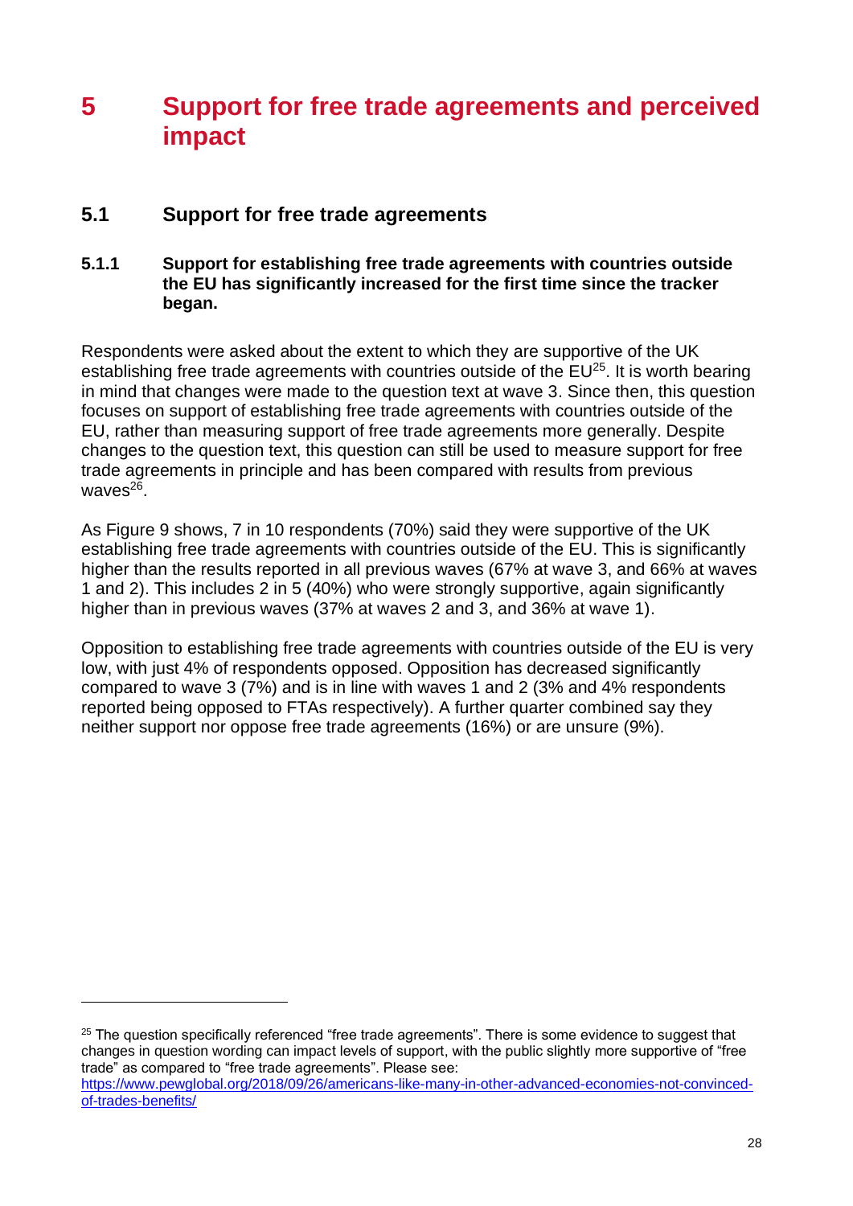# 5 Support for free trade agreements and perceived impact

## 5.1 Support for free trade agreements

### 5.1.1 Support for establishing free trade agreements with countries outside the EU has significantly increased for the first time since the tracker began.

Respondents were asked about the extent to which they are supportive of the UK establishing free trade agreements with countries outside of the EU[25]. It is worth bearing in mind that changes were made to the question text at wave 3. Since then, this question focuses on support of establishing free trade agreements with countries outside of the EU, rather than measuring support of free trade agreements more generally. Despite changes to the question text, this question can still be used to measure support for free trade agreements in principle and has been compared with results from previous waves[26].

As Figure 9 shows, 7 in 10 respondents (70%) said they were supportive of the UK establishing free trade agreements with countries outside of the EU. This is significantly higher than the results reported in all previous waves (67% at wave 3, and 66% at waves 1 and 2). This includes 2 in 5 (40%) who were strongly supportive, again significantly higher than in previous waves (37% at waves 2 and 3, and 36% at wave 1).

Opposition to establishing free trade agreements with countries outside of the EU is very low, with just 4% of respondents opposed. Opposition has decreased significantly compared to wave 3 (7%) and is in line with waves 1 and 2 (3% and 4% respondents reported being opposed to FTAs respectively). A further quarter combined say they neither support nor oppose free trade agreements (16%) or are unsure (9%).

---

[25] The question specifically referenced "free trade agreements". There is some evidence to suggest that changes in question wording can impact levels of support, with the public slightly more supportive of "free trade" as compared to "free trade agreements". Please see: https://www.pewglobal.org/2018/09/26/americans-like-many-in-other-advanced-economies-not-convinced-of-trades-benefits/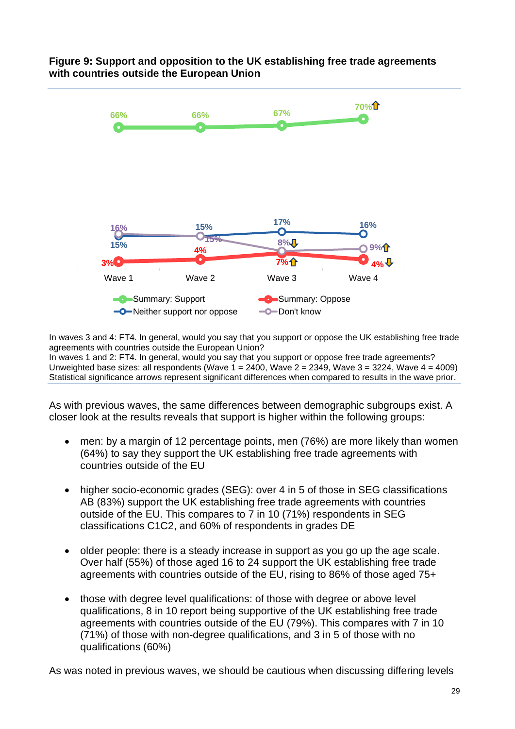**Figure 9: Support and opposition to the UK establishing free trade agreements with countries outside the European Union**

| | Wave 1 | Wave 2 | Wave 3 | Wave 4 |
|---|---|---|---|---|
| Summary: Support | 66% | 66% | 67% | 70%↑ |
| Neither support nor oppose | 15% | 15% | 17% | 16% |
| Don't know | 16% | 15% | 8%↓ | 9%↑ |
| Summary: Oppose | 3% | 4% | 7%↑ | 4%↓ |

In waves 3 and 4: FT4. In general, would you say that you support or oppose the UK establishing free trade agreements with countries outside the European Union?
In waves 1 and 2: FT4. In general, would you say that you support or oppose free trade agreements?
Unweighted base sizes: all respondents (Wave 1 = 2400, Wave 2 = 2349, Wave 3 = 3224, Wave 4 = 4009)
Statistical significance arrows represent significant differences when compared to results in the wave prior.

As with previous waves, the same differences between demographic subgroups exist. A closer look at the results reveals that support is higher within the following groups:

- men: by a margin of 12 percentage points, men (76%) are more likely than women (64%) to say they support the UK establishing free trade agreements with countries outside of the EU
- higher socio-economic grades (SEG): over 4 in 5 of those in SEG classifications AB (83%) support the UK establishing free trade agreements with countries outside of the EU. This compares to 7 in 10 (71%) respondents in SEG classifications C1C2, and 60% of respondents in grades DE
- older people: there is a steady increase in support as you go up the age scale. Over half (55%) of those aged 16 to 24 support the UK establishing free trade agreements with countries outside of the EU, rising to 86% of those aged 75+
- those with degree level qualifications: of those with degree or above level qualifications, 8 in 10 report being supportive of the UK establishing free trade agreements with countries outside of the EU (79%). This compares with 7 in 10 (71%) of those with non-degree qualifications, and 3 in 5 of those with no qualifications (60%)

As was noted in previous waves, we should be cautious when discussing differing levels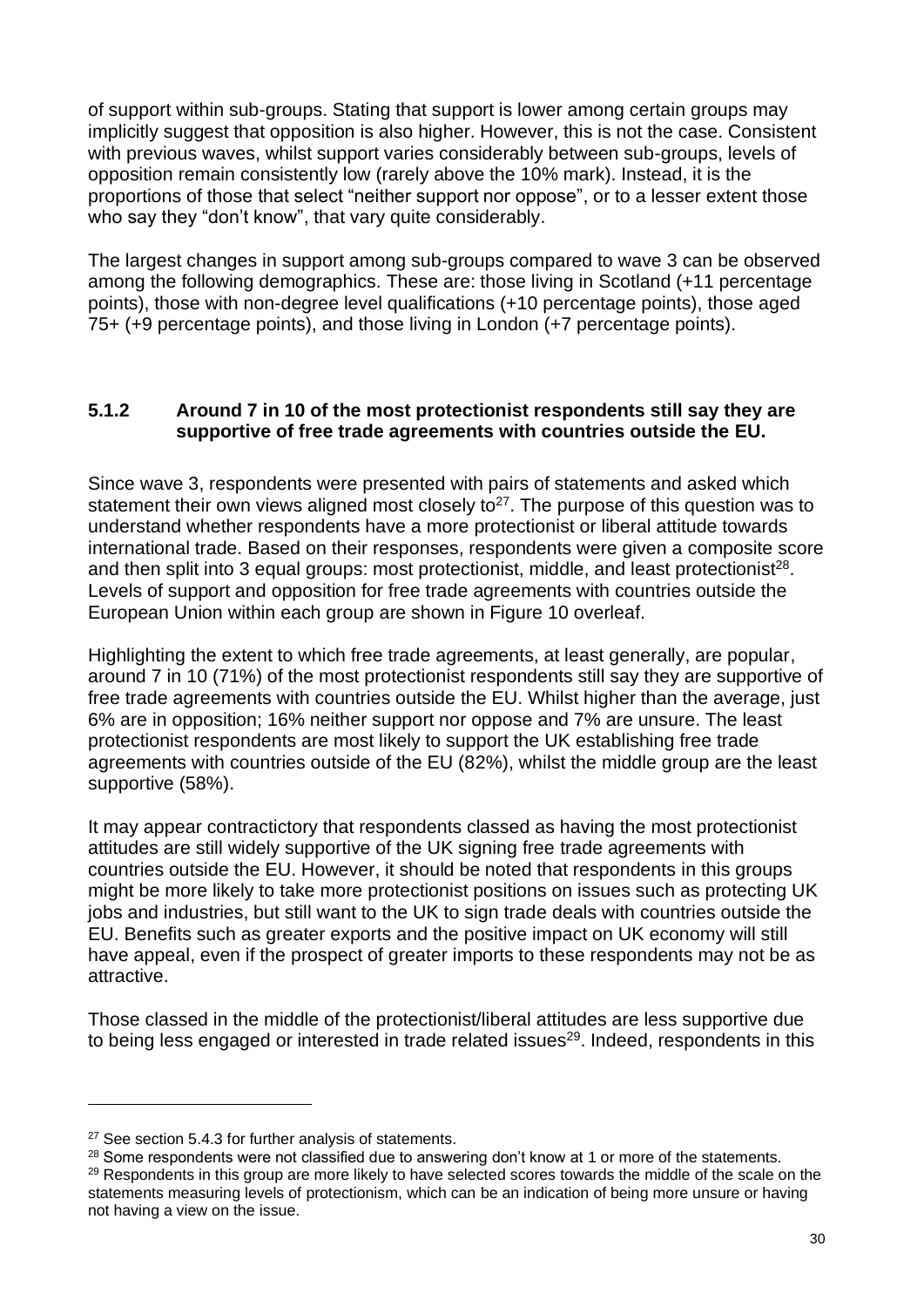of support within sub-groups. Stating that support is lower among certain groups may implicitly suggest that opposition is also higher. However, this is not the case. Consistent with previous waves, whilst support varies considerably between sub-groups, levels of opposition remain consistently low (rarely above the 10% mark). Instead, it is the proportions of those that select "neither support nor oppose", or to a lesser extent those who say they "don't know", that vary quite considerably.

The largest changes in support among sub-groups compared to wave 3 can be observed among the following demographics. These are: those living in Scotland (+11 percentage points), those with non-degree level qualifications (+10 percentage points), those aged 75+ (+9 percentage points), and those living in London (+7 percentage points).

### 5.1.2 Around 7 in 10 of the most protectionist respondents still say they are supportive of free trade agreements with countries outside the EU.

Since wave 3, respondents were presented with pairs of statements and asked which statement their own views aligned most closely to[27]. The purpose of this question was to understand whether respondents have a more protectionist or liberal attitude towards international trade. Based on their responses, respondents were given a composite score and then split into 3 equal groups: most protectionist, middle, and least protectionist[28]. Levels of support and opposition for free trade agreements with countries outside the European Union within each group are shown in Figure 10 overleaf.

Highlighting the extent to which free trade agreements, at least generally, are popular, around 7 in 10 (71%) of the most protectionist respondents still say they are supportive of free trade agreements with countries outside the EU. Whilst higher than the average, just 6% are in opposition; 16% neither support nor oppose and 7% are unsure. The least protectionist respondents are most likely to support the UK establishing free trade agreements with countries outside of the EU (82%), whilst the middle group are the least supportive (58%).

It may appear contractictory that respondents classed as having the most protectionist attitudes are still widely supportive of the UK signing free trade agreements with countries outside the EU. However, it should be noted that respondents in this groups might be more likely to take more protectionist positions on issues such as protecting UK jobs and industries, but still want to the UK to sign trade deals with countries outside the EU. Benefits such as greater exports and the positive impact on UK economy will still have appeal, even if the prospect of greater imports to these respondents may not be as attractive.

Those classed in the middle of the protectionist/liberal attitudes are less supportive due to being less engaged or interested in trade related issues[29]. Indeed, respondents in this

---

[27] See section 5.4.3 for further analysis of statements.

[28] Some respondents were not classified due to answering don't know at 1 or more of the statements.

[29] Respondents in this group are more likely to have selected scores towards the middle of the scale on the statements measuring levels of protectionism, which can be an indication of being more unsure or having not having a view on the issue.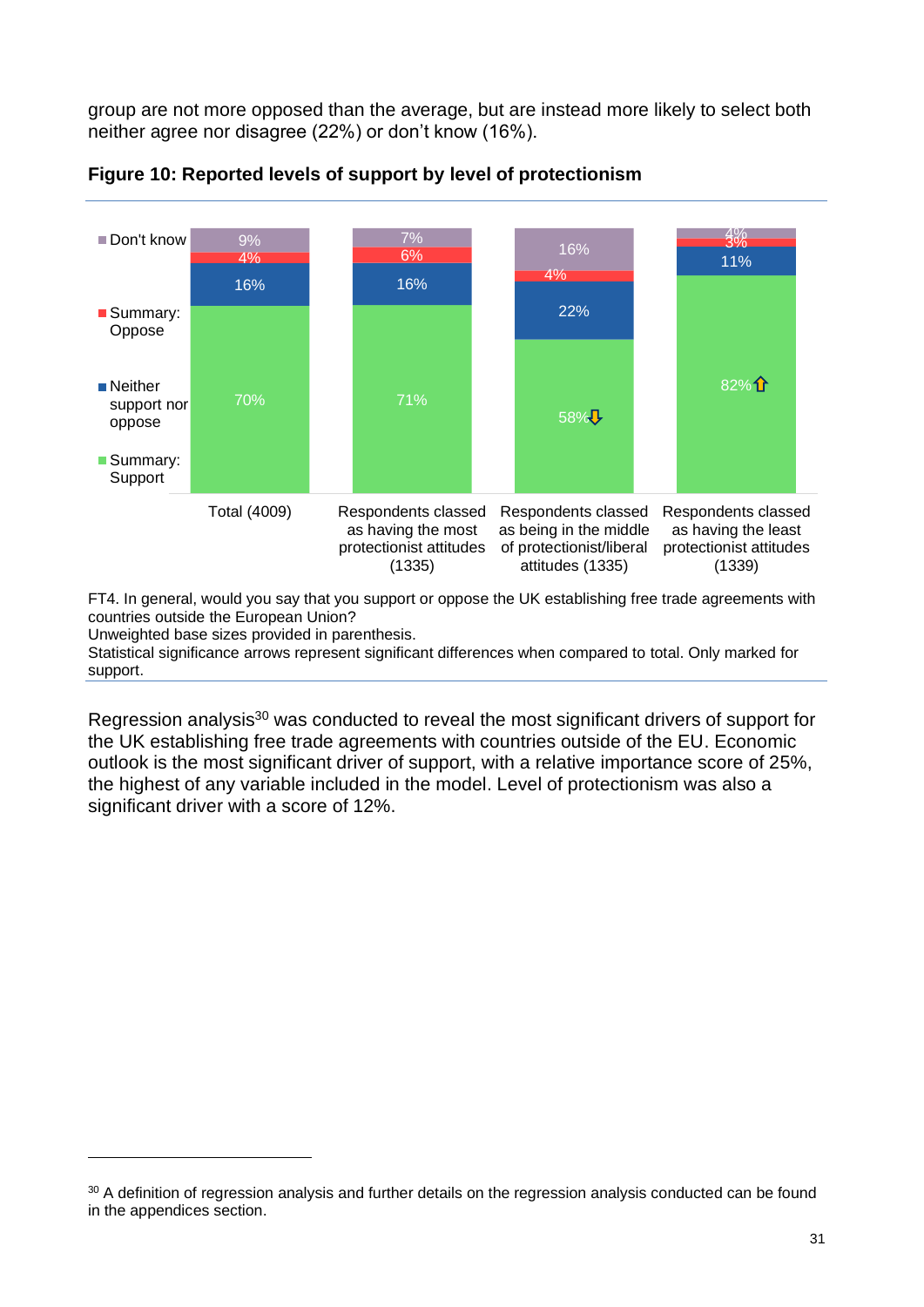group are not more opposed than the average, but are instead more likely to select both neither agree nor disagree (22%) or don't know (16%).

**Figure 10: Reported levels of support by level of protectionism**

| | Total (4009) | Respondents classed as having the most protectionist attitudes (1335) | Respondents classed as being in the middle of protectionist/liberal attitudes (1335) | Respondents classed as having the least protectionist attitudes (1339) |
|---|---|---|---|---|
| Don't know | 9% | 7% | 16% | 4% |
| Summary: Oppose | 4% | 6% | 4% | 3% |
| Neither support nor oppose | 16% | 16% | 22% | 11% |
| Summary: Support | 70% | 71% | 58% ⇩ | 82% ⇧ |

FT4. In general, would you say that you support or oppose the UK establishing free trade agreements with countries outside the European Union?
Unweighted base sizes provided in parenthesis.
Statistical significance arrows represent significant differences when compared to total. Only marked for support.

Regression analysis[30] was conducted to reveal the most significant drivers of support for the UK establishing free trade agreements with countries outside of the EU. Economic outlook is the most significant driver of support, with a relative importance score of 25%, the highest of any variable included in the model. Level of protectionism was also a significant driver with a score of 12%.

[30] A definition of regression analysis and further details on the regression analysis conducted can be found in the appendices section.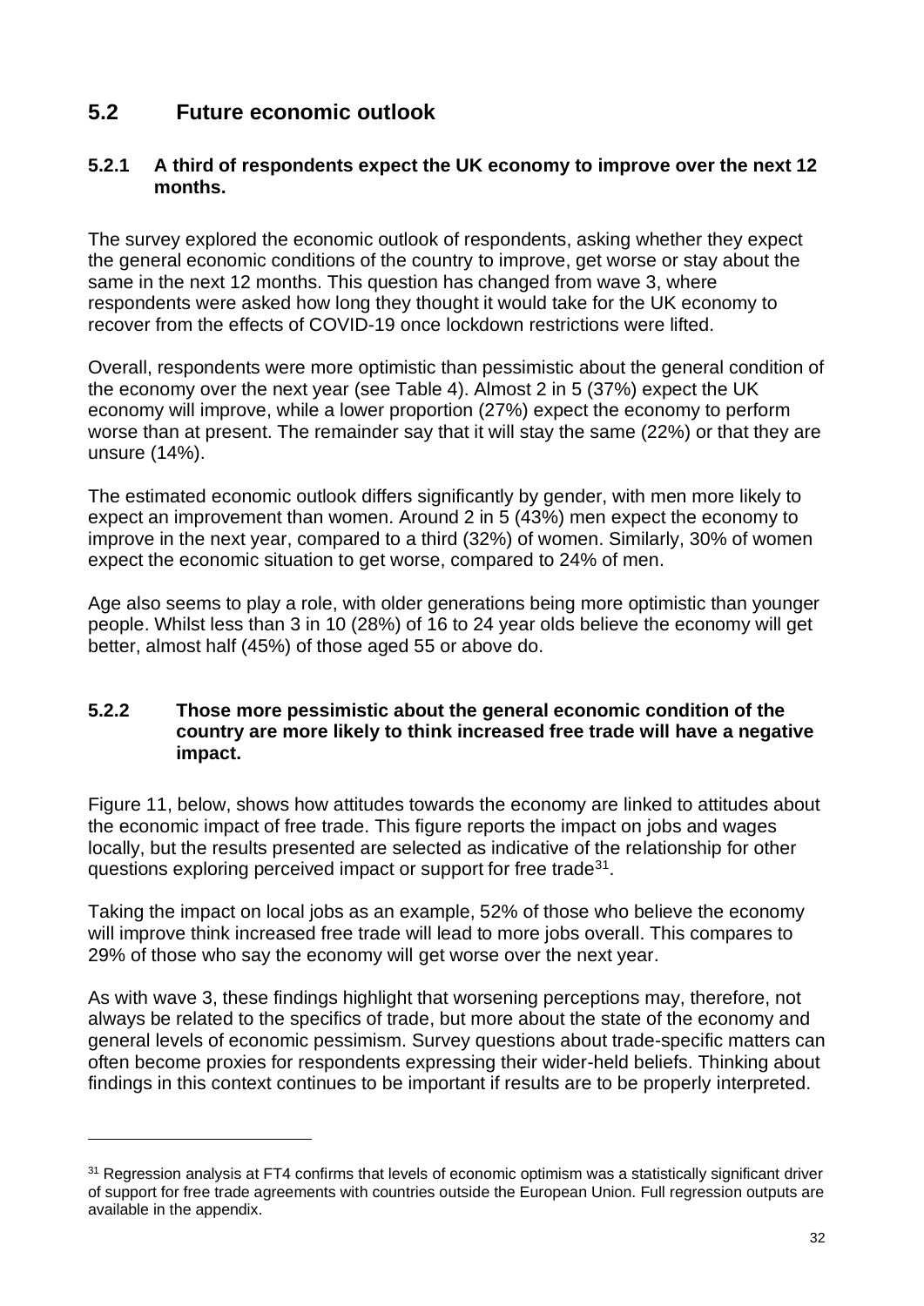## 5.2 Future economic outlook

### 5.2.1 A third of respondents expect the UK economy to improve over the next 12 months.

The survey explored the economic outlook of respondents, asking whether they expect the general economic conditions of the country to improve, get worse or stay about the same in the next 12 months. This question has changed from wave 3, where respondents were asked how long they thought it would take for the UK economy to recover from the effects of COVID-19 once lockdown restrictions were lifted.

Overall, respondents were more optimistic than pessimistic about the general condition of the economy over the next year (see Table 4). Almost 2 in 5 (37%) expect the UK economy will improve, while a lower proportion (27%) expect the economy to perform worse than at present. The remainder say that it will stay the same (22%) or that they are unsure (14%).

The estimated economic outlook differs significantly by gender, with men more likely to expect an improvement than women. Around 2 in 5 (43%) men expect the economy to improve in the next year, compared to a third (32%) of women. Similarly, 30% of women expect the economic situation to get worse, compared to 24% of men.

Age also seems to play a role, with older generations being more optimistic than younger people. Whilst less than 3 in 10 (28%) of 16 to 24 year olds believe the economy will get better, almost half (45%) of those aged 55 or above do.

### 5.2.2 Those more pessimistic about the general economic condition of the country are more likely to think increased free trade will have a negative impact.

Figure 11, below, shows how attitudes towards the economy are linked to attitudes about the economic impact of free trade. This figure reports the impact on jobs and wages locally, but the results presented are selected as indicative of the relationship for other questions exploring perceived impact or support for free trade[31].

Taking the impact on local jobs as an example, 52% of those who believe the economy will improve think increased free trade will lead to more jobs overall. This compares to 29% of those who say the economy will get worse over the next year.

As with wave 3, these findings highlight that worsening perceptions may, therefore, not always be related to the specifics of trade, but more about the state of the economy and general levels of economic pessimism. Survey questions about trade-specific matters can often become proxies for respondents expressing their wider-held beliefs. Thinking about findings in this context continues to be important if results are to be properly interpreted.

[31] Regression analysis at FT4 confirms that levels of economic optimism was a statistically significant driver of support for free trade agreements with countries outside the European Union. Full regression outputs are available in the appendix.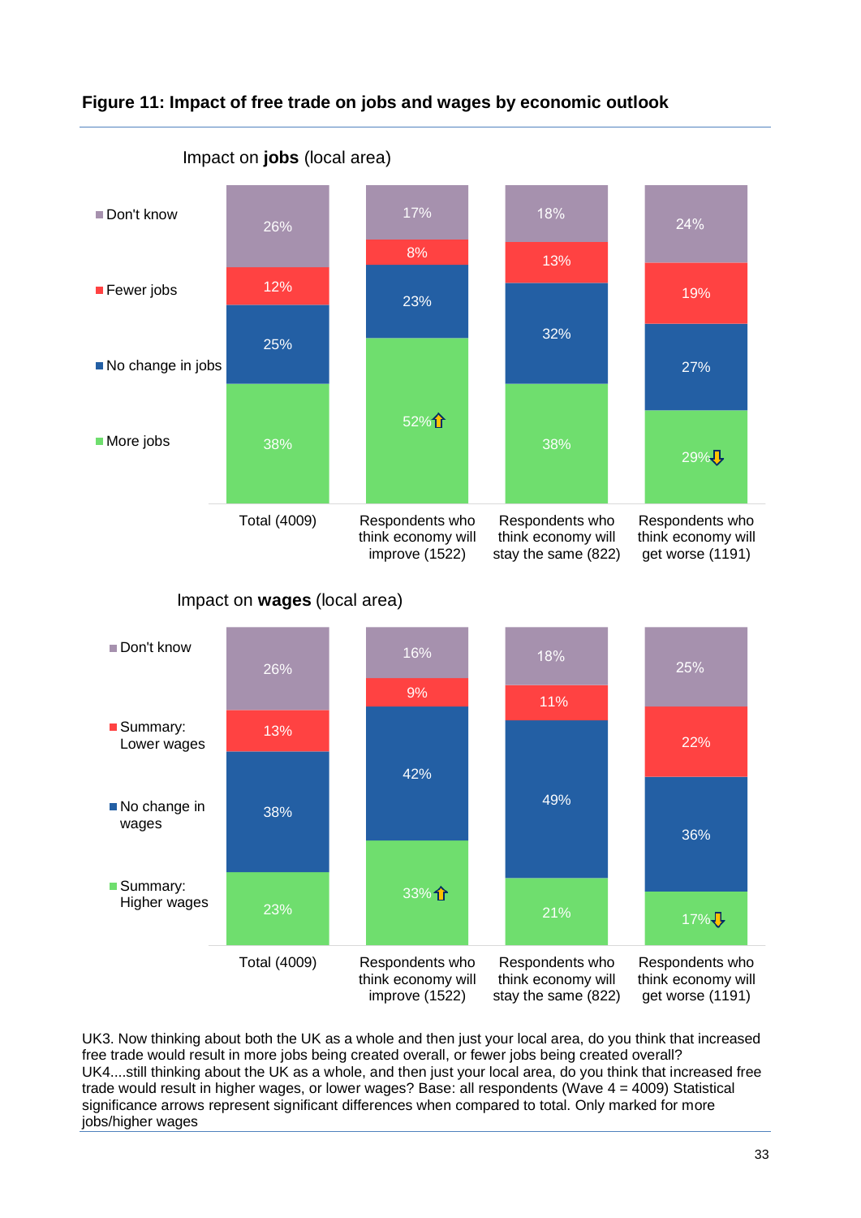**Figure 11: Impact of free trade on jobs and wages by economic outlook**

Impact on **jobs** (local area)

| | Total (4009) | Respondents who think economy will improve (1522) | Respondents who think economy will stay the same (822) | Respondents who think economy will get worse (1191) |
|---|---|---|---|---|
| Don't know | 26% | 17% | 18% | 24% |
| Fewer jobs | 12% | 8% | 13% | 19% |
| No change in jobs | 25% | 23% | 32% | 27% |
| More jobs | 38% | 52% ⇧ | 38% | 29% ⇩ |

Impact on **wages** (local area)

| | Total (4009) | Respondents who think economy will improve (1522) | Respondents who think economy will stay the same (822) | Respondents who think economy will get worse (1191) |
|---|---|---|---|---|
| Don't know | 26% | 16% | 18% | 25% |
| Summary: Lower wages | 13% | 9% | 11% | 22% |
| No change in wages | 38% | 42% | 49% | 36% |
| Summary: Higher wages | 23% | 33% ⇧ | 21% | 17% ⇩ |

UK3. Now thinking about both the UK as a whole and then just your local area, do you think that increased free trade would result in more jobs being created overall, or fewer jobs being created overall? UK4....still thinking about the UK as a whole, and then just your local area, do you think that increased free trade would result in higher wages, or lower wages? Base: all respondents (Wave 4 = 4009) Statistical significance arrows represent significant differences when compared to total. Only marked for more jobs/higher wages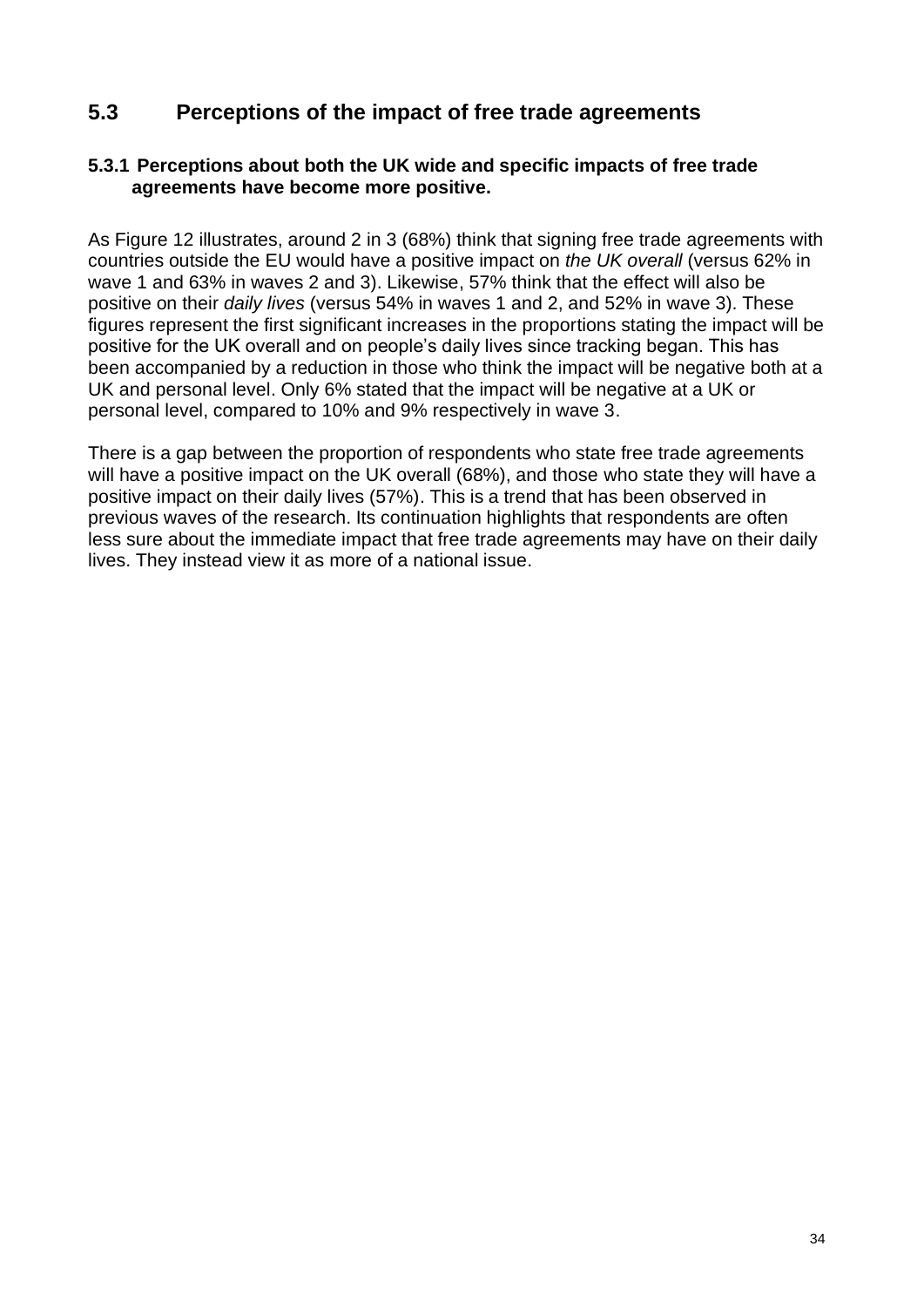## 5.3 Perceptions of the impact of free trade agreements

### 5.3.1 Perceptions about both the UK wide and specific impacts of free trade agreements have become more positive.

As Figure 12 illustrates, around 2 in 3 (68%) think that signing free trade agreements with countries outside the EU would have a positive impact on *the UK overall* (versus 62% in wave 1 and 63% in waves 2 and 3). Likewise, 57% think that the effect will also be positive on their *daily lives* (versus 54% in waves 1 and 2, and 52% in wave 3). These figures represent the first significant increases in the proportions stating the impact will be positive for the UK overall and on people's daily lives since tracking began. This has been accompanied by a reduction in those who think the impact will be negative both at a UK and personal level. Only 6% stated that the impact will be negative at a UK or personal level, compared to 10% and 9% respectively in wave 3.

There is a gap between the proportion of respondents who state free trade agreements will have a positive impact on the UK overall (68%), and those who state they will have a positive impact on their daily lives (57%). This is a trend that has been observed in previous waves of the research. Its continuation highlights that respondents are often less sure about the immediate impact that free trade agreements may have on their daily lives. They instead view it as more of a national issue.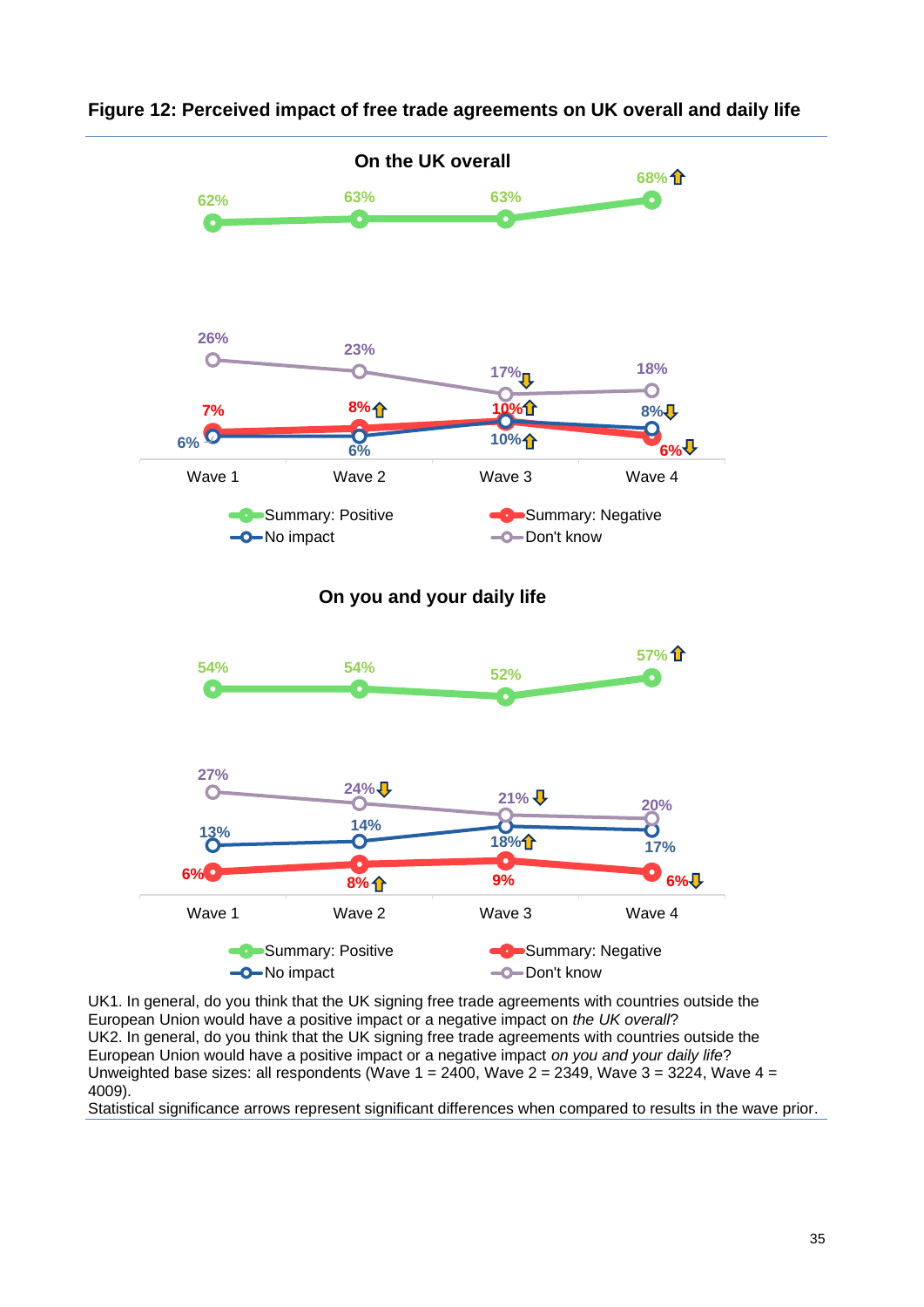**Figure 12: Perceived impact of free trade agreements on UK overall and daily life**

**On the UK overall**

| | Wave 1 | Wave 2 | Wave 3 | Wave 4 |
|---|---|---|---|---|
| Summary: Positive | 62% | 63% | 63% | 68% ↑ |
| Summary: Negative | 7% | 8% ↑ | 10% ↑ | 6% ↓ |
| No impact | 6% | 6% | 10% ↑ | 8% ↓ |
| Don't know | 26% | 23% | 17% ↓ | 18% |

**On you and your daily life**

| | Wave 1 | Wave 2 | Wave 3 | Wave 4 |
|---|---|---|---|---|
| Summary: Positive | 54% | 54% | 52% | 57% ↑ |
| Summary: Negative | 6% | 8% ↑ | 9% | 6% ↓ |
| No impact | 13% | 14% | 18% ↑ | 17% |
| Don't know | 27% | 24% ↓ | 21% ↓ | 20% |

UK1. In general, do you think that the UK signing free trade agreements with countries outside the European Union would have a positive impact or a negative impact on *the UK overall*?
UK2. In general, do you think that the UK signing free trade agreements with countries outside the European Union would have a positive impact or a negative impact *on you and your daily life*?
Unweighted base sizes: all respondents (Wave 1 = 2400, Wave 2 = 2349, Wave 3 = 3224, Wave 4 = 4009).
Statistical significance arrows represent significant differences when compared to results in the wave prior.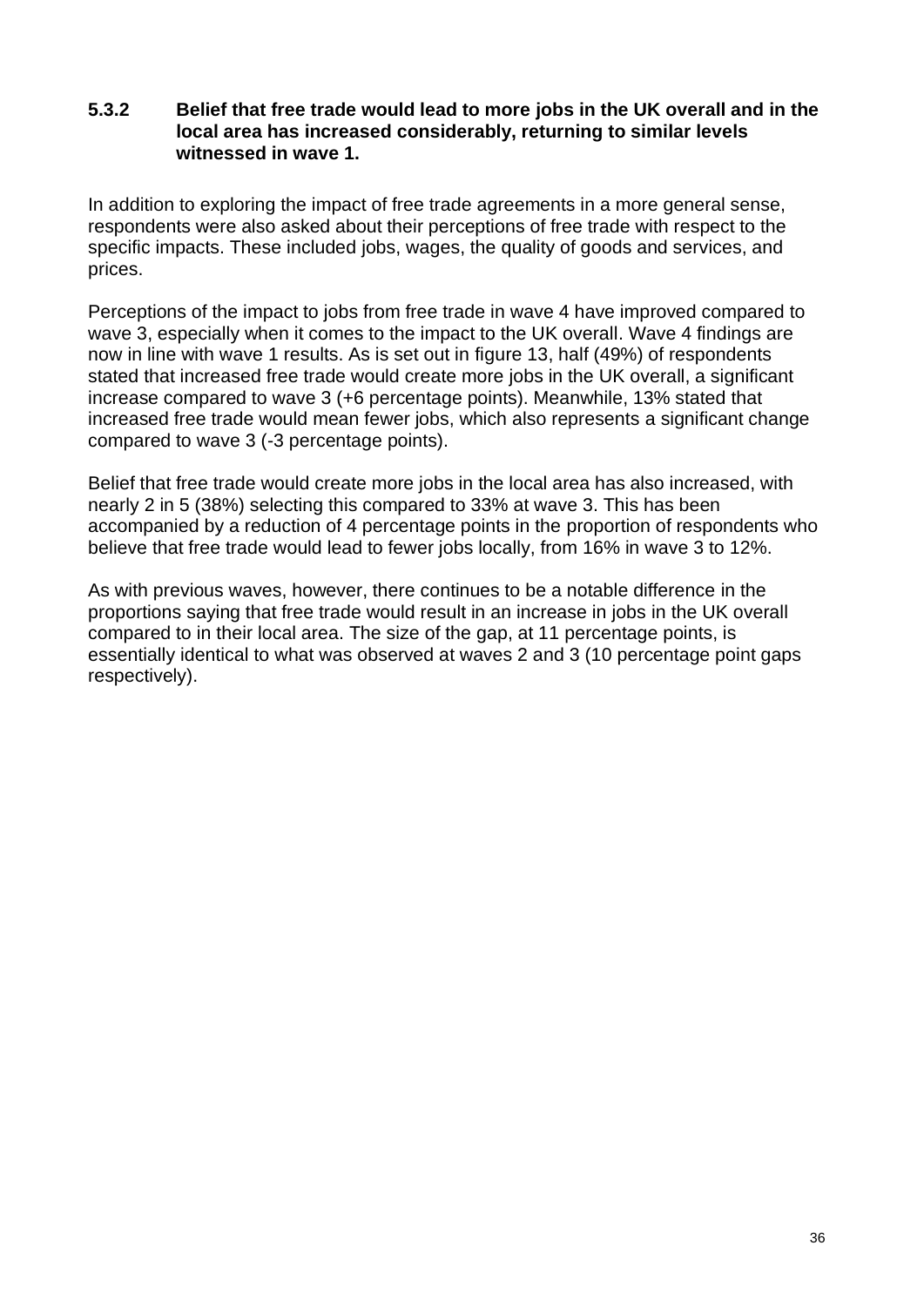### 5.3.2 Belief that free trade would lead to more jobs in the UK overall and in the local area has increased considerably, returning to similar levels witnessed in wave 1.

In addition to exploring the impact of free trade agreements in a more general sense, respondents were also asked about their perceptions of free trade with respect to the specific impacts. These included jobs, wages, the quality of goods and services, and prices.

Perceptions of the impact to jobs from free trade in wave 4 have improved compared to wave 3, especially when it comes to the impact to the UK overall. Wave 4 findings are now in line with wave 1 results. As is set out in figure 13, half (49%) of respondents stated that increased free trade would create more jobs in the UK overall, a significant increase compared to wave 3 (+6 percentage points). Meanwhile, 13% stated that increased free trade would mean fewer jobs, which also represents a significant change compared to wave 3 (-3 percentage points).

Belief that free trade would create more jobs in the local area has also increased, with nearly 2 in 5 (38%) selecting this compared to 33% at wave 3. This has been accompanied by a reduction of 4 percentage points in the proportion of respondents who believe that free trade would lead to fewer jobs locally, from 16% in wave 3 to 12%.

As with previous waves, however, there continues to be a notable difference in the proportions saying that free trade would result in an increase in jobs in the UK overall compared to in their local area. The size of the gap, at 11 percentage points, is essentially identical to what was observed at waves 2 and 3 (10 percentage point gaps respectively).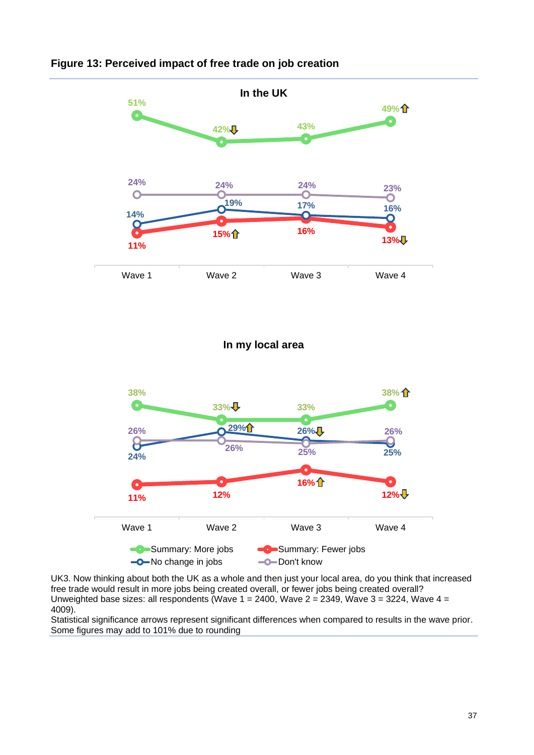**Figure 13: Perceived impact of free trade on job creation**

**In the UK**

| | Wave 1 | Wave 2 | Wave 3 | Wave 4 |
|---|---|---|---|---|
| Summary: More jobs | 51% | 42%⇩ | 43% | 49%⇧ |
| Don't know | 24% | 24% | 24% | 23% |
| No change in jobs | 14% | 19% | 17% | 16% |
| Summary: Fewer jobs | 11% | 15%⇧ | 16% | 13%⇩ |

**In my local area**

| | Wave 1 | Wave 2 | Wave 3 | Wave 4 |
|---|---|---|---|---|
| Summary: More jobs | 38% | 33%⇩ | 33% | 38%⇧ |
| Don't know | 26% | 26% | 25% | 26% |
| No change in jobs | 24% | 29%⇧ | 26%⇩ | 25% |
| Summary: Fewer jobs | 11% | 12% | 16%⇧ | 12%⇩ |

UK3. Now thinking about both the UK as a whole and then just your local area, do you think that increased free trade would result in more jobs being created overall, or fewer jobs being created overall?
Unweighted base sizes: all respondents (Wave 1 = 2400, Wave 2 = 2349, Wave 3 = 3224, Wave 4 = 4009).
Statistical significance arrows represent significant differences when compared to results in the wave prior.
Some figures may add to 101% due to rounding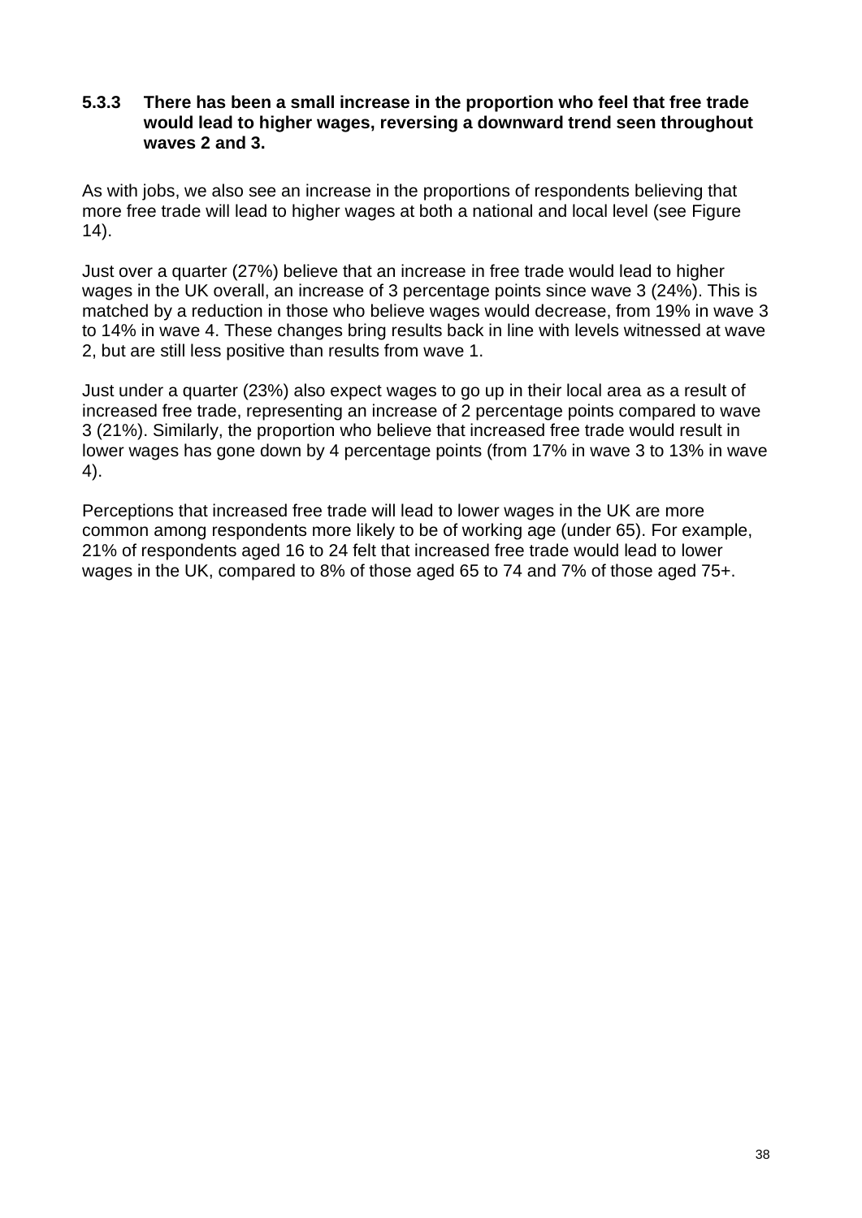### 5.3.3 There has been a small increase in the proportion who feel that free trade would lead to higher wages, reversing a downward trend seen throughout waves 2 and 3.

As with jobs, we also see an increase in the proportions of respondents believing that more free trade will lead to higher wages at both a national and local level (see Figure 14).

Just over a quarter (27%) believe that an increase in free trade would lead to higher wages in the UK overall, an increase of 3 percentage points since wave 3 (24%). This is matched by a reduction in those who believe wages would decrease, from 19% in wave 3 to 14% in wave 4. These changes bring results back in line with levels witnessed at wave 2, but are still less positive than results from wave 1.

Just under a quarter (23%) also expect wages to go up in their local area as a result of increased free trade, representing an increase of 2 percentage points compared to wave 3 (21%). Similarly, the proportion who believe that increased free trade would result in lower wages has gone down by 4 percentage points (from 17% in wave 3 to 13% in wave 4).

Perceptions that increased free trade will lead to lower wages in the UK are more common among respondents more likely to be of working age (under 65). For example, 21% of respondents aged 16 to 24 felt that increased free trade would lead to lower wages in the UK, compared to 8% of those aged 65 to 74 and 7% of those aged 75+.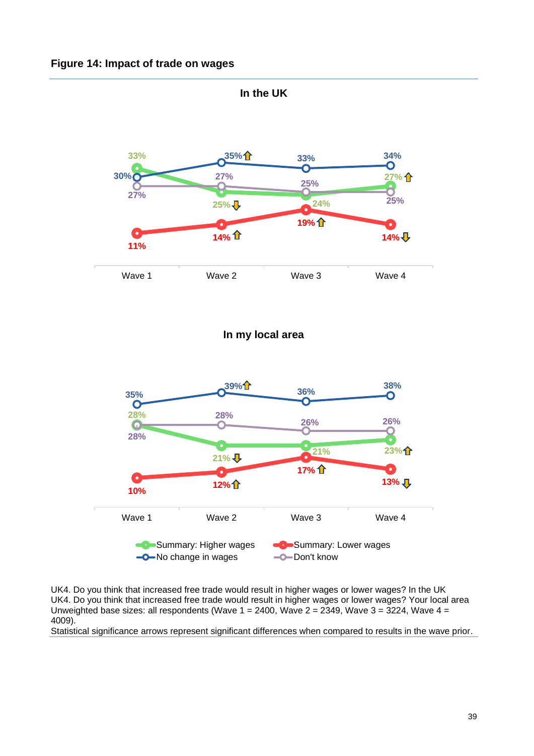**Figure 14: Impact of trade on wages**

**In the UK**

| | Wave 1 | Wave 2 | Wave 3 | Wave 4 |
|---|---|---|---|---|
| Summary: Higher wages | 33% | 25% ⇩ | 24% | 27% ⇧ |
| Summary: Lower wages | 11% | 14% ⇧ | 19% ⇧ | 14% ⇩ |
| No change in wages | 30% | 35% ⇧ | 33% | 34% |
| Don't know | 27% | 27% | 25% | 25% |

**In my local area**

| | Wave 1 | Wave 2 | Wave 3 | Wave 4 |
|---|---|---|---|---|
| Summary: Higher wages | 28% | 21% ⇩ | 21% | 23% ⇧ |
| Summary: Lower wages | 10% | 12% ⇧ | 17% ⇧ | 13% ⇩ |
| No change in wages | 35% | 39% ⇧ | 36% | 38% |
| Don't know | 28% | 28% | 26% | 26% |

UK4. Do you think that increased free trade would result in higher wages or lower wages? In the UK
UK4. Do you think that increased free trade would result in higher wages or lower wages? Your local area
Unweighted base sizes: all respondents (Wave 1 = 2400, Wave 2 = 2349, Wave 3 = 3224, Wave 4 = 4009).
Statistical significance arrows represent significant differences when compared to results in the wave prior.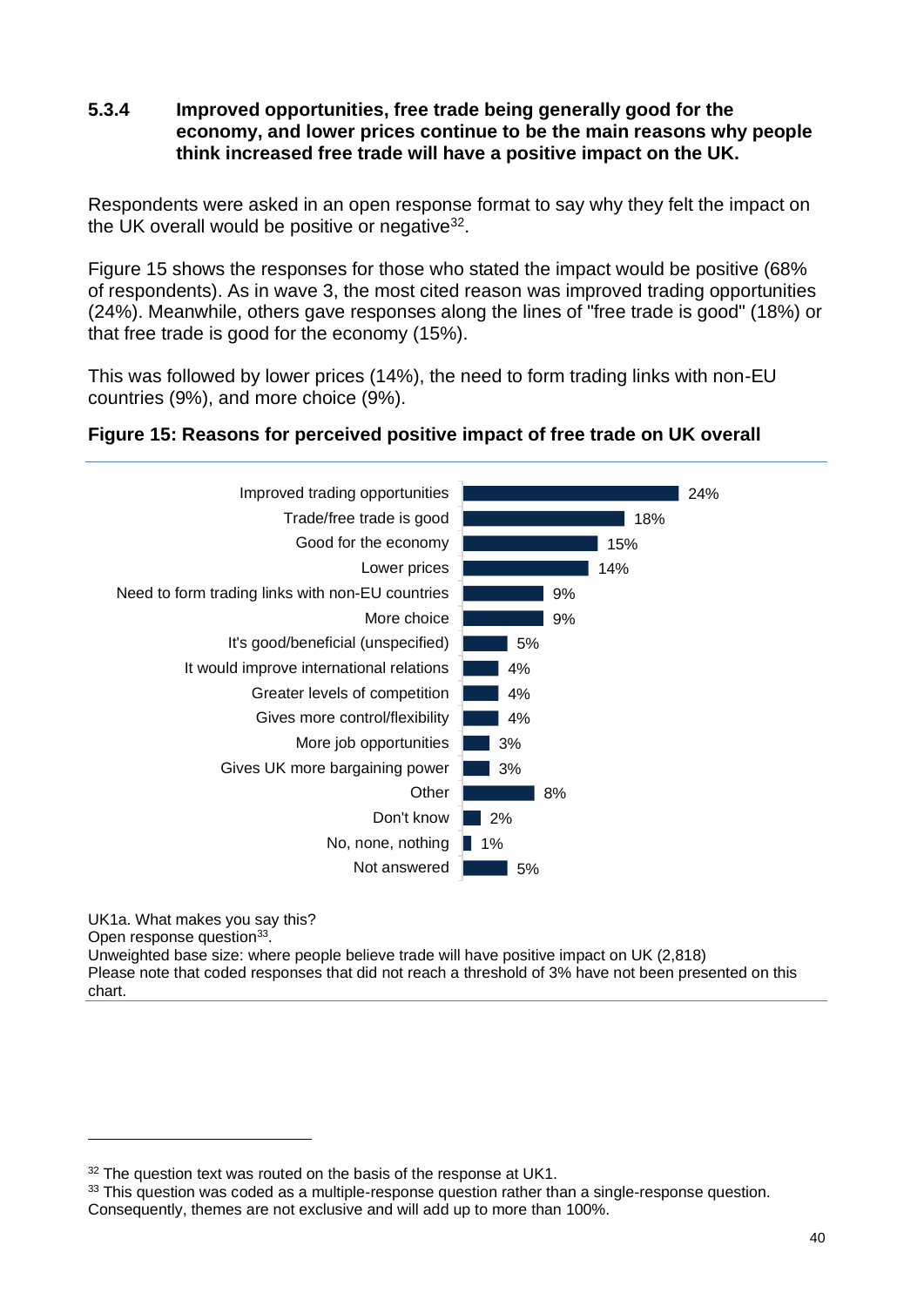### 5.3.4 Improved opportunities, free trade being generally good for the economy, and lower prices continue to be the main reasons why people think increased free trade will have a positive impact on the UK.

Respondents were asked in an open response format to say why they felt the impact on the UK overall would be positive or negative[32].

Figure 15 shows the responses for those who stated the impact would be positive (68% of respondents). As in wave 3, the most cited reason was improved trading opportunities (24%). Meanwhile, others gave responses along the lines of "free trade is good" (18%) or that free trade is good for the economy (15%).

This was followed by lower prices (14%), the need to form trading links with non-EU countries (9%), and more choice (9%).

**Figure 15: Reasons for perceived positive impact of free trade on UK overall**

| Reason | % |
|---|---|
| Improved trading opportunities | 24% |
| Trade/free trade is good | 18% |
| Good for the economy | 15% |
| Lower prices | 14% |
| Need to form trading links with non-EU countries | 9% |
| More choice | 9% |
| It's good/beneficial (unspecified) | 5% |
| It would improve international relations | 4% |
| Greater levels of competition | 4% |
| Gives more control/flexibility | 4% |
| More job opportunities | 3% |
| Gives UK more bargaining power | 3% |
| Other | 8% |
| Don't know | 2% |
| No, none, nothing | 1% |
| Not answered | 5% |

UK1a. What makes you say this?
Open response question[33].
Unweighted base size: where people believe trade will have positive impact on UK (2,818)
Please note that coded responses that did not reach a threshold of 3% have not been presented on this chart.

[32] The question text was routed on the basis of the response at UK1.

[33] This question was coded as a multiple-response question rather than a single-response question. Consequently, themes are not exclusive and will add up to more than 100%.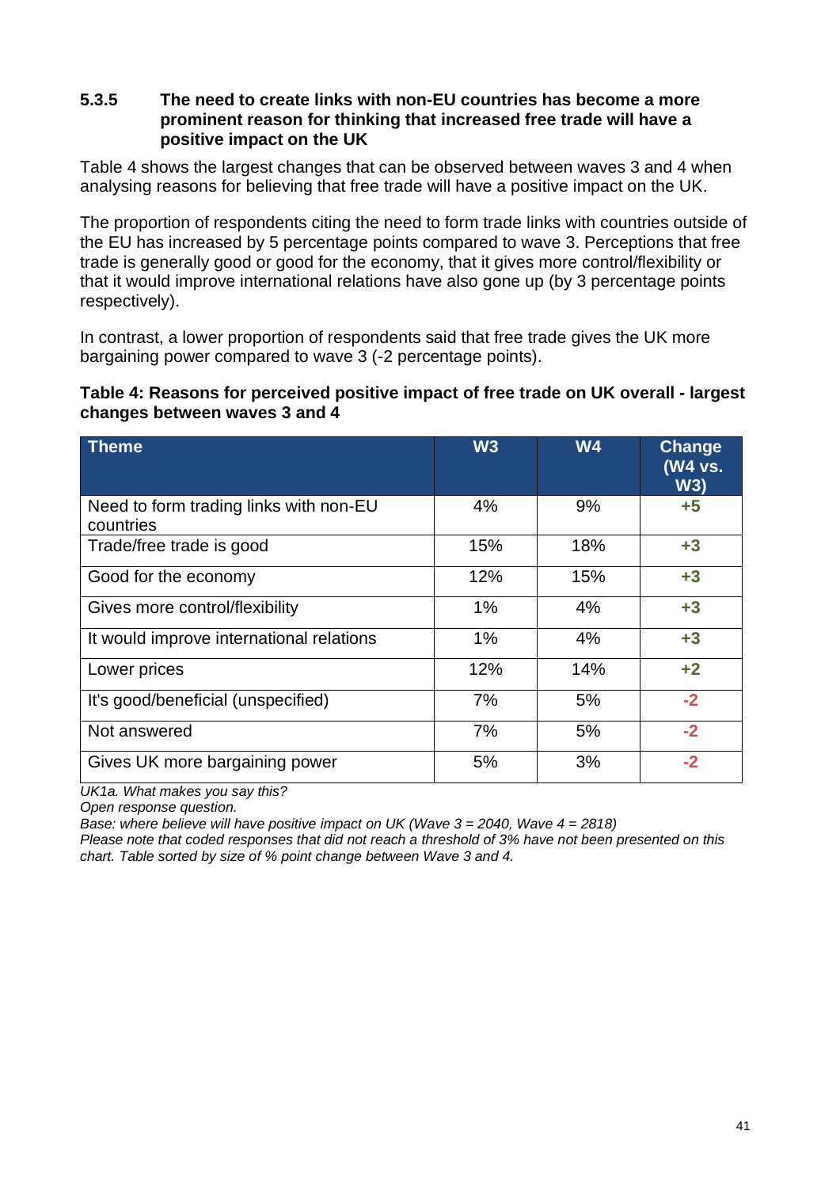### 5.3.5 The need to create links with non-EU countries has become a more prominent reason for thinking that increased free trade will have a positive impact on the UK

Table 4 shows the largest changes that can be observed between waves 3 and 4 when analysing reasons for believing that free trade will have a positive impact on the UK.

The proportion of respondents citing the need to form trade links with countries outside of the EU has increased by 5 percentage points compared to wave 3. Perceptions that free trade is generally good or good for the economy, that it gives more control/flexibility or that it would improve international relations have also gone up (by 3 percentage points respectively).

In contrast, a lower proportion of respondents said that free trade gives the UK more bargaining power compared to wave 3 (-2 percentage points).

**Table 4: Reasons for perceived positive impact of free trade on UK overall - largest changes between waves 3 and 4**

| Theme | W3 | W4 | Change (W4 vs. W3) |
|---|---|---|---|
| Need to form trading links with non-EU countries | 4% | 9% | +5 |
| Trade/free trade is good | 15% | 18% | +3 |
| Good for the economy | 12% | 15% | +3 |
| Gives more control/flexibility | 1% | 4% | +3 |
| It would improve international relations | 1% | 4% | +3 |
| Lower prices | 12% | 14% | +2 |
| It's good/beneficial (unspecified) | 7% | 5% | -2 |
| Not answered | 7% | 5% | -2 |
| Gives UK more bargaining power | 5% | 3% | -2 |

*UK1a. What makes you say this?*
*Open response question.*
*Base: where believe will have positive impact on UK (Wave 3 = 2040, Wave 4 = 2818)*
*Please note that coded responses that did not reach a threshold of 3% have not been presented on this chart. Table sorted by size of % point change between Wave 3 and 4.*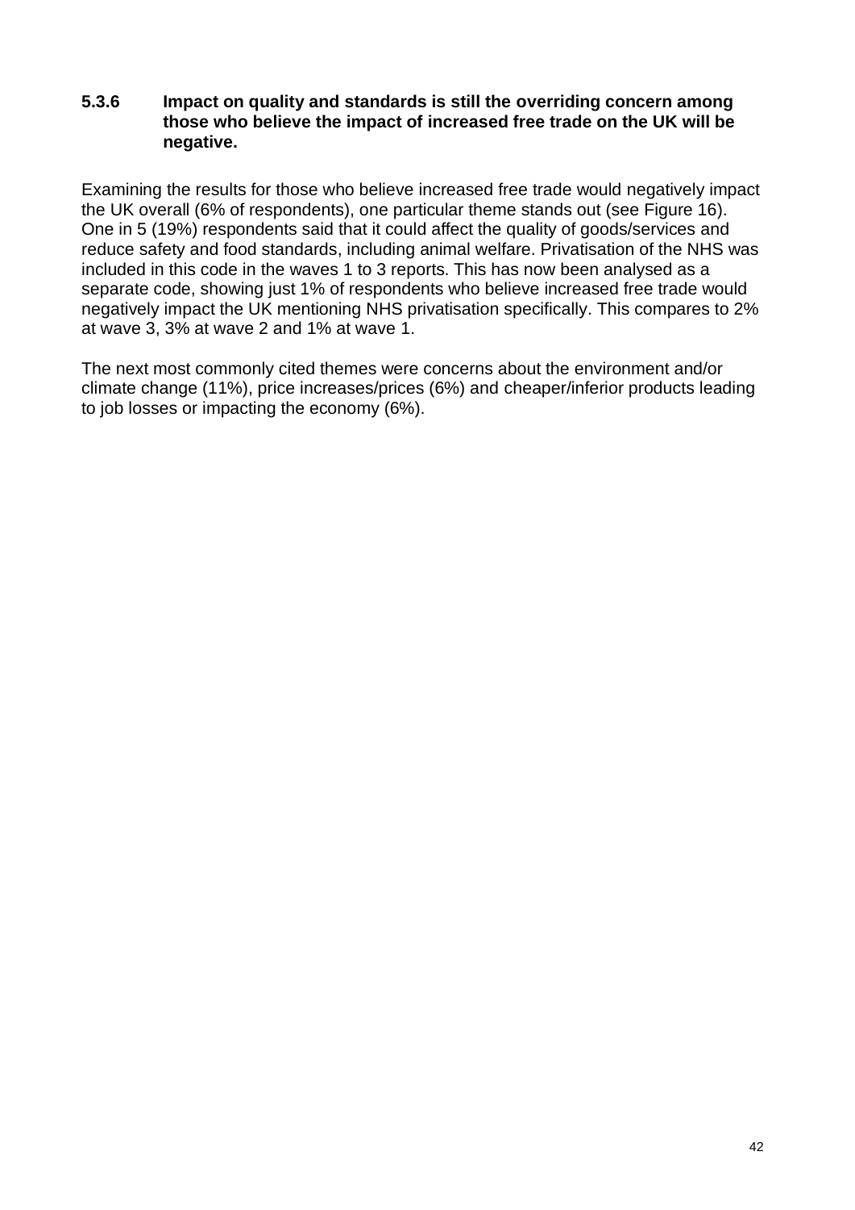### 5.3.6 Impact on quality and standards is still the overriding concern among those who believe the impact of increased free trade on the UK will be negative.

Examining the results for those who believe increased free trade would negatively impact the UK overall (6% of respondents), one particular theme stands out (see Figure 16). One in 5 (19%) respondents said that it could affect the quality of goods/services and reduce safety and food standards, including animal welfare. Privatisation of the NHS was included in this code in the waves 1 to 3 reports. This has now been analysed as a separate code, showing just 1% of respondents who believe increased free trade would negatively impact the UK mentioning NHS privatisation specifically. This compares to 2% at wave 3, 3% at wave 2 and 1% at wave 1.

The next most commonly cited themes were concerns about the environment and/or climate change (11%), price increases/prices (6%) and cheaper/inferior products leading to job losses or impacting the economy (6%).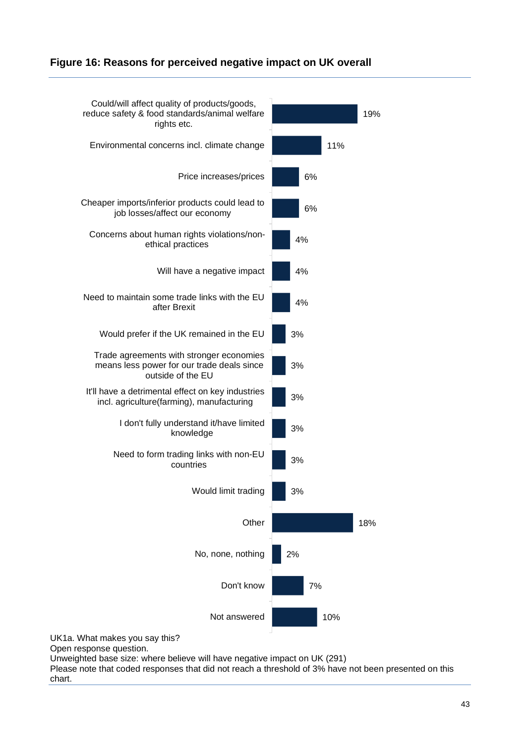**Figure 16: Reasons for perceived negative impact on UK overall**

| Reason | % |
|---|---|
| Could/will affect quality of products/goods, reduce safety & food standards/animal welfare rights etc. | 19% |
| Environmental concerns incl. climate change | 11% |
| Price increases/prices | 6% |
| Cheaper imports/inferior products could lead to job losses/affect our economy | 6% |
| Concerns about human rights violations/non-ethical practices | 4% |
| Will have a negative impact | 4% |
| Need to maintain some trade links with the EU after Brexit | 4% |
| Would prefer if the UK remained in the EU | 3% |
| Trade agreements with stronger economies means less power for our trade deals since outside of the EU | 3% |
| It'll have a detrimental effect on key industries incl. agriculture(farming), manufacturing | 3% |
| I don't fully understand it/have limited knowledge | 3% |
| Need to form trading links with non-EU countries | 3% |
| Would limit trading | 3% |
| Other | 18% |
| No, none, nothing | 2% |
| Don't know | 7% |
| Not answered | 10% |

UK1a. What makes you say this?
Open response question.
Unweighted base size: where believe will have negative impact on UK (291)
Please note that coded responses that did not reach a threshold of 3% have not been presented on this chart.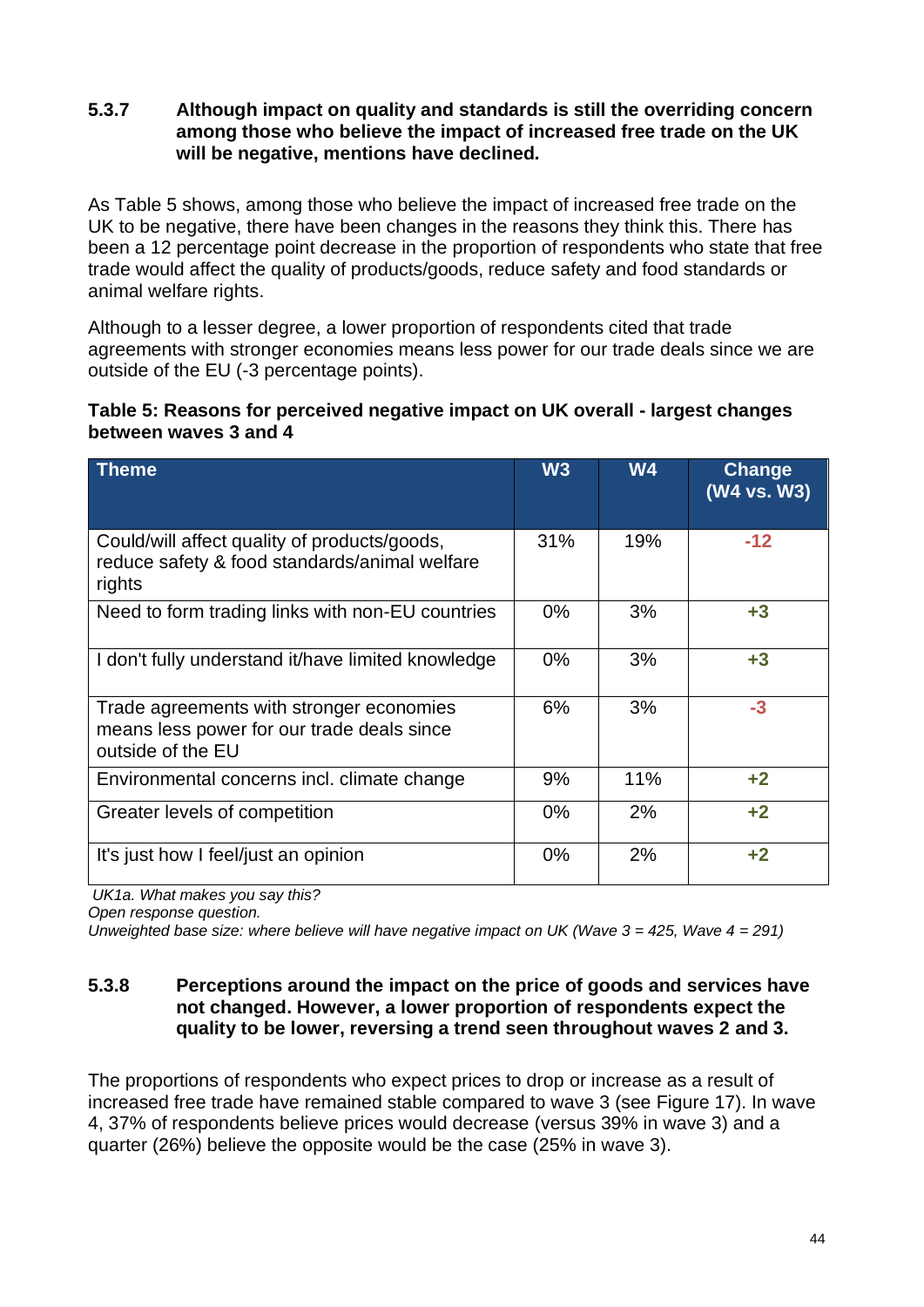### 5.3.7 Although impact on quality and standards is still the overriding concern among those who believe the impact of increased free trade on the UK will be negative, mentions have declined.

As Table 5 shows, among those who believe the impact of increased free trade on the UK to be negative, there have been changes in the reasons they think this. There has been a 12 percentage point decrease in the proportion of respondents who state that free trade would affect the quality of products/goods, reduce safety and food standards or animal welfare rights.

Although to a lesser degree, a lower proportion of respondents cited that trade agreements with stronger economies means less power for our trade deals since we are outside of the EU (-3 percentage points).

**Table 5: Reasons for perceived negative impact on UK overall - largest changes between waves 3 and 4**

| Theme | W3 | W4 | Change (W4 vs. W3) |
|---|---|---|---|
| Could/will affect quality of products/goods, reduce safety & food standards/animal welfare rights | 31% | 19% | -12 |
| Need to form trading links with non-EU countries | 0% | 3% | +3 |
| I don't fully understand it/have limited knowledge | 0% | 3% | +3 |
| Trade agreements with stronger economies means less power for our trade deals since outside of the EU | 6% | 3% | -3 |
| Environmental concerns incl. climate change | 9% | 11% | +2 |
| Greater levels of competition | 0% | 2% | +2 |
| It's just how I feel/just an opinion | 0% | 2% | +2 |

*UK1a. What makes you say this?*
*Open response question.*
*Unweighted base size: where believe will have negative impact on UK (Wave 3 = 425, Wave 4 = 291)*

### 5.3.8 Perceptions around the impact on the price of goods and services have not changed. However, a lower proportion of respondents expect the quality to be lower, reversing a trend seen throughout waves 2 and 3.

The proportions of respondents who expect prices to drop or increase as a result of increased free trade have remained stable compared to wave 3 (see Figure 17). In wave 4, 37% of respondents believe prices would decrease (versus 39% in wave 3) and a quarter (26%) believe the opposite would be the case (25% in wave 3).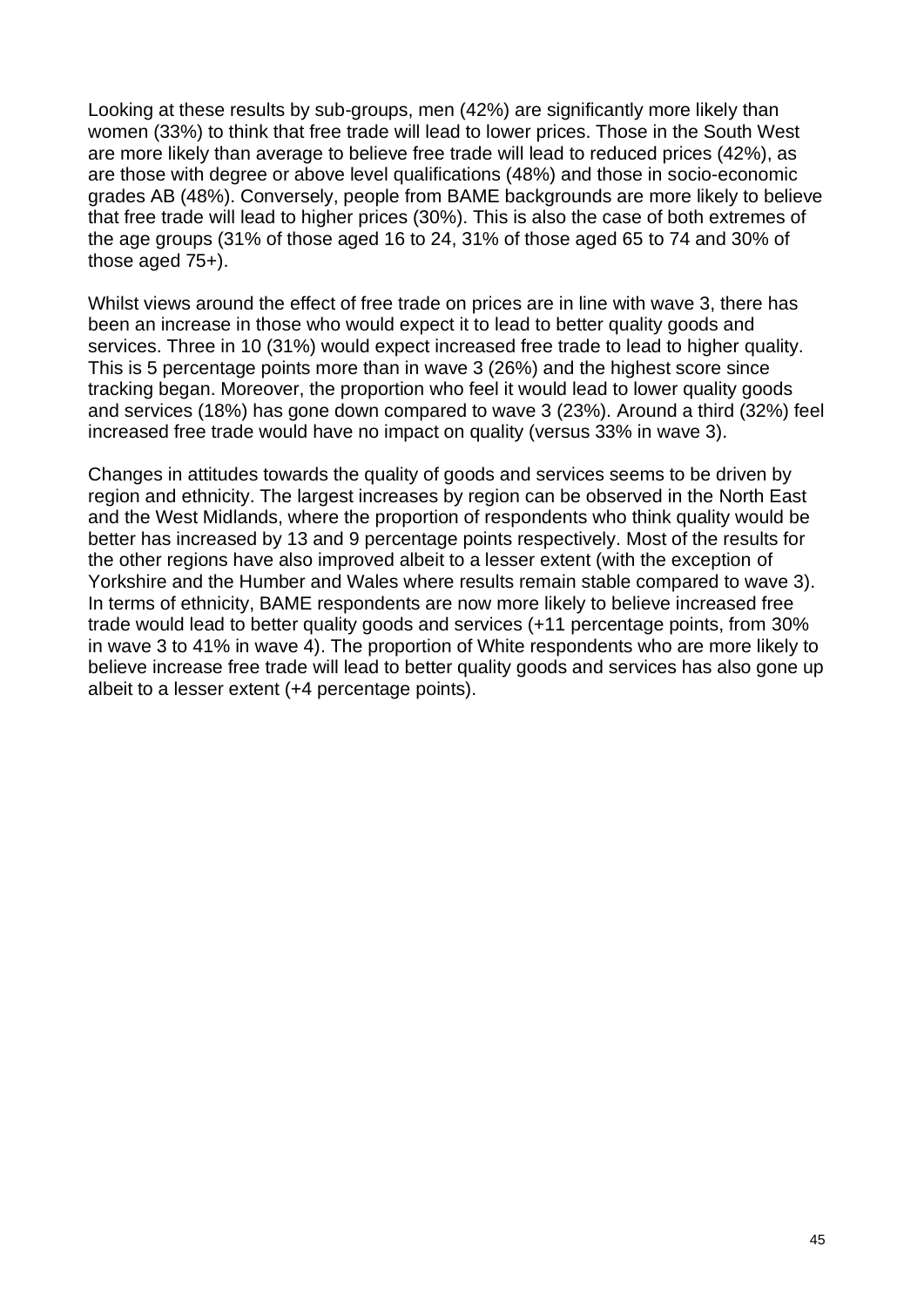Looking at these results by sub-groups, men (42%) are significantly more likely than women (33%) to think that free trade will lead to lower prices. Those in the South West are more likely than average to believe free trade will lead to reduced prices (42%), as are those with degree or above level qualifications (48%) and those in socio-economic grades AB (48%). Conversely, people from BAME backgrounds are more likely to believe that free trade will lead to higher prices (30%). This is also the case of both extremes of the age groups (31% of those aged 16 to 24, 31% of those aged 65 to 74 and 30% of those aged 75+).

Whilst views around the effect of free trade on prices are in line with wave 3, there has been an increase in those who would expect it to lead to better quality goods and services. Three in 10 (31%) would expect increased free trade to lead to higher quality. This is 5 percentage points more than in wave 3 (26%) and the highest score since tracking began. Moreover, the proportion who feel it would lead to lower quality goods and services (18%) has gone down compared to wave 3 (23%). Around a third (32%) feel increased free trade would have no impact on quality (versus 33% in wave 3).

Changes in attitudes towards the quality of goods and services seems to be driven by region and ethnicity. The largest increases by region can be observed in the North East and the West Midlands, where the proportion of respondents who think quality would be better has increased by 13 and 9 percentage points respectively. Most of the results for the other regions have also improved albeit to a lesser extent (with the exception of Yorkshire and the Humber and Wales where results remain stable compared to wave 3). In terms of ethnicity, BAME respondents are now more likely to believe increased free trade would lead to better quality goods and services (+11 percentage points, from 30% in wave 3 to 41% in wave 4). The proportion of White respondents who are more likely to believe increase free trade will lead to better quality goods and services has also gone up albeit to a lesser extent (+4 percentage points).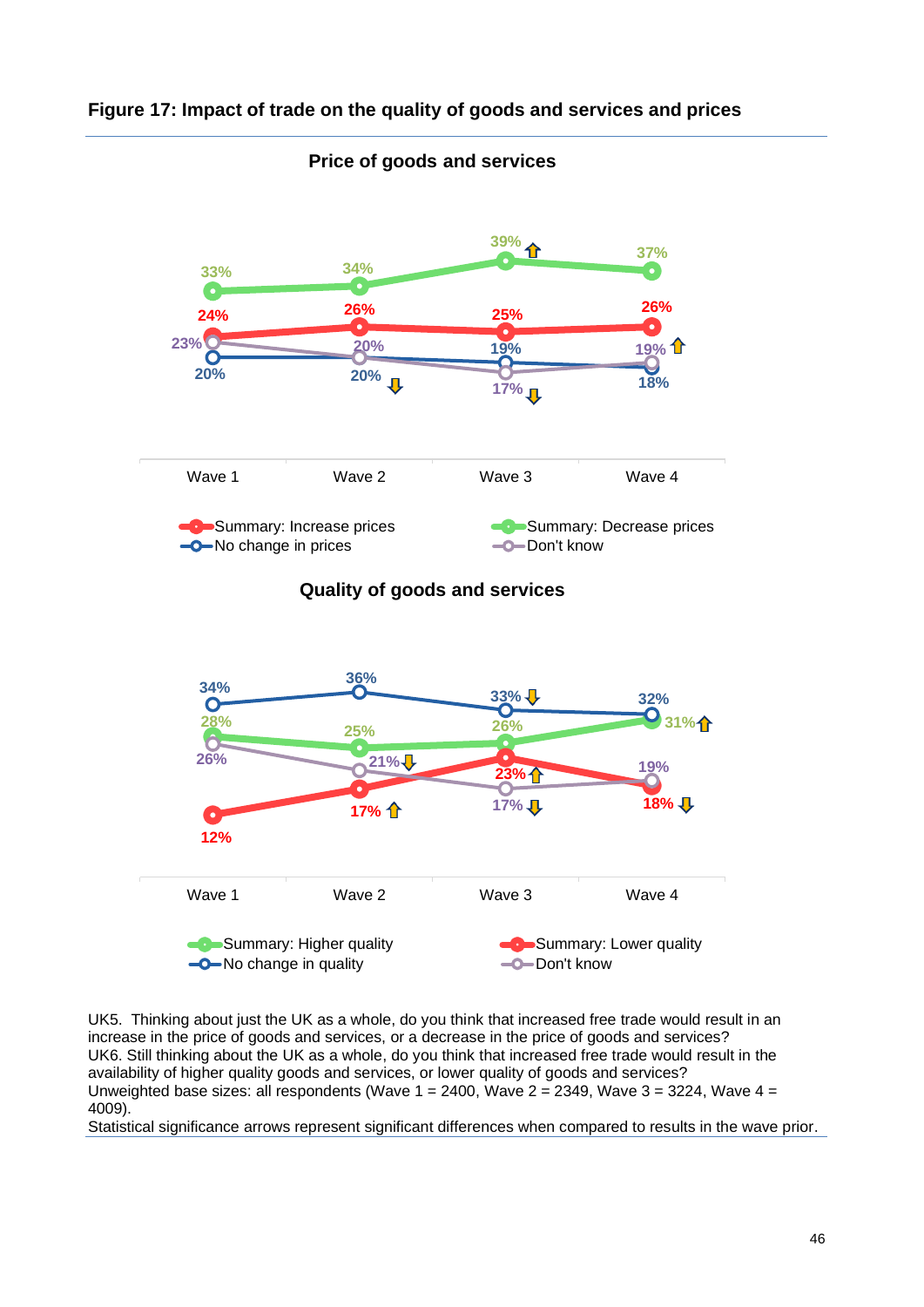**Figure 17: Impact of trade on the quality of goods and services and prices**

**Price of goods and services**

| | Wave 1 | Wave 2 | Wave 3 | Wave 4 |
|---|---|---|---|---|
| Summary: Increase prices | 24% | 26% | 25% | 26% |
| Summary: Decrease prices | 33% | 34% | 39% ⇧ | 37% |
| No change in prices | 20% | 20% ⇩ | 19% | 18% |
| Don't know | 23% | 20% | 17% ⇩ | 19% ⇧ |

**Quality of goods and services**

| | Wave 1 | Wave 2 | Wave 3 | Wave 4 |
|---|---|---|---|---|
| Summary: Higher quality | 28% | 25% | 26% | 31% ⇧ |
| Summary: Lower quality | 12% | 17% ⇧ | 23% ⇧ | 18% ⇩ |
| No change in quality | 34% | 36% | 33% ⇩ | 32% |
| Don't know | 26% | 21% ⇩ | 17% ⇩ | 19% |

UK5. Thinking about just the UK as a whole, do you think that increased free trade would result in an increase in the price of goods and services, or a decrease in the price of goods and services?
UK6. Still thinking about the UK as a whole, do you think that increased free trade would result in the availability of higher quality goods and services, or lower quality of goods and services?
Unweighted base sizes: all respondents (Wave 1 = 2400, Wave 2 = 2349, Wave 3 = 3224, Wave 4 = 4009).
Statistical significance arrows represent significant differences when compared to results in the wave prior.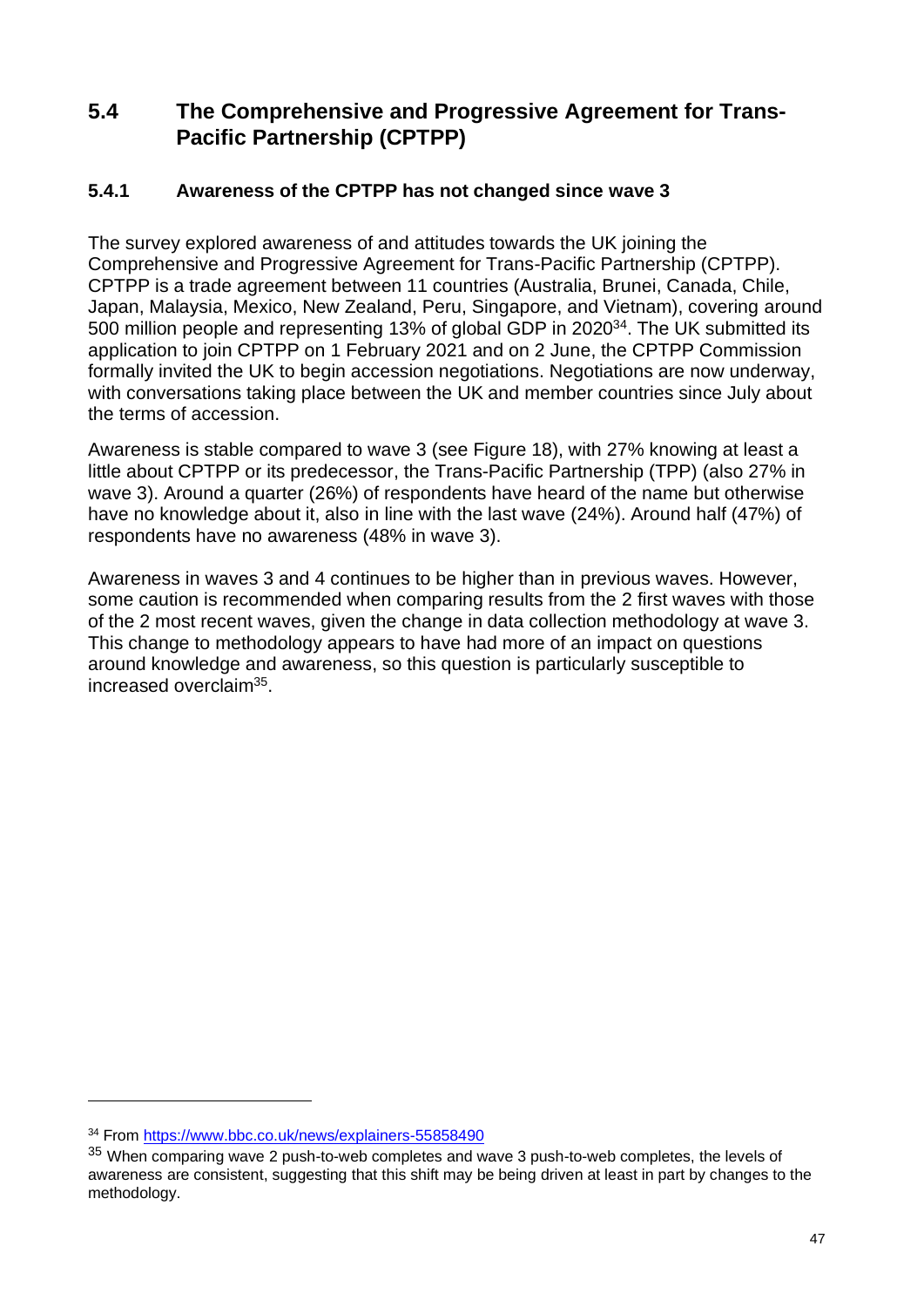## 5.4 The Comprehensive and Progressive Agreement for Trans-Pacific Partnership (CPTPP)

### 5.4.1 Awareness of the CPTPP has not changed since wave 3

The survey explored awareness of and attitudes towards the UK joining the Comprehensive and Progressive Agreement for Trans-Pacific Partnership (CPTPP). CPTPP is a trade agreement between 11 countries (Australia, Brunei, Canada, Chile, Japan, Malaysia, Mexico, New Zealand, Peru, Singapore, and Vietnam), covering around 500 million people and representing 13% of global GDP in 2020[34]. The UK submitted its application to join CPTPP on 1 February 2021 and on 2 June, the CPTPP Commission formally invited the UK to begin accession negotiations. Negotiations are now underway, with conversations taking place between the UK and member countries since July about the terms of accession.

Awareness is stable compared to wave 3 (see Figure 18), with 27% knowing at least a little about CPTPP or its predecessor, the Trans-Pacific Partnership (TPP) (also 27% in wave 3). Around a quarter (26%) of respondents have heard of the name but otherwise have no knowledge about it, also in line with the last wave (24%). Around half (47%) of respondents have no awareness (48% in wave 3).

Awareness in waves 3 and 4 continues to be higher than in previous waves. However, some caution is recommended when comparing results from the 2 first waves with those of the 2 most recent waves, given the change in data collection methodology at wave 3. This change to methodology appears to have had more of an impact on questions around knowledge and awareness, so this question is particularly susceptible to increased overclaim[35].

---

[34] From https://www.bbc.co.uk/news/explainers-55858490

[35] When comparing wave 2 push-to-web completes and wave 3 push-to-web completes, the levels of awareness are consistent, suggesting that this shift may be being driven at least in part by changes to the methodology.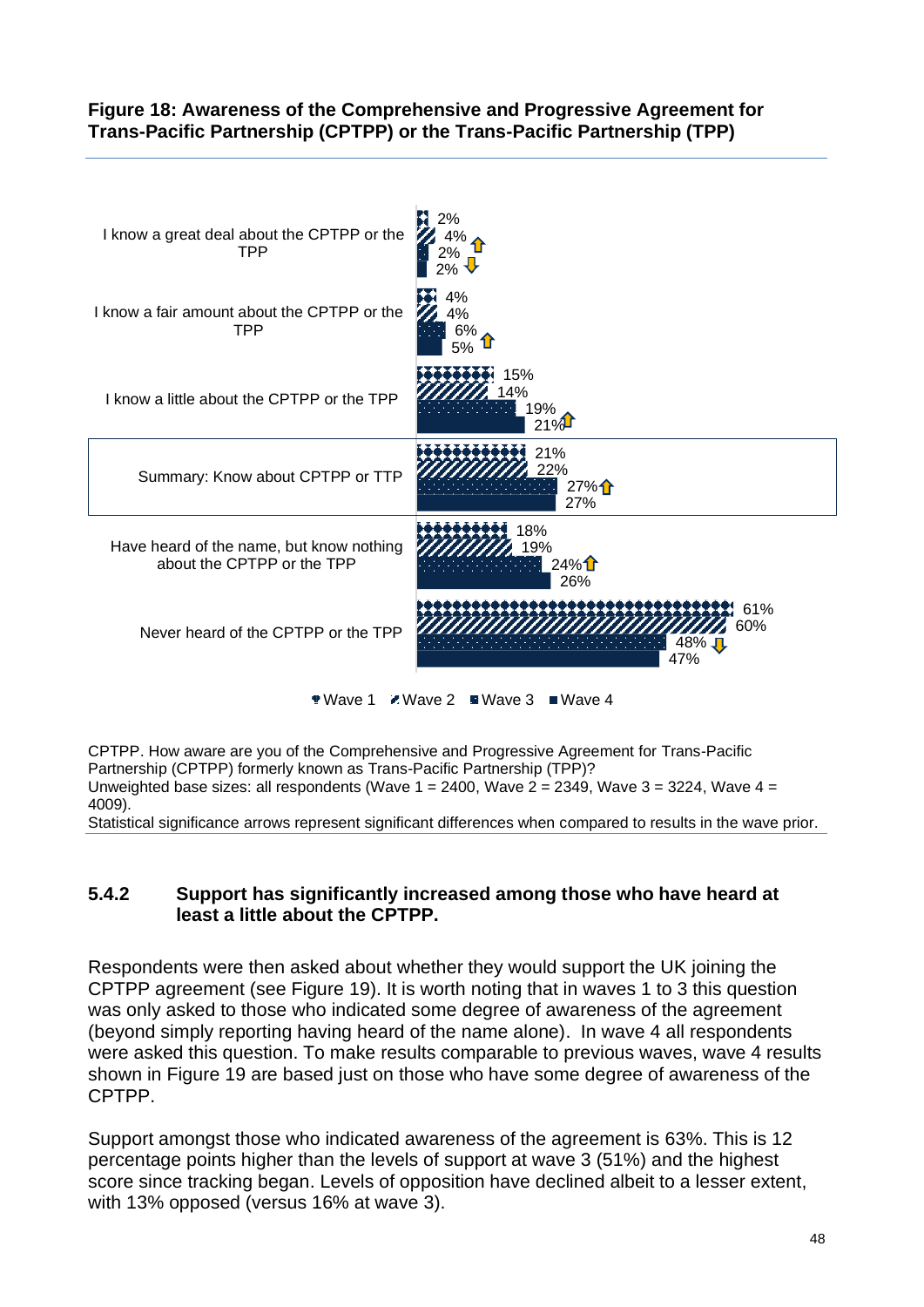**Figure 18: Awareness of the Comprehensive and Progressive Agreement for Trans-Pacific Partnership (CPTPP) or the Trans-Pacific Partnership (TPP)**

| | Wave 1 | Wave 2 | Wave 3 | Wave 4 |
|---|---|---|---|---|
| I know a great deal about the CPTPP or the TPP | 2% | 4% ↑ | 2% ↓ | 2% |
| I know a fair amount about the CPTPP or the TPP | 4% | 4% | 6% ↑ | 5% |
| I know a little about the CPTPP or the TPP | 15% | 14% | 19% | 21% ↑ |
| Summary: Know about CPTPP or TTP | 21% | 22% | 27% ↑ | 27% |
| Have heard of the name, but know nothing about the CPTPP or the TPP | 18% | 19% | 24% ↑ | 26% |
| Never heard of the CPTPP or the TPP | 61% | 60% | 48% ↓ | 47% |

CPTPP. How aware are you of the Comprehensive and Progressive Agreement for Trans-Pacific Partnership (CPTPP) formerly known as Trans-Pacific Partnership (TPP)?
Unweighted base sizes: all respondents (Wave 1 = 2400, Wave 2 = 2349, Wave 3 = 3224, Wave 4 = 4009).
Statistical significance arrows represent significant differences when compared to results in the wave prior.

### 5.4.2 Support has significantly increased among those who have heard at least a little about the CPTPP.

Respondents were then asked about whether they would support the UK joining the CPTPP agreement (see Figure 19). It is worth noting that in waves 1 to 3 this question was only asked to those who indicated some degree of awareness of the agreement (beyond simply reporting having heard of the name alone). In wave 4 all respondents were asked this question. To make results comparable to previous waves, wave 4 results shown in Figure 19 are based just on those who have some degree of awareness of the CPTPP.

Support amongst those who indicated awareness of the agreement is 63%. This is 12 percentage points higher than the levels of support at wave 3 (51%) and the highest score since tracking began. Levels of opposition have declined albeit to a lesser extent, with 13% opposed (versus 16% at wave 3).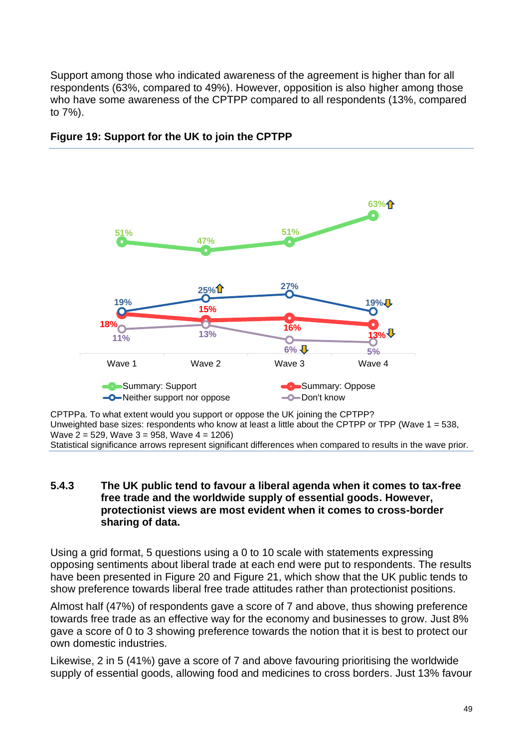Support among those who indicated awareness of the agreement is higher than for all respondents (63%, compared to 49%). However, opposition is also higher among those who have some awareness of the CPTPP compared to all respondents (13%, compared to 7%).

**Figure 19: Support for the UK to join the CPTPP**

| | Wave 1 | Wave 2 | Wave 3 | Wave 4 |
|---|---|---|---|---|
| Summary: Support | 51% | 47% | 51% | 63% ⇧ |
| Neither support nor oppose | 19% | 25% ⇧ | 27% | 19% ⇩ |
| Summary: Oppose | 18% | 15% | 16% | 13% ⇩ |
| Don't know | 11% | 13% | 6% ⇩ | 5% |

CPTPPa. To what extent would you support or oppose the UK joining the CPTPP?
Unweighted base sizes: respondents who know at least a little about the CPTPP or TPP (Wave 1 = 538, Wave 2 = 529, Wave 3 = 958, Wave 4 = 1206)
Statistical significance arrows represent significant differences when compared to results in the wave prior.

### 5.4.3 The UK public tend to favour a liberal agenda when it comes to tax-free free trade and the worldwide supply of essential goods. However, protectionist views are most evident when it comes to cross-border sharing of data.

Using a grid format, 5 questions using a 0 to 10 scale with statements expressing opposing sentiments about liberal trade at each end were put to respondents. The results have been presented in Figure 20 and Figure 21, which show that the UK public tends to show preference towards liberal free trade attitudes rather than protectionist positions.

Almost half (47%) of respondents gave a score of 7 and above, thus showing preference towards free trade as an effective way for the economy and businesses to grow. Just 8% gave a score of 0 to 3 showing preference towards the notion that it is best to protect our own domestic industries.

Likewise, 2 in 5 (41%) gave a score of 7 and above favouring prioritising the worldwide supply of essential goods, allowing food and medicines to cross borders. Just 13% favour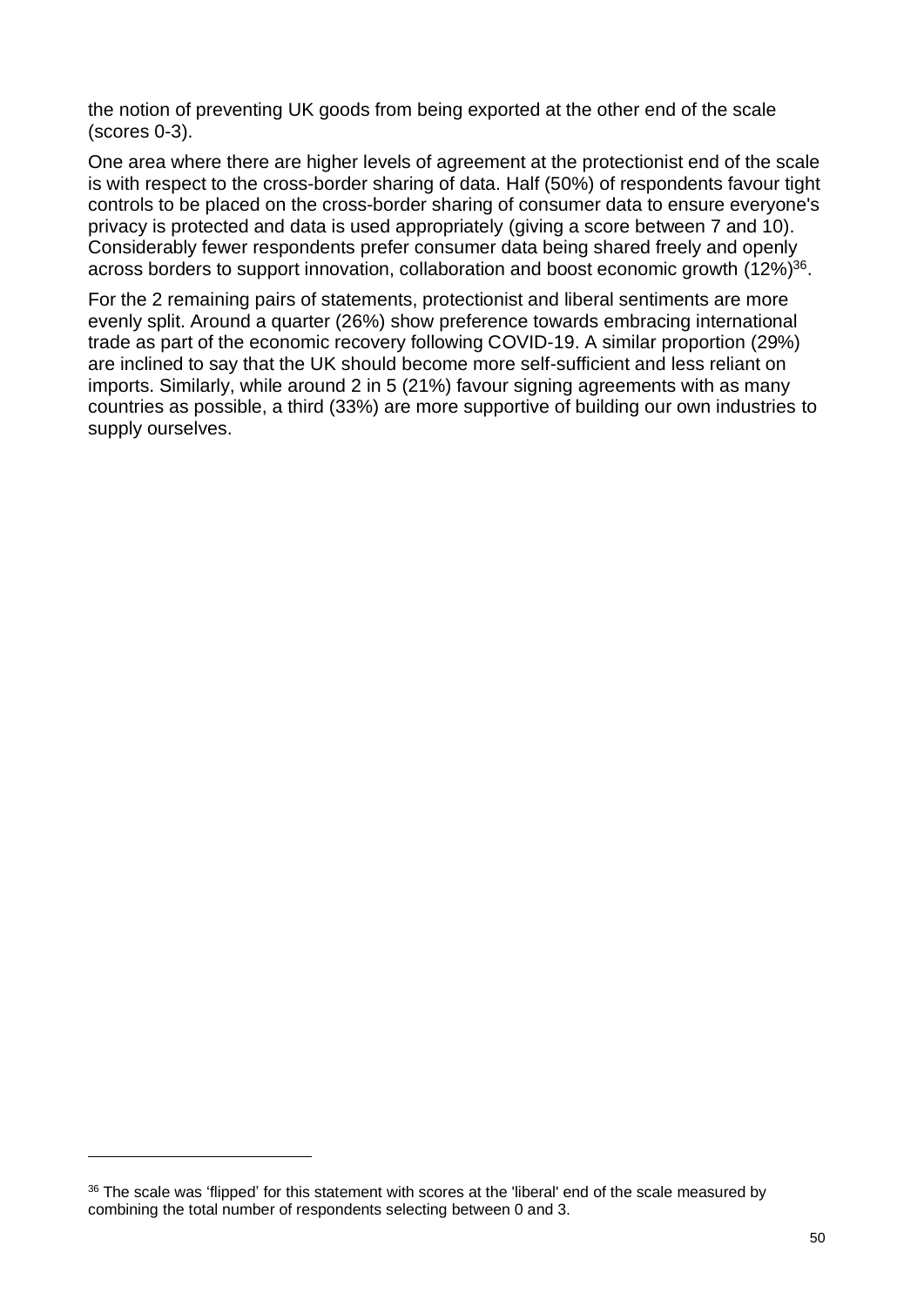the notion of preventing UK goods from being exported at the other end of the scale (scores 0-3).

One area where there are higher levels of agreement at the protectionist end of the scale is with respect to the cross-border sharing of data. Half (50%) of respondents favour tight controls to be placed on the cross-border sharing of consumer data to ensure everyone's privacy is protected and data is used appropriately (giving a score between 7 and 10). Considerably fewer respondents prefer consumer data being shared freely and openly across borders to support innovation, collaboration and boost economic growth (12%)[36].

For the 2 remaining pairs of statements, protectionist and liberal sentiments are more evenly split. Around a quarter (26%) show preference towards embracing international trade as part of the economic recovery following COVID-19. A similar proportion (29%) are inclined to say that the UK should become more self-sufficient and less reliant on imports. Similarly, while around 2 in 5 (21%) favour signing agreements with as many countries as possible, a third (33%) are more supportive of building our own industries to supply ourselves.

---

[36] The scale was 'flipped' for this statement with scores at the 'liberal' end of the scale measured by combining the total number of respondents selecting between 0 and 3.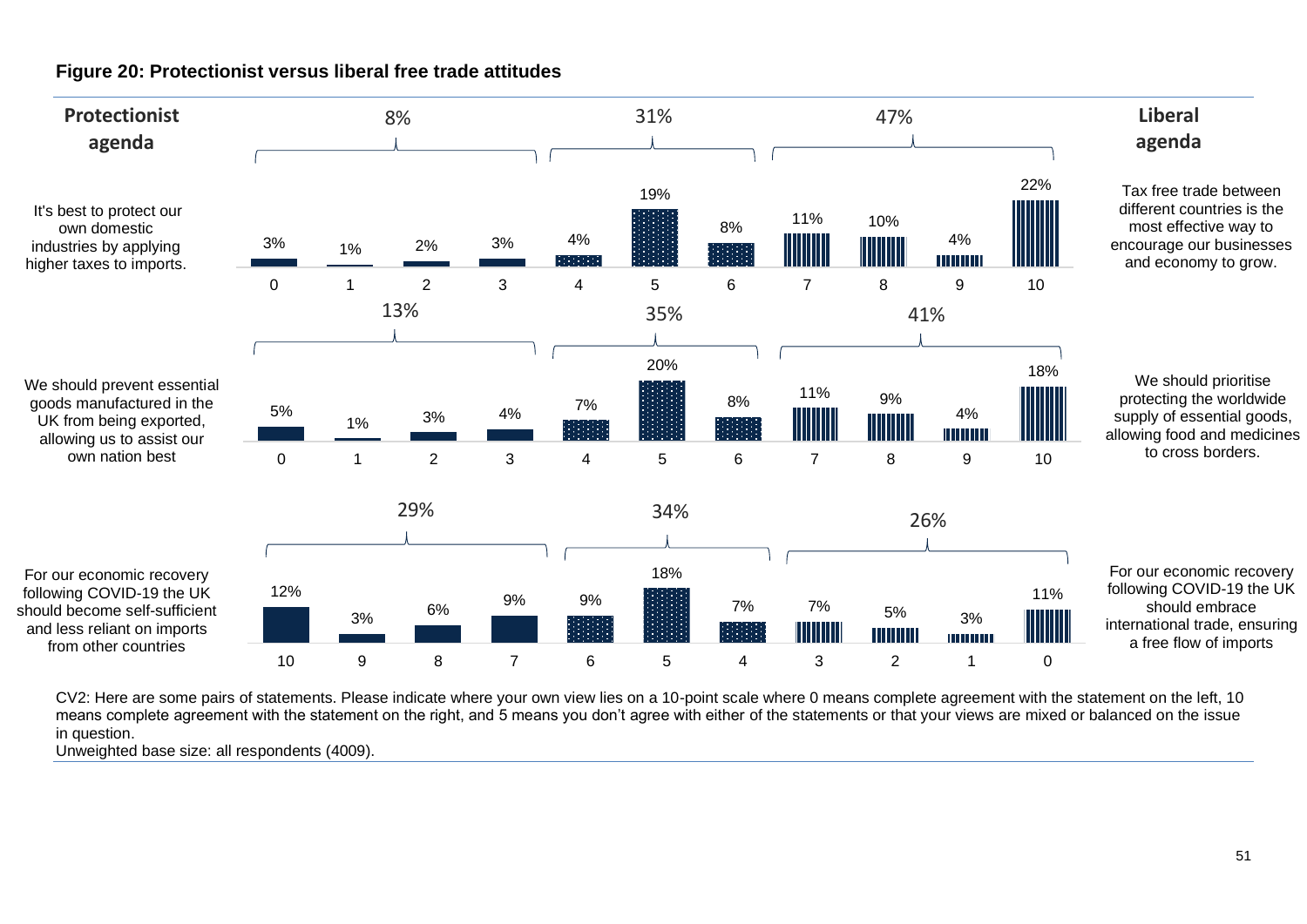**Figure 20: Protectionist versus liberal free trade attitudes**

**Protectionist agenda** | **Liberal agenda**

It's best to protect our own domestic industries by applying higher taxes to imports. / Tax free trade between different countries is the most effective way to encourage our businesses and economy to grow.

| 0 | 1 | 2 | 3 | 4 | 5 | 6 | 7 | 8 | 9 | 10 |
|---|---|---|---|---|---|---|---|---|---|---|
| 3% | 1% | 2% | 3% | 4% | 19% | 8% | 11% | 10% | 4% | 22% |

Groups: 0–3: 8%; 4–6: 31%; 7–10: 47%

We should prevent essential goods manufactured in the UK from being exported, allowing us to assist our own nation best / We should prioritise protecting the worldwide supply of essential goods, allowing food and medicines to cross borders.

| 0 | 1 | 2 | 3 | 4 | 5 | 6 | 7 | 8 | 9 | 10 |
|---|---|---|---|---|---|---|---|---|---|---|
| 5% | 1% | 3% | 4% | 7% | 20% | 8% | 11% | 9% | 4% | 18% |

Groups: 0–3: 13%; 4–6: 35%; 7–10: 41%

For our economic recovery following COVID-19 the UK should become self-sufficient and less reliant on imports from other countries / For our economic recovery following COVID-19 the UK should embrace international trade, ensuring a free flow of imports

| 10 | 9 | 8 | 7 | 6 | 5 | 4 | 3 | 2 | 1 | 0 |
|---|---|---|---|---|---|---|---|---|---|---|
| 12% | 3% | 6% | 9% | 9% | 18% | 7% | 7% | 5% | 3% | 11% |

Groups: 10–7: 29%; 6–4: 34%; 3–0: 26%

CV2: Here are some pairs of statements. Please indicate where your own view lies on a 10-point scale where 0 means complete agreement with the statement on the left, 10 means complete agreement with the statement on the right, and 5 means you don't agree with either of the statements or that your views are mixed or balanced on the issue in question.
Unweighted base size: all respondents (4009).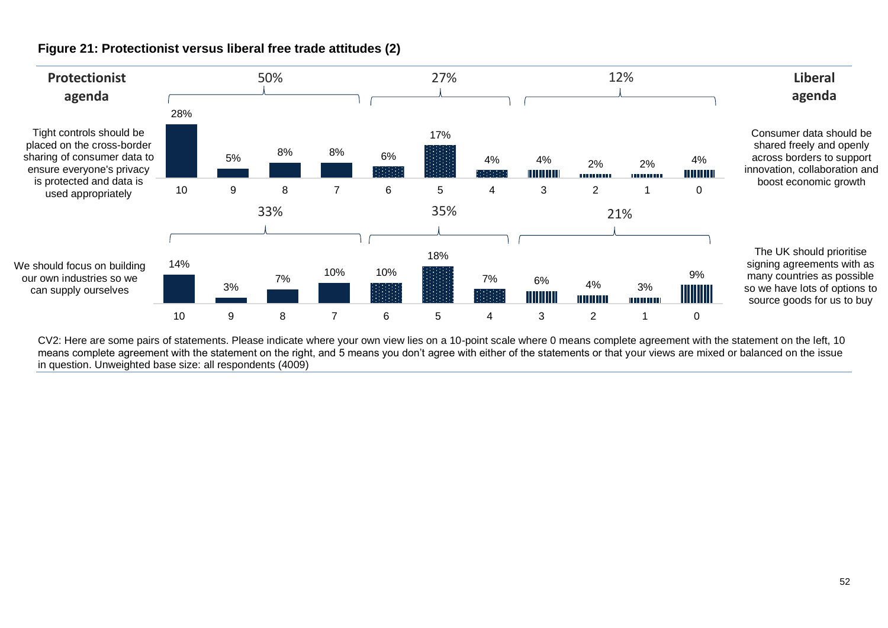**Figure 21: Protectionist versus liberal free trade attitudes (2)**

| | Protectionist agenda | | | | | | | | | | Liberal agenda | |
|---|---|---|---|---|---|---|---|---|---|---|---|---|
| | 50% | | | | 27% | | | 12% | | | | |
| Tight controls should be placed on the cross-border sharing of consumer data to ensure everyone's privacy is protected and data is used appropriately | 10: 28% | 9: 5% | 8: 8% | 7: 8% | 6: 6% | 5: 17% | 4: 4% | 3: 4% | 2: 2% | 1: 2% | 0: 4% | Consumer data should be shared freely and openly across borders to support innovation, collaboration and boost economic growth |
| | 33% | | | | 35% | | | 21% | | | | |
| We should focus on building our own industries so we can supply ourselves | 10: 14% | 9: 3% | 8: 7% | 7: 10% | 6: 10% | 5: 18% | 4: 7% | 3: 6% | 2: 4% | 1: 3% | 0: 9% | The UK should prioritise signing agreements with as many countries as possible so we have lots of options to source goods for us to buy |

CV2: Here are some pairs of statements. Please indicate where your own view lies on a 10-point scale where 0 means complete agreement with the statement on the left, 10 means complete agreement with the statement on the right, and 5 means you don't agree with either of the statements or that your views are mixed or balanced on the issue in question. Unweighted base size: all respondents (4009)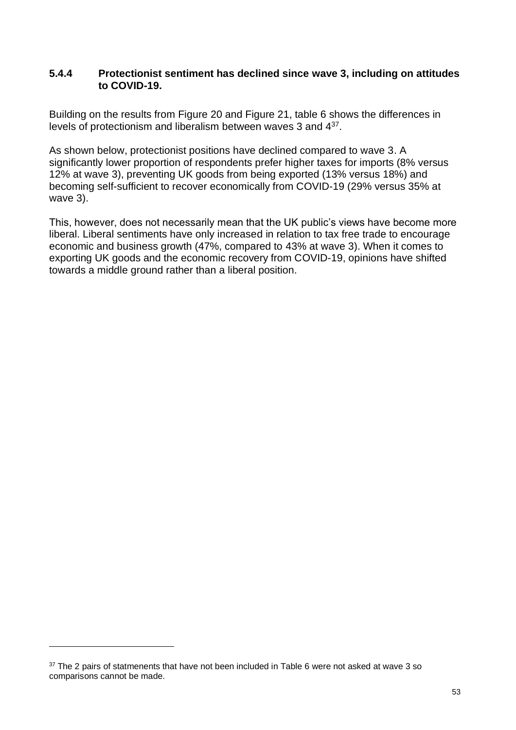### 5.4.4 Protectionist sentiment has declined since wave 3, including on attitudes to COVID-19.

Building on the results from Figure 20 and Figure 21, table 6 shows the differences in levels of protectionism and liberalism between waves 3 and 4[37].

As shown below, protectionist positions have declined compared to wave 3. A significantly lower proportion of respondents prefer higher taxes for imports (8% versus 12% at wave 3), preventing UK goods from being exported (13% versus 18%) and becoming self-sufficient to recover economically from COVID-19 (29% versus 35% at wave 3).

This, however, does not necessarily mean that the UK public's views have become more liberal. Liberal sentiments have only increased in relation to tax free trade to encourage economic and business growth (47%, compared to 43% at wave 3). When it comes to exporting UK goods and the economic recovery from COVID-19, opinions have shifted towards a middle ground rather than a liberal position.

[37] The 2 pairs of statmenents that have not been included in Table 6 were not asked at wave 3 so comparisons cannot be made.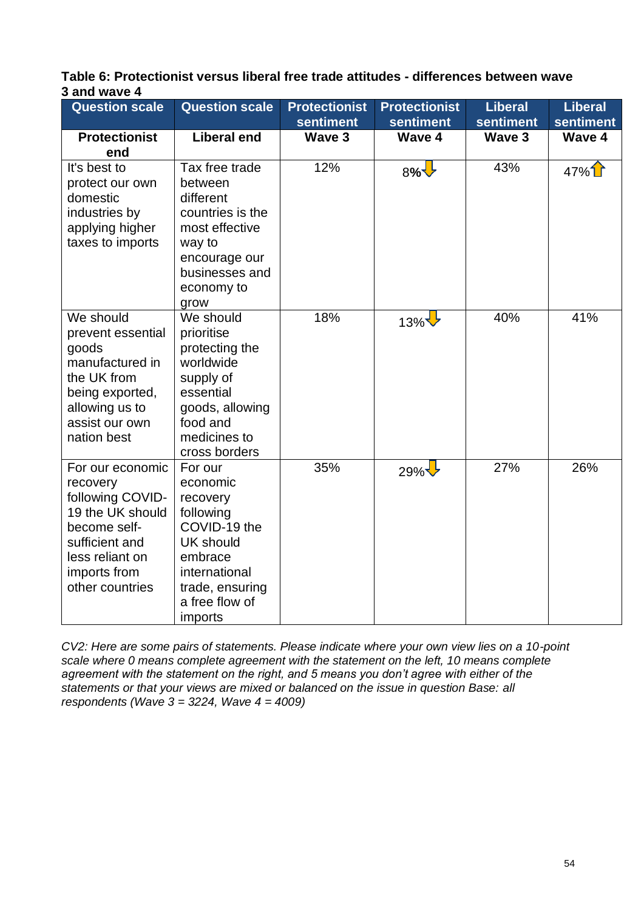**Table 6: Protectionist versus liberal free trade attitudes - differences between wave 3 and wave 4**

| Question scale | Question scale | Protectionist sentiment | Protectionist sentiment | Liberal sentiment | Liberal sentiment |
|---|---|---|---|---|---|
| **Protectionist end** | **Liberal end** | **Wave 3** | **Wave 4** | **Wave 3** | **Wave 4** |
| It's best to protect our own domestic industries by applying higher taxes to imports | Tax free trade between different countries is the most effective way to encourage our businesses and economy to grow | 12% | 8%↓ | 43% | 47%↑ |
| We should prevent essential goods manufactured in the UK from being exported, allowing us to assist our own nation best | We should prioritise protecting the worldwide supply of essential goods, allowing food and medicines to cross borders | 18% | 13%↓ | 40% | 41% |
| For our economic recovery following COVID-19 the UK should become self-sufficient and less reliant on imports from other countries | For our economic recovery following COVID-19 the UK should embrace international trade, ensuring a free flow of imports | 35% | 29%↓ | 27% | 26% |

*CV2: Here are some pairs of statements. Please indicate where your own view lies on a 10-point scale where 0 means complete agreement with the statement on the left, 10 means complete agreement with the statement on the right, and 5 means you don't agree with either of the statements or that your views are mixed or balanced on the issue in question Base: all respondents (Wave 3 = 3224, Wave 4 = 4009)*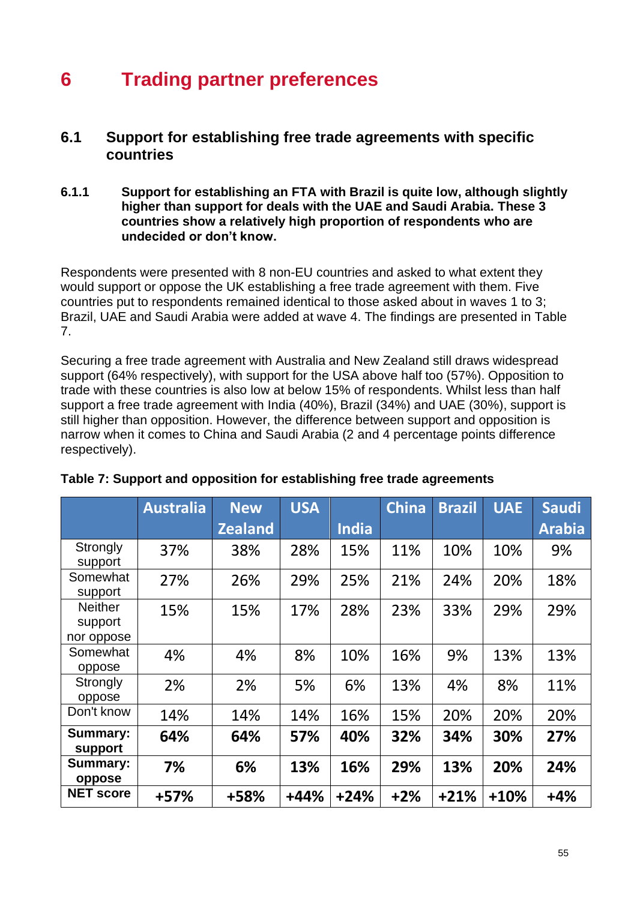# 6 Trading partner preferences

## 6.1 Support for establishing free trade agreements with specific countries

### 6.1.1 Support for establishing an FTA with Brazil is quite low, although slightly higher than support for deals with the UAE and Saudi Arabia. These 3 countries show a relatively high proportion of respondents who are undecided or don't know.

Respondents were presented with 8 non-EU countries and asked to what extent they would support or oppose the UK establishing a free trade agreement with them. Five countries put to respondents remained identical to those asked about in waves 1 to 3; Brazil, UAE and Saudi Arabia were added at wave 4. The findings are presented in Table 7.

Securing a free trade agreement with Australia and New Zealand still draws widespread support (64% respectively), with support for the USA above half too (57%). Opposition to trade with these countries is also low at below 15% of respondents. Whilst less than half support a free trade agreement with India (40%), Brazil (34%) and UAE (30%), support is still higher than opposition. However, the difference between support and opposition is narrow when it comes to China and Saudi Arabia (2 and 4 percentage points difference respectively).

**Table 7: Support and opposition for establishing free trade agreements**

| | Australia | New Zealand | USA | India | China | Brazil | UAE | Saudi Arabia |
|---|---|---|---|---|---|---|---|---|
| Strongly support | 37% | 38% | 28% | 15% | 11% | 10% | 10% | 9% |
| Somewhat support | 27% | 26% | 29% | 25% | 21% | 24% | 20% | 18% |
| Neither support nor oppose | 15% | 15% | 17% | 28% | 23% | 33% | 29% | 29% |
| Somewhat oppose | 4% | 4% | 8% | 10% | 16% | 9% | 13% | 13% |
| Strongly oppose | 2% | 2% | 5% | 6% | 13% | 4% | 8% | 11% |
| Don't know | 14% | 14% | 14% | 16% | 15% | 20% | 20% | 20% |
| **Summary: support** | **64%** | **64%** | **57%** | **40%** | **32%** | **34%** | **30%** | **27%** |
| **Summary: oppose** | **7%** | **6%** | **13%** | **16%** | **29%** | **13%** | **20%** | **24%** |
| **NET score** | **+57%** | **+58%** | **+44%** | **+24%** | **+2%** | **+21%** | **+10%** | **+4%** |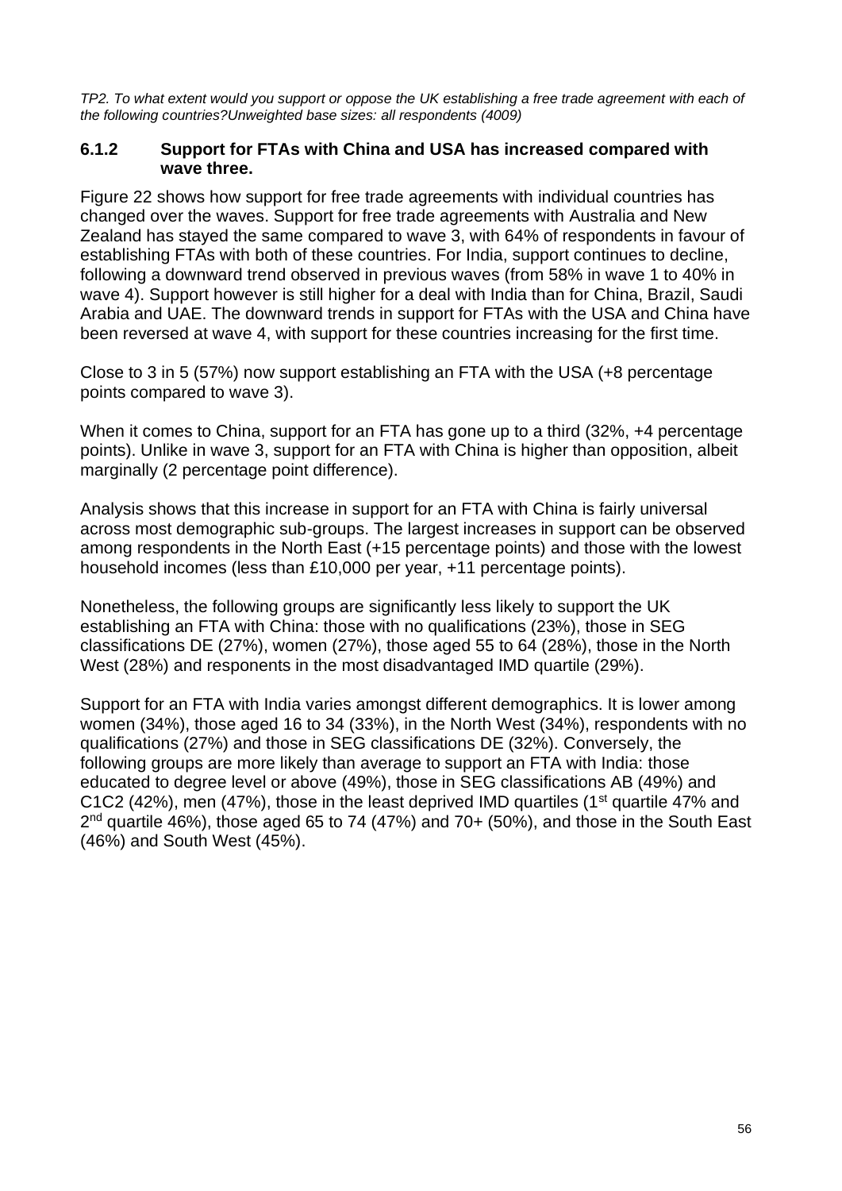*TP2. To what extent would you support or oppose the UK establishing a free trade agreement with each of the following countries?Unweighted base sizes: all respondents (4009)*

### 6.1.2 Support for FTAs with China and USA has increased compared with wave three.

Figure 22 shows how support for free trade agreements with individual countries has changed over the waves. Support for free trade agreements with Australia and New Zealand has stayed the same compared to wave 3, with 64% of respondents in favour of establishing FTAs with both of these countries. For India, support continues to decline, following a downward trend observed in previous waves (from 58% in wave 1 to 40% in wave 4). Support however is still higher for a deal with India than for China, Brazil, Saudi Arabia and UAE. The downward trends in support for FTAs with the USA and China have been reversed at wave 4, with support for these countries increasing for the first time.

Close to 3 in 5 (57%) now support establishing an FTA with the USA (+8 percentage points compared to wave 3).

When it comes to China, support for an FTA has gone up to a third (32%, +4 percentage points). Unlike in wave 3, support for an FTA with China is higher than opposition, albeit marginally (2 percentage point difference).

Analysis shows that this increase in support for an FTA with China is fairly universal across most demographic sub-groups. The largest increases in support can be observed among respondents in the North East (+15 percentage points) and those with the lowest household incomes (less than £10,000 per year, +11 percentage points).

Nonetheless, the following groups are significantly less likely to support the UK establishing an FTA with China: those with no qualifications (23%), those in SEG classifications DE (27%), women (27%), those aged 55 to 64 (28%), those in the North West (28%) and responents in the most disadvantaged IMD quartile (29%).

Support for an FTA with India varies amongst different demographics. It is lower among women (34%), those aged 16 to 34 (33%), in the North West (34%), respondents with no qualifications (27%) and those in SEG classifications DE (32%). Conversely, the following groups are more likely than average to support an FTA with India: those educated to degree level or above (49%), those in SEG classifications AB (49%) and C1C2 (42%), men (47%), those in the least deprived IMD quartiles (1st quartile 47% and 2nd quartile 46%), those aged 65 to 74 (47%) and 70+ (50%), and those in the South East (46%) and South West (45%).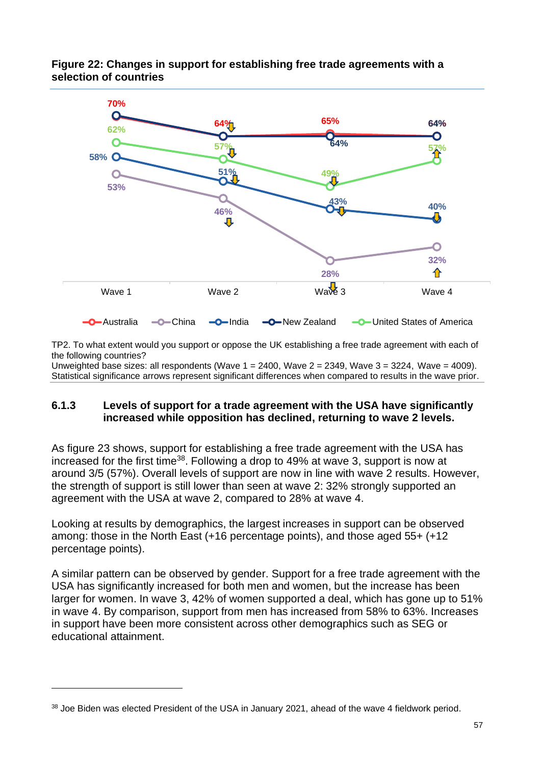**Figure 22: Changes in support for establishing free trade agreements with a selection of countries**

| | Wave 1 | Wave 2 | Wave 3 | Wave 4 |
|---|---|---|---|---|
| Australia | 70% | 64% | 65% | 64% |
| China | 53% | 46% | 28% | 32% |
| India | 58% | 51% | 43% | 40% |
| New Zealand | 70% | 64% | 64% | 64% |
| United States of America | 62% | 57% | 49% | 57% |

TP2. To what extent would you support or oppose the UK establishing a free trade agreement with each of the following countries?
Unweighted base sizes: all respondents (Wave 1 = 2400, Wave 2 = 2349, Wave 3 = 3224, Wave = 4009).
Statistical significance arrows represent significant differences when compared to results in the wave prior.

### 6.1.3 Levels of support for a trade agreement with the USA have significantly increased while opposition has declined, returning to wave 2 levels.

As figure 23 shows, support for establishing a free trade agreement with the USA has increased for the first time[38]. Following a drop to 49% at wave 3, support is now at around 3/5 (57%). Overall levels of support are now in line with wave 2 results. However, the strength of support is still lower than seen at wave 2: 32% strongly supported an agreement with the USA at wave 2, compared to 28% at wave 4.

Looking at results by demographics, the largest increases in support can be observed among: those in the North East (+16 percentage points), and those aged 55+ (+12 percentage points).

A similar pattern can be observed by gender. Support for a free trade agreement with the USA has significantly increased for both men and women, but the increase has been larger for women. In wave 3, 42% of women supported a deal, which has gone up to 51% in wave 4. By comparison, support from men has increased from 58% to 63%. Increases in support have been more consistent across other demographics such as SEG or educational attainment.

[38] Joe Biden was elected President of the USA in January 2021, ahead of the wave 4 fieldwork period.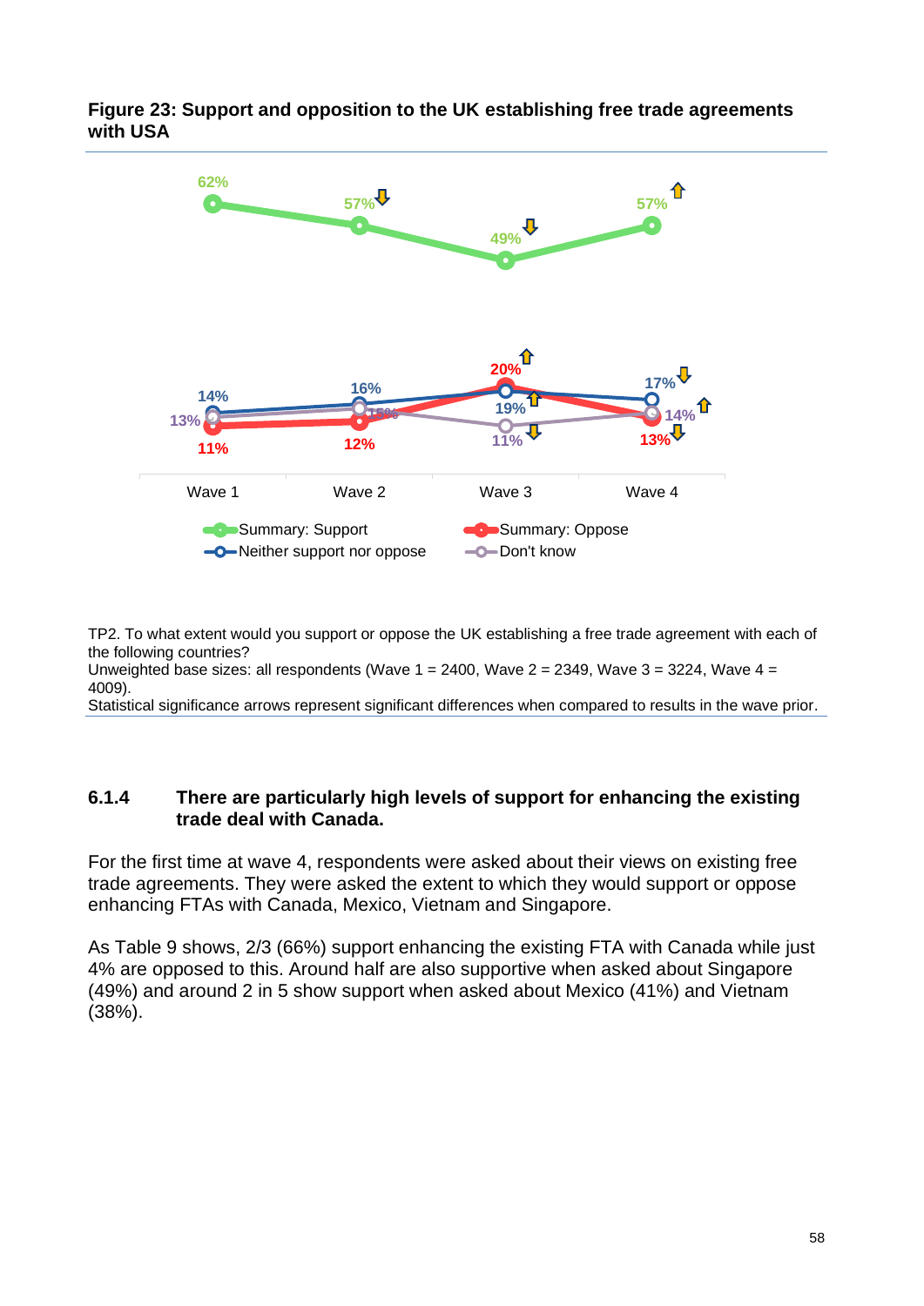**Figure 23: Support and opposition to the UK establishing free trade agreements with USA**

| | Wave 1 | Wave 2 | Wave 3 | Wave 4 |
|---|---|---|---|---|
| Summary: Support | 62% | 57% ⇩ | 49% ⇩ | 57% ⇧ |
| Summary: Oppose | 11% | 12% | 20% ⇧ | 13% ⇩ |
| Neither support nor oppose | 14% | 16% | 19% ⇧ | 17% ⇩ |
| Don't know | 13% | 15% | 11% ⇩ | 14% ⇧ |

TP2. To what extent would you support or oppose the UK establishing a free trade agreement with each of the following countries?
Unweighted base sizes: all respondents (Wave 1 = 2400, Wave 2 = 2349, Wave 3 = 3224, Wave 4 = 4009).
Statistical significance arrows represent significant differences when compared to results in the wave prior.

### 6.1.4 There are particularly high levels of support for enhancing the existing trade deal with Canada.

For the first time at wave 4, respondents were asked about their views on existing free trade agreements. They were asked the extent to which they would support or oppose enhancing FTAs with Canada, Mexico, Vietnam and Singapore.

As Table 9 shows, 2/3 (66%) support enhancing the existing FTA with Canada while just 4% are opposed to this. Around half are also supportive when asked about Singapore (49%) and around 2 in 5 show support when asked about Mexico (41%) and Vietnam (38%).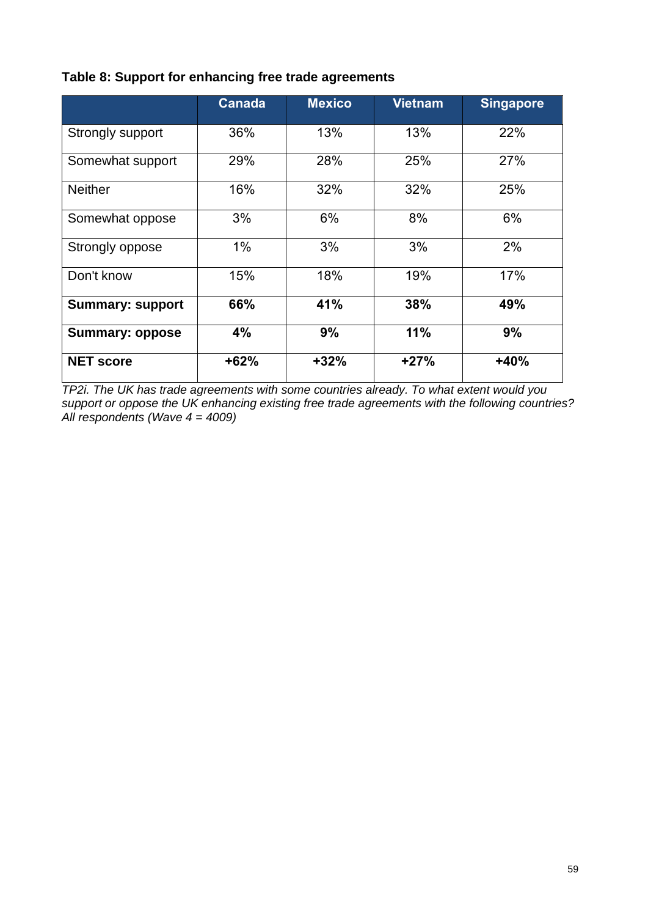**Table 8: Support for enhancing free trade agreements**

| | Canada | Mexico | Vietnam | Singapore |
|---|---|---|---|---|
| Strongly support | 36% | 13% | 13% | 22% |
| Somewhat support | 29% | 28% | 25% | 27% |
| Neither | 16% | 32% | 32% | 25% |
| Somewhat oppose | 3% | 6% | 8% | 6% |
| Strongly oppose | 1% | 3% | 3% | 2% |
| Don't know | 15% | 18% | 19% | 17% |
| **Summary: support** | **66%** | **41%** | **38%** | **49%** |
| **Summary: oppose** | **4%** | **9%** | **11%** | **9%** |
| **NET score** | **+62%** | **+32%** | **+27%** | **+40%** |

*TP2i. The UK has trade agreements with some countries already. To what extent would you support or oppose the UK enhancing existing free trade agreements with the following countries? All respondents (Wave 4 = 4009)*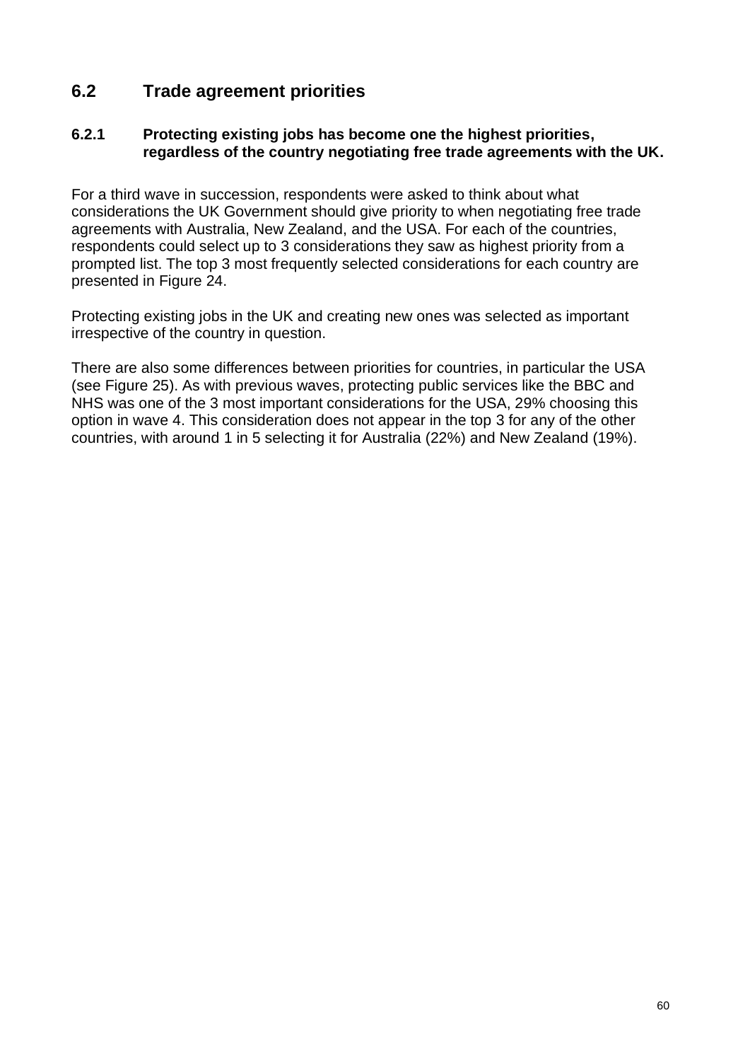## 6.2 Trade agreement priorities

### 6.2.1 Protecting existing jobs has become one the highest priorities, regardless of the country negotiating free trade agreements with the UK.

For a third wave in succession, respondents were asked to think about what considerations the UK Government should give priority to when negotiating free trade agreements with Australia, New Zealand, and the USA. For each of the countries, respondents could select up to 3 considerations they saw as highest priority from a prompted list. The top 3 most frequently selected considerations for each country are presented in Figure 24.

Protecting existing jobs in the UK and creating new ones was selected as important irrespective of the country in question.

There are also some differences between priorities for countries, in particular the USA (see Figure 25). As with previous waves, protecting public services like the BBC and NHS was one of the 3 most important considerations for the USA, 29% choosing this option in wave 4. This consideration does not appear in the top 3 for any of the other countries, with around 1 in 5 selecting it for Australia (22%) and New Zealand (19%).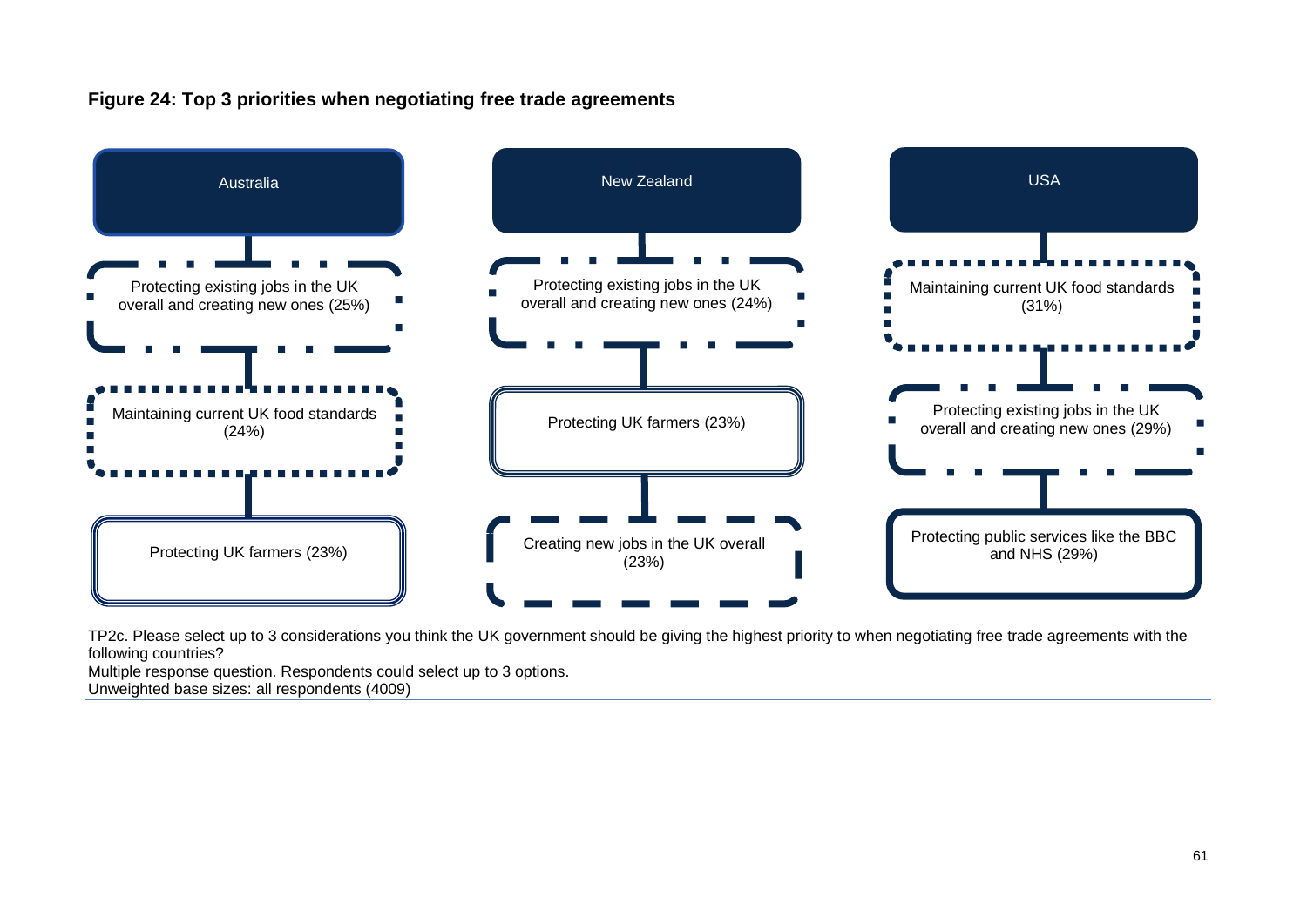**Figure 24: Top 3 priorities when negotiating free trade agreements**

| Australia | New Zealand | USA |
|---|---|---|
| Protecting existing jobs in the UK overall and creating new ones (25%) | Protecting existing jobs in the UK overall and creating new ones (24%) | Maintaining current UK food standards (31%) |
| Maintaining current UK food standards (24%) | Protecting UK farmers (23%) | Protecting existing jobs in the UK overall and creating new ones (29%) |
| Protecting UK farmers (23%) | Creating new jobs in the UK overall (23%) | Protecting public services like the BBC and NHS (29%) |

TP2c. Please select up to 3 considerations you think the UK government should be giving the highest priority to when negotiating free trade agreements with the following countries?
Multiple response question. Respondents could select up to 3 options.
Unweighted base sizes: all respondents (4009)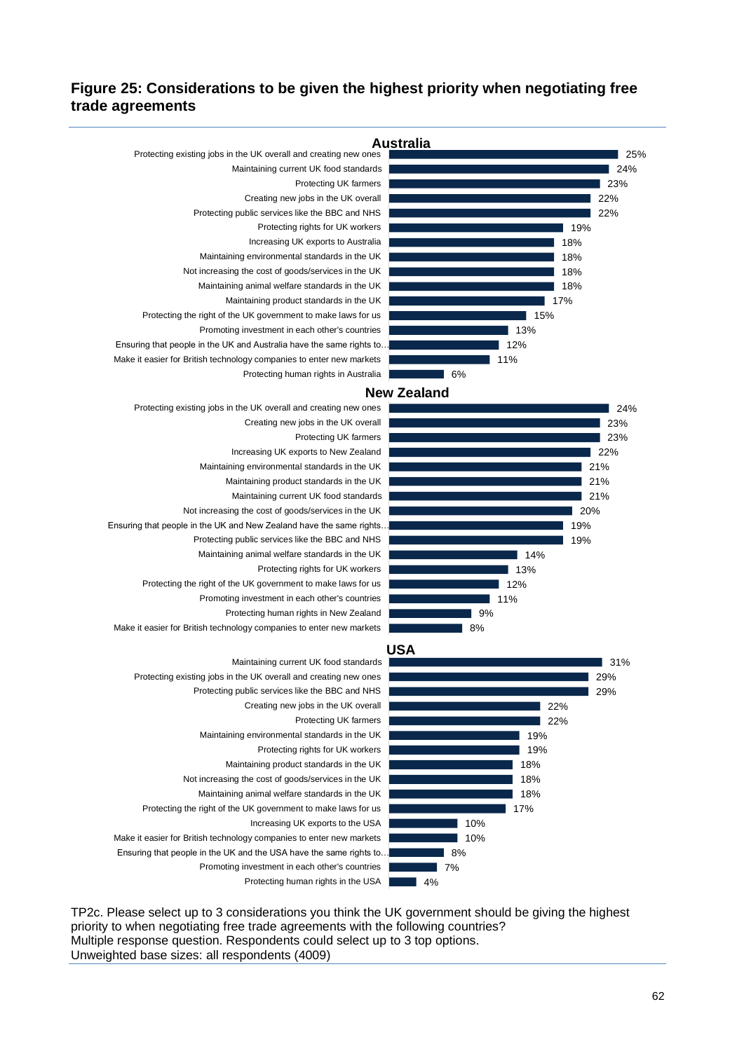## Figure 25: Considerations to be given the highest priority when negotiating free trade agreements

**Australia**

| Consideration | % |
|---|---|
| Protecting existing jobs in the UK overall and creating new ones | 25% |
| Maintaining current UK food standards | 24% |
| Protecting UK farmers | 23% |
| Creating new jobs in the UK overall | 22% |
| Protecting public services like the BBC and NHS | 22% |
| Protecting rights for UK workers | 19% |
| Increasing UK exports to Australia | 18% |
| Maintaining environmental standards in the UK | 18% |
| Not increasing the cost of goods/services in the UK | 18% |
| Maintaining animal welfare standards in the UK | 18% |
| Maintaining product standards in the UK | 17% |
| Protecting the right of the UK government to make laws for us | 15% |
| Promoting investment in each other's countries | 13% |
| Ensuring that people in the UK and Australia have the same rights to... | 12% |
| Make it easier for British technology companies to enter new markets | 11% |
| Protecting human rights in Australia | 6% |

**New Zealand**

| Consideration | % |
|---|---|
| Protecting existing jobs in the UK overall and creating new ones | 24% |
| Creating new jobs in the UK overall | 23% |
| Protecting UK farmers | 23% |
| Increasing UK exports to New Zealand | 22% |
| Maintaining environmental standards in the UK | 21% |
| Maintaining product standards in the UK | 21% |
| Maintaining current UK food standards | 21% |
| Not increasing the cost of goods/services in the UK | 20% |
| Ensuring that people in the UK and New Zealand have the same rights... | 19% |
| Protecting public services like the BBC and NHS | 19% |
| Maintaining animal welfare standards in the UK | 14% |
| Protecting rights for UK workers | 13% |
| Protecting the right of the UK government to make laws for us | 12% |
| Promoting investment in each other's countries | 11% |
| Protecting human rights in New Zealand | 9% |
| Make it easier for British technology companies to enter new markets | 8% |

**USA**

| Consideration | % |
|---|---|
| Maintaining current UK food standards | 31% |
| Protecting existing jobs in the UK overall and creating new ones | 29% |
| Protecting public services like the BBC and NHS | 29% |
| Creating new jobs in the UK overall | 22% |
| Protecting UK farmers | 22% |
| Maintaining environmental standards in the UK | 19% |
| Protecting rights for UK workers | 19% |
| Maintaining product standards in the UK | 18% |
| Not increasing the cost of goods/services in the UK | 18% |
| Maintaining animal welfare standards in the UK | 18% |
| Protecting the right of the UK government to make laws for us | 17% |
| Increasing UK exports to the USA | 10% |
| Make it easier for British technology companies to enter new markets | 10% |
| Ensuring that people in the UK and the USA have the same rights to... | 8% |
| Promoting investment in each other's countries | 7% |
| Protecting human rights in the USA | 4% |

TP2c. Please select up to 3 considerations you think the UK government should be giving the highest priority to when negotiating free trade agreements with the following countries?
Multiple response question. Respondents could select up to 3 top options.
Unweighted base sizes: all respondents (4009)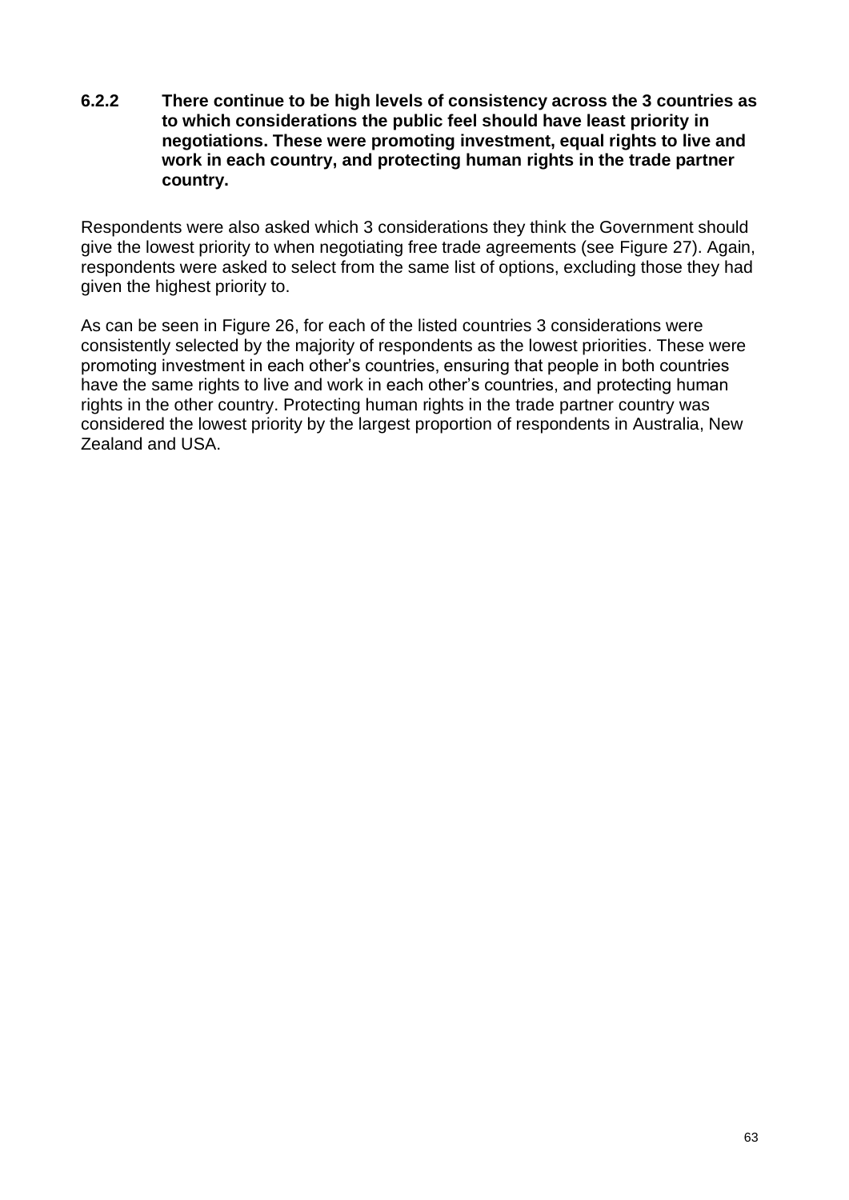### 6.2.2 There continue to be high levels of consistency across the 3 countries as to which considerations the public feel should have least priority in negotiations. These were promoting investment, equal rights to live and work in each country, and protecting human rights in the trade partner country.

Respondents were also asked which 3 considerations they think the Government should give the lowest priority to when negotiating free trade agreements (see Figure 27). Again, respondents were asked to select from the same list of options, excluding those they had given the highest priority to.

As can be seen in Figure 26, for each of the listed countries 3 considerations were consistently selected by the majority of respondents as the lowest priorities. These were promoting investment in each other's countries, ensuring that people in both countries have the same rights to live and work in each other's countries, and protecting human rights in the other country. Protecting human rights in the trade partner country was considered the lowest priority by the largest proportion of respondents in Australia, New Zealand and USA.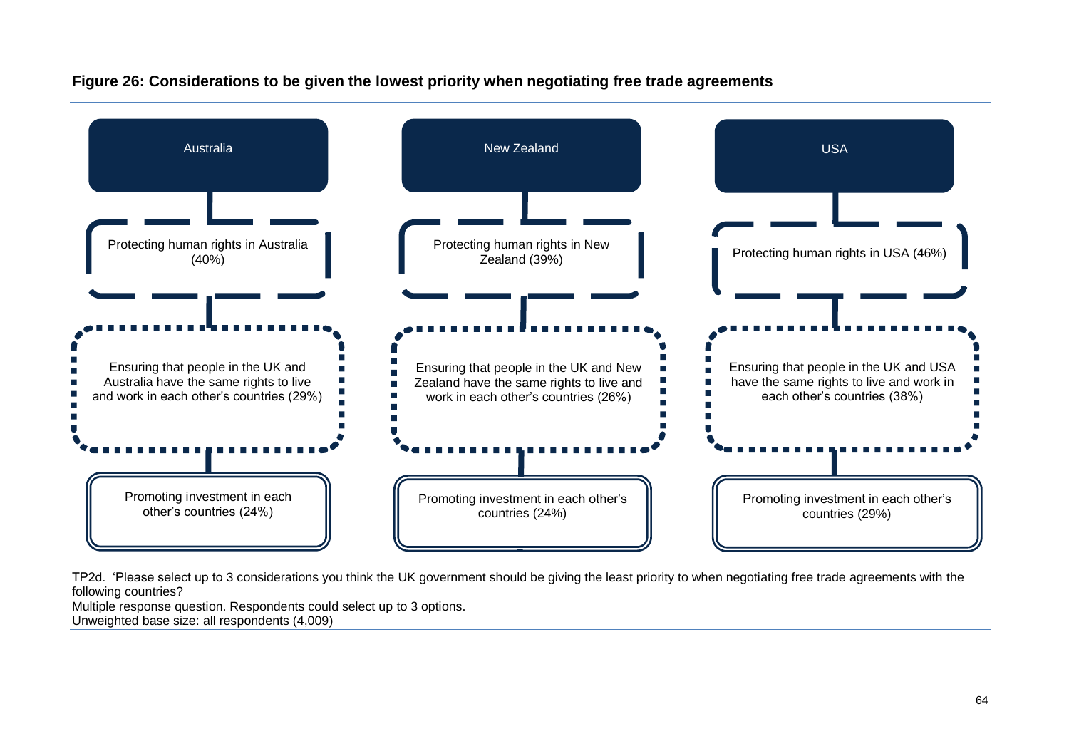**Figure 26: Considerations to be given the lowest priority when negotiating free trade agreements**

| Australia | New Zealand | USA |
| --- | --- | --- |
| Protecting human rights in Australia (40%) | Protecting human rights in New Zealand (39%) | Protecting human rights in USA (46%) |
| Ensuring that people in the UK and Australia have the same rights to live and work in each other's countries (29%) | Ensuring that people in the UK and New Zealand have the same rights to live and work in each other's countries (26%) | Ensuring that people in the UK and USA have the same rights to live and work in each other's countries (38%) |
| Promoting investment in each other's countries (24%) | Promoting investment in each other's countries (24%) | Promoting investment in each other's countries (29%) |

TP2d. 'Please select up to 3 considerations you think the UK government should be giving the least priority to when negotiating free trade agreements with the following countries?

Multiple response question. Respondents could select up to 3 options.

Unweighted base size: all respondents (4,009)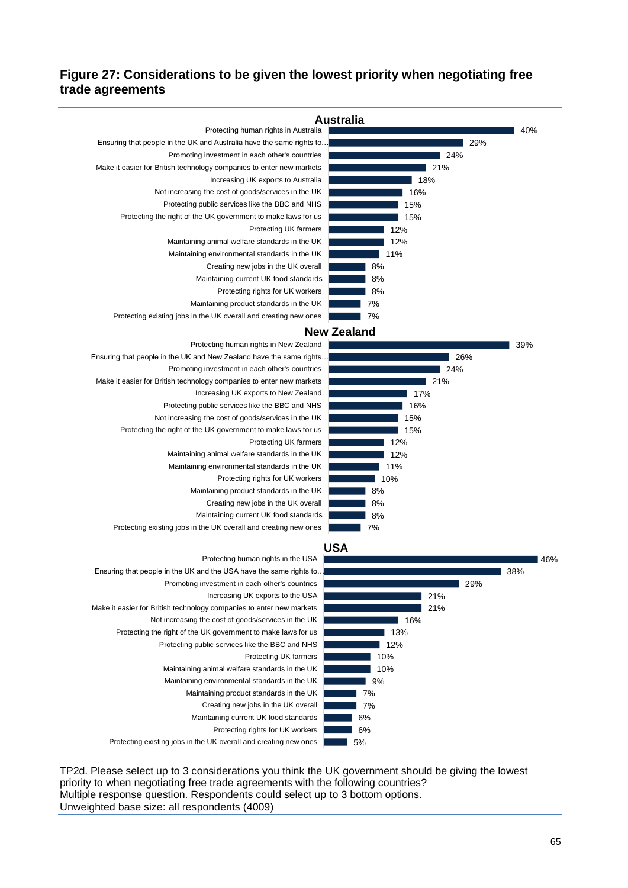## Figure 27: Considerations to be given the lowest priority when negotiating free trade agreements

**Australia**

| Consideration | % |
|---|---|
| Protecting human rights in Australia | 40% |
| Ensuring that people in the UK and Australia have the same rights to... | 29% |
| Promoting investment in each other's countries | 24% |
| Make it easier for British technology companies to enter new markets | 21% |
| Increasing UK exports to Australia | 18% |
| Not increasing the cost of goods/services in the UK | 16% |
| Protecting public services like the BBC and NHS | 15% |
| Protecting the right of the UK government to make laws for us | 15% |
| Protecting UK farmers | 12% |
| Maintaining animal welfare standards in the UK | 12% |
| Maintaining environmental standards in the UK | 11% |
| Creating new jobs in the UK overall | 8% |
| Maintaining current UK food standards | 8% |
| Protecting rights for UK workers | 8% |
| Maintaining product standards in the UK | 7% |
| Protecting existing jobs in the UK overall and creating new ones | 7% |

**New Zealand**

| Consideration | % |
|---|---|
| Protecting human rights in New Zealand | 39% |
| Ensuring that people in the UK and New Zealand have the same rights... | 26% |
| Promoting investment in each other's countries | 24% |
| Make it easier for British technology companies to enter new markets | 21% |
| Increasing UK exports to New Zealand | 17% |
| Protecting public services like the BBC and NHS | 16% |
| Not increasing the cost of goods/services in the UK | 15% |
| Protecting the right of the UK government to make laws for us | 15% |
| Protecting UK farmers | 12% |
| Maintaining animal welfare standards in the UK | 12% |
| Maintaining environmental standards in the UK | 11% |
| Protecting rights for UK workers | 10% |
| Maintaining product standards in the UK | 8% |
| Creating new jobs in the UK overall | 8% |
| Maintaining current UK food standards | 8% |
| Protecting existing jobs in the UK overall and creating new ones | 7% |

**USA**

| Consideration | % |
|---|---|
| Protecting human rights in the USA | 46% |
| Ensuring that people in the UK and the USA have the same rights to... | 38% |
| Promoting investment in each other's countries | 29% |
| Increasing UK exports to the USA | 21% |
| Make it easier for British technology companies to enter new markets | 21% |
| Not increasing the cost of goods/services in the UK | 16% |
| Protecting the right of the UK government to make laws for us | 13% |
| Protecting public services like the BBC and NHS | 12% |
| Protecting UK farmers | 10% |
| Maintaining animal welfare standards in the UK | 10% |
| Maintaining environmental standards in the UK | 9% |
| Maintaining product standards in the UK | 7% |
| Creating new jobs in the UK overall | 7% |
| Maintaining current UK food standards | 6% |
| Protecting rights for UK workers | 6% |
| Protecting existing jobs in the UK overall and creating new ones | 5% |

TP2d. Please select up to 3 considerations you think the UK government should be giving the lowest priority to when negotiating free trade agreements with the following countries?
Multiple response question. Respondents could select up to 3 bottom options.
Unweighted base size: all respondents (4009)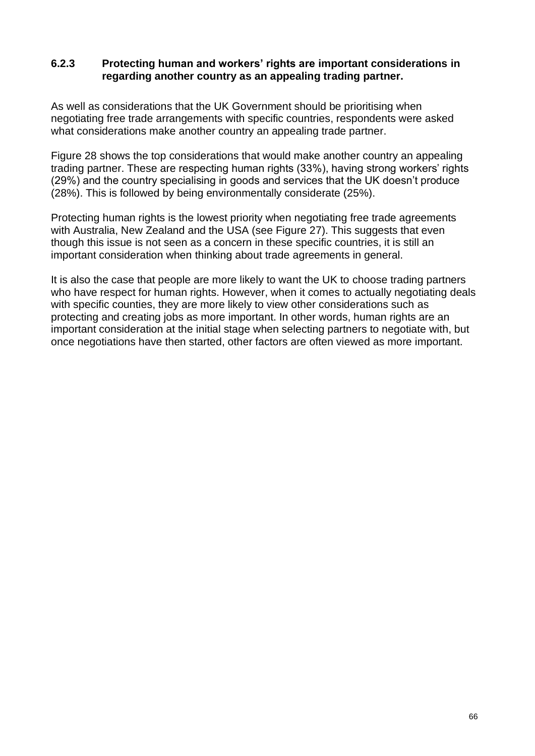### 6.2.3 Protecting human and workers' rights are important considerations in regarding another country as an appealing trading partner.

As well as considerations that the UK Government should be prioritising when negotiating free trade arrangements with specific countries, respondents were asked what considerations make another country an appealing trade partner.

Figure 28 shows the top considerations that would make another country an appealing trading partner. These are respecting human rights (33%), having strong workers' rights (29%) and the country specialising in goods and services that the UK doesn't produce (28%). This is followed by being environmentally considerate (25%).

Protecting human rights is the lowest priority when negotiating free trade agreements with Australia, New Zealand and the USA (see Figure 27). This suggests that even though this issue is not seen as a concern in these specific countries, it is still an important consideration when thinking about trade agreements in general.

It is also the case that people are more likely to want the UK to choose trading partners who have respect for human rights. However, when it comes to actually negotiating deals with specific counties, they are more likely to view other considerations such as protecting and creating jobs as more important. In other words, human rights are an important consideration at the initial stage when selecting partners to negotiate with, but once negotiations have then started, other factors are often viewed as more important.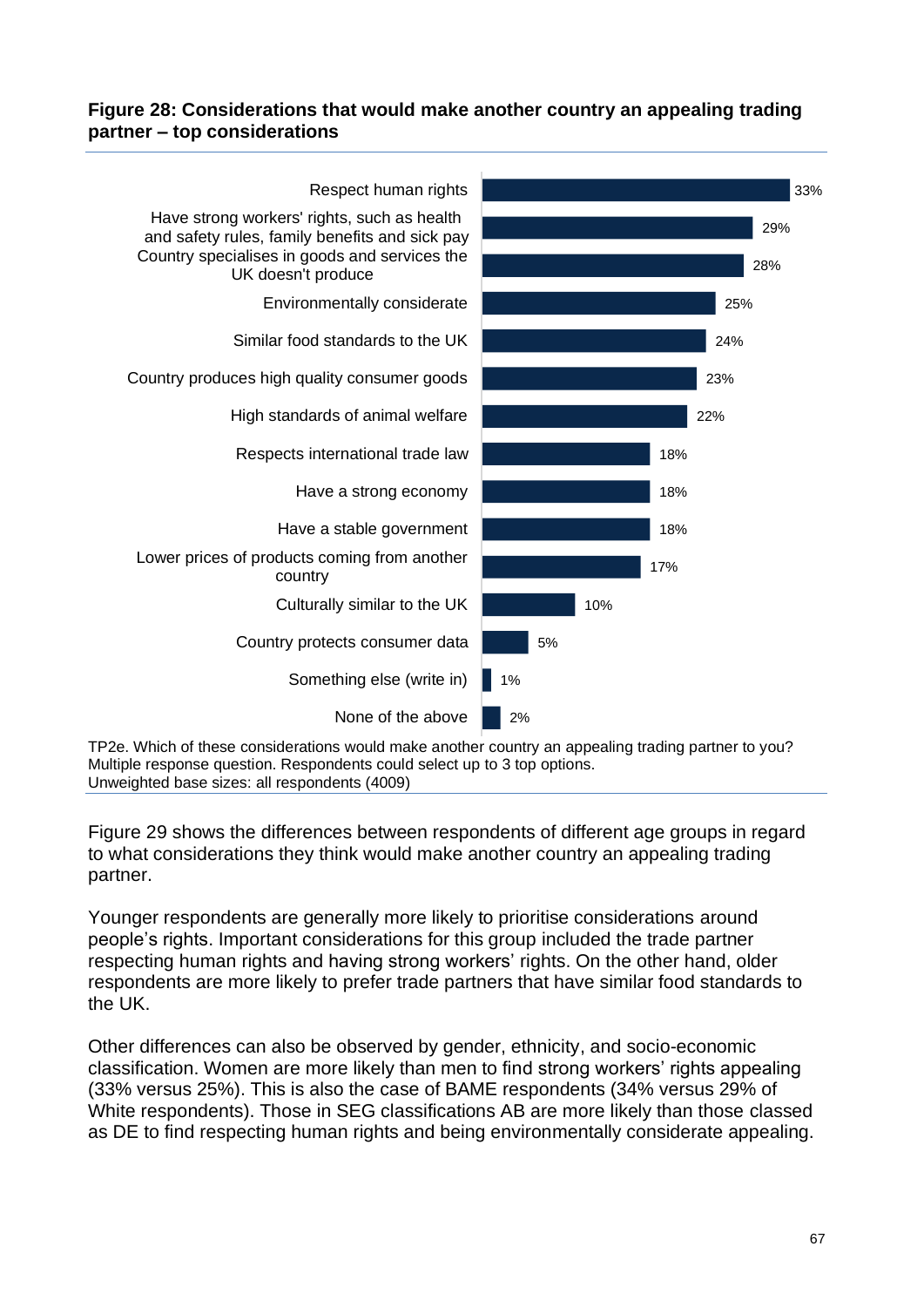**Figure 28: Considerations that would make another country an appealing trading partner – top considerations**

| Consideration | % |
|---|---|
| Respect human rights | 33% |
| Have strong workers' rights, such as health and safety rules, family benefits and sick pay | 29% |
| Country specialises in goods and services the UK doesn't produce | 28% |
| Environmentally considerate | 25% |
| Similar food standards to the UK | 24% |
| Country produces high quality consumer goods | 23% |
| High standards of animal welfare | 22% |
| Respects international trade law | 18% |
| Have a strong economy | 18% |
| Have a stable government | 18% |
| Lower prices of products coming from another country | 17% |
| Culturally similar to the UK | 10% |
| Country protects consumer data | 5% |
| Something else (write in) | 1% |
| None of the above | 2% |

TP2e. Which of these considerations would make another country an appealing trading partner to you? Multiple response question. Respondents could select up to 3 top options.
Unweighted base sizes: all respondents (4009)

Figure 29 shows the differences between respondents of different age groups in regard to what considerations they think would make another country an appealing trading partner.

Younger respondents are generally more likely to prioritise considerations around people's rights. Important considerations for this group included the trade partner respecting human rights and having strong workers' rights. On the other hand, older respondents are more likely to prefer trade partners that have similar food standards to the UK.

Other differences can also be observed by gender, ethnicity, and socio-economic classification. Women are more likely than men to find strong workers' rights appealing (33% versus 25%). This is also the case of BAME respondents (34% versus 29% of White respondents). Those in SEG classifications AB are more likely than those classed as DE to find respecting human rights and being environmentally considerate appealing.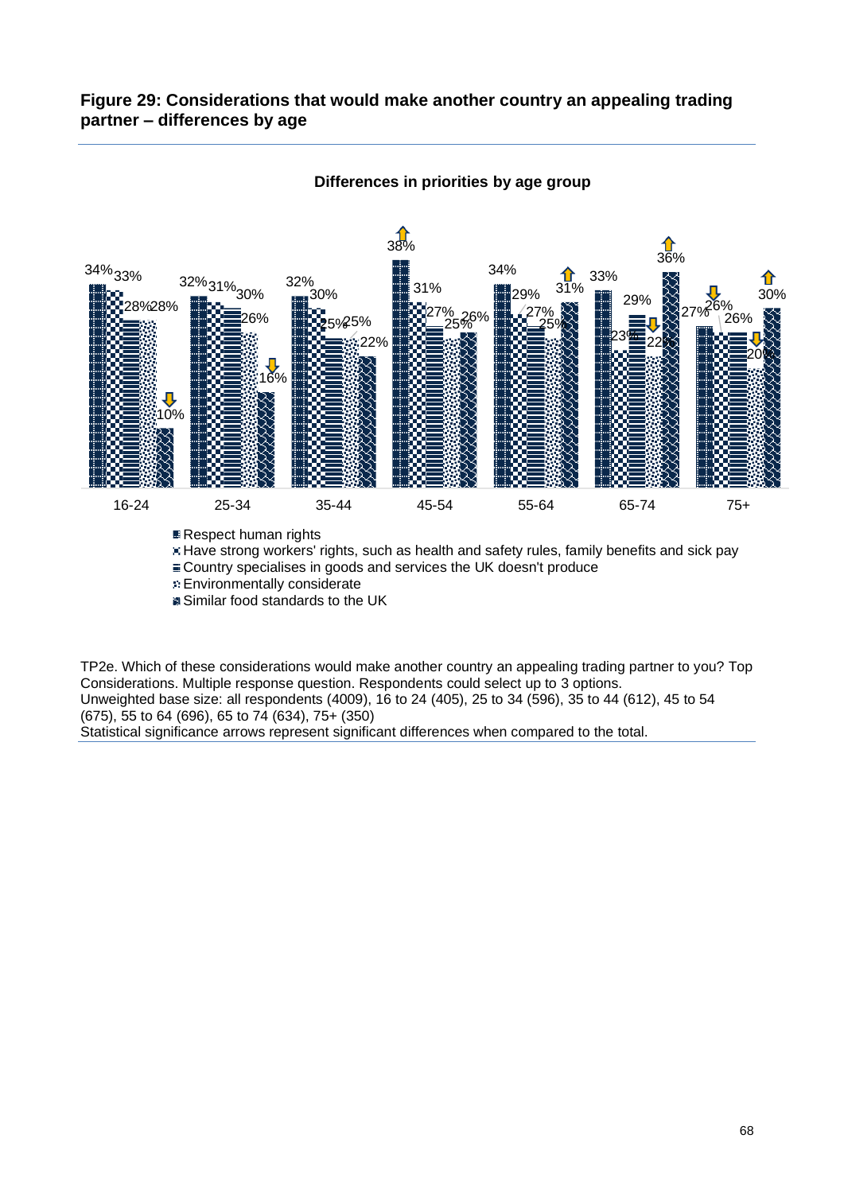**Figure 29: Considerations that would make another country an appealing trading partner – differences by age**

**Differences in priorities by age group**

| Age group | Respect human rights | Have strong workers' rights, such as health and safety rules, family benefits and sick pay | Country specialises in goods and services the UK doesn't produce | Environmentally considerate | Similar food standards to the UK |
|---|---|---|---|---|---|
| 16-24 | 34% | 33% | 28% | 28% | 10% ↓ |
| 25-34 | 32% | 31% | 30% | 26% | 16% ↓ |
| 35-44 | 32% | 30% | 25% | 25% | 22% |
| 45-54 | 38% ↑ | 31% | 27% | 25% | 26% |
| 55-64 | 34% | 29% | 27% | 25% | 31% ↑ |
| 65-74 | 33% | 23% | 29% | 22% ↓ | 36% ↑ |
| 75+ | 27% | 26% ↓ | 26% | 20% ↓ | 30% ↑ |

TP2e. Which of these considerations would make another country an appealing trading partner to you? Top Considerations. Multiple response question. Respondents could select up to 3 options.
Unweighted base size: all respondents (4009), 16 to 24 (405), 25 to 34 (596), 35 to 44 (612), 45 to 54 (675), 55 to 64 (696), 65 to 74 (634), 75+ (350)
Statistical significance arrows represent significant differences when compared to the total.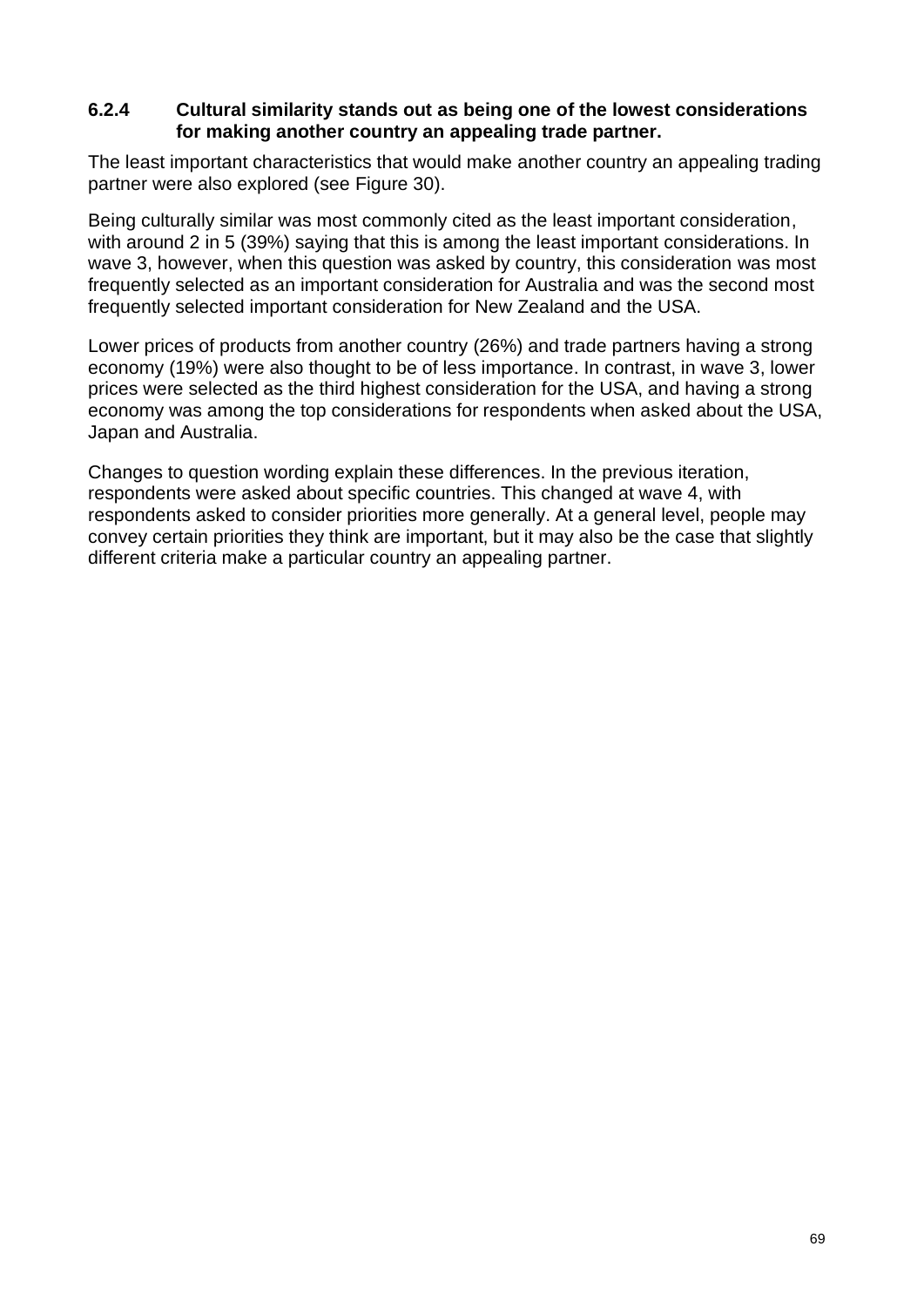### 6.2.4 Cultural similarity stands out as being one of the lowest considerations for making another country an appealing trade partner.

The least important characteristics that would make another country an appealing trading partner were also explored (see Figure 30).

Being culturally similar was most commonly cited as the least important consideration, with around 2 in 5 (39%) saying that this is among the least important considerations. In wave 3, however, when this question was asked by country, this consideration was most frequently selected as an important consideration for Australia and was the second most frequently selected important consideration for New Zealand and the USA.

Lower prices of products from another country (26%) and trade partners having a strong economy (19%) were also thought to be of less importance. In contrast, in wave 3, lower prices were selected as the third highest consideration for the USA, and having a strong economy was among the top considerations for respondents when asked about the USA, Japan and Australia.

Changes to question wording explain these differences. In the previous iteration, respondents were asked about specific countries. This changed at wave 4, with respondents asked to consider priorities more generally. At a general level, people may convey certain priorities they think are important, but it may also be the case that slightly different criteria make a particular country an appealing partner.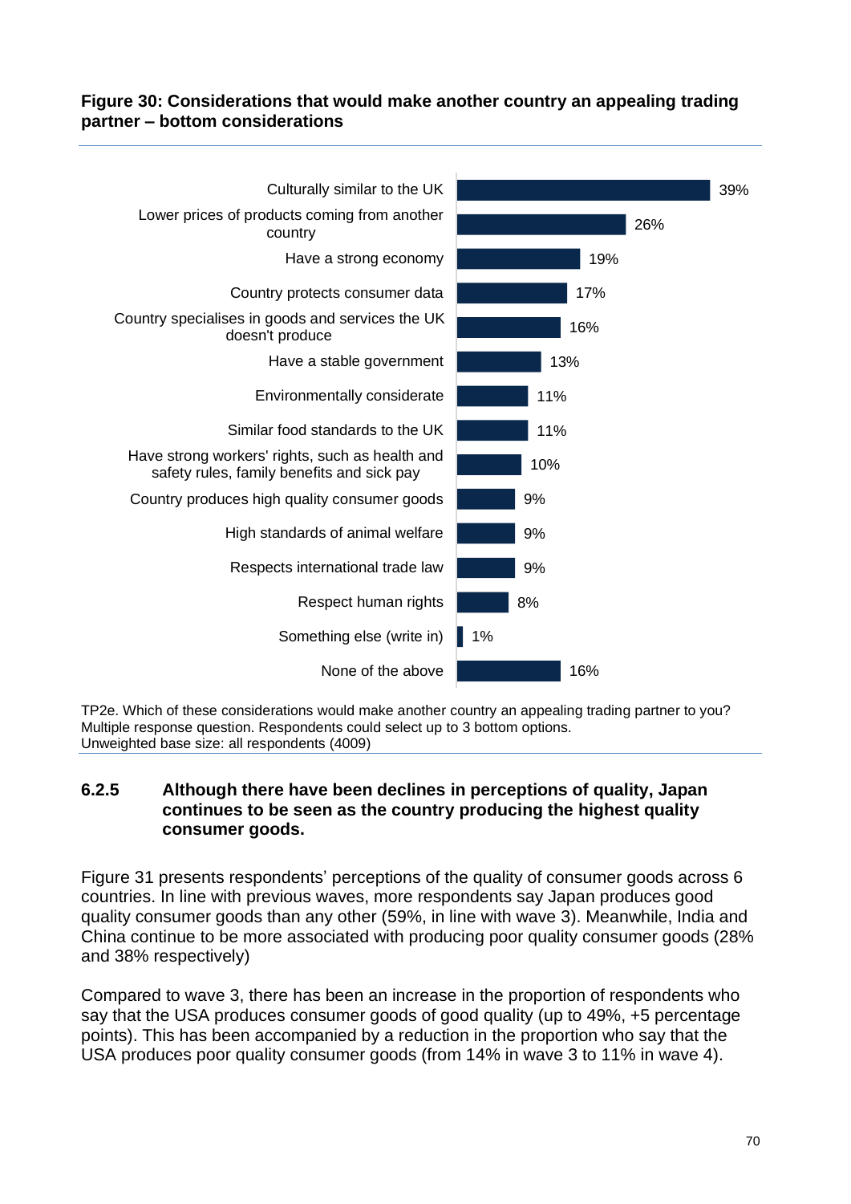**Figure 30: Considerations that would make another country an appealing trading partner – bottom considerations**

| Consideration | % |
|---|---|
| Culturally similar to the UK | 39% |
| Lower prices of products coming from another country | 26% |
| Have a strong economy | 19% |
| Country protects consumer data | 17% |
| Country specialises in goods and services the UK doesn't produce | 16% |
| Have a stable government | 13% |
| Environmentally considerate | 11% |
| Similar food standards to the UK | 11% |
| Have strong workers' rights, such as health and safety rules, family benefits and sick pay | 10% |
| Country produces high quality consumer goods | 9% |
| High standards of animal welfare | 9% |
| Respects international trade law | 9% |
| Respect human rights | 8% |
| Something else (write in) | 1% |
| None of the above | 16% |

TP2e. Which of these considerations would make another country an appealing trading partner to you? Multiple response question. Respondents could select up to 3 bottom options.
Unweighted base size: all respondents (4009)

### 6.2.5 Although there have been declines in perceptions of quality, Japan continues to be seen as the country producing the highest quality consumer goods.

Figure 31 presents respondents' perceptions of the quality of consumer goods across 6 countries. In line with previous waves, more respondents say Japan produces good quality consumer goods than any other (59%, in line with wave 3). Meanwhile, India and China continue to be more associated with producing poor quality consumer goods (28% and 38% respectively)

Compared to wave 3, there has been an increase in the proportion of respondents who say that the USA produces consumer goods of good quality (up to 49%, +5 percentage points). This has been accompanied by a reduction in the proportion who say that the USA produces poor quality consumer goods (from 14% in wave 3 to 11% in wave 4).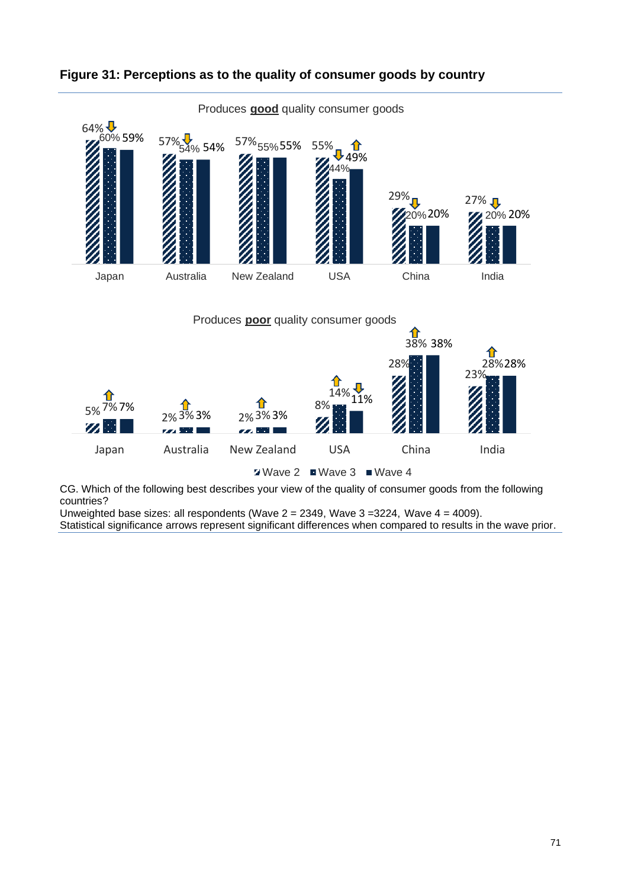**Figure 31: Perceptions as to the quality of consumer goods by country**

Produces **good** quality consumer goods

| Country | Wave 2 | Wave 3 | Wave 4 |
|---|---|---|---|
| Japan | 64% | 60% ↓ | 59% |
| Australia | 57% | 54% ↓ | 54% |
| New Zealand | 57% | 55% | 55% |
| USA | 55% | 44% ↓ | 49% ↑ |
| China | 29% | 20% ↓ | 20% |
| India | 27% | 20% ↓ | 20% |

Produces **poor** quality consumer goods

| Country | Wave 2 | Wave 3 | Wave 4 |
|---|---|---|---|
| Japan | 5% | 7% ↑ | 7% |
| Australia | 2% | 3% ↑ | 3% |
| New Zealand | 2% | 3% ↑ | 3% |
| USA | 8% | 14% ↑ | 11% ↓ |
| China | 28% | 38% ↑ | 38% |
| India | 23% | 28% ↑ | 28% |

CG. Which of the following best describes your view of the quality of consumer goods from the following countries?
Unweighted base sizes: all respondents (Wave 2 = 2349, Wave 3 =3224, Wave 4 = 4009).
Statistical significance arrows represent significant differences when compared to results in the wave prior.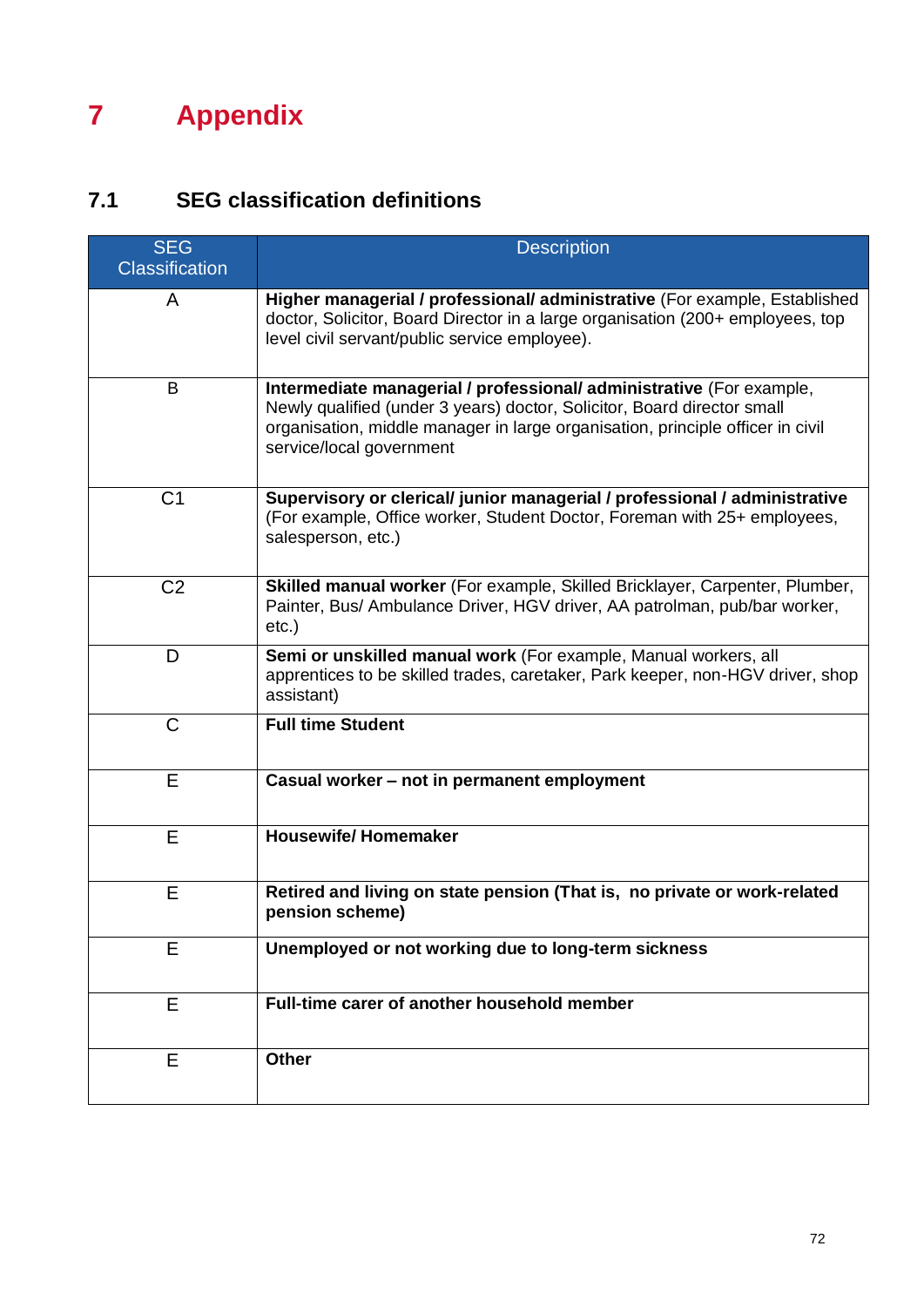# 7 Appendix

## 7.1 SEG classification definitions

| SEG Classification | Description |
|---|---|
| A | **Higher managerial / professional/ administrative** (For example, Established doctor, Solicitor, Board Director in a large organisation (200+ employees, top level civil servant/public service employee). |
| B | **Intermediate managerial / professional/ administrative** (For example, Newly qualified (under 3 years) doctor, Solicitor, Board director small organisation, middle manager in large organisation, principle officer in civil service/local government |
| C1 | **Supervisory or clerical/ junior managerial / professional / administrative** (For example, Office worker, Student Doctor, Foreman with 25+ employees, salesperson, etc.) |
| C2 | **Skilled manual worker** (For example, Skilled Bricklayer, Carpenter, Plumber, Painter, Bus/ Ambulance Driver, HGV driver, AA patrolman, pub/bar worker, etc.) |
| D | **Semi or unskilled manual work** (For example, Manual workers, all apprentices to be skilled trades, caretaker, Park keeper, non-HGV driver, shop assistant) |
| C | **Full time Student** |
| E | **Casual worker – not in permanent employment** |
| E | **Housewife/ Homemaker** |
| E | **Retired and living on state pension (That is, no private or work-related pension scheme)** |
| E | **Unemployed or not working due to long-term sickness** |
| E | **Full-time carer of another household member** |
| E | **Other** |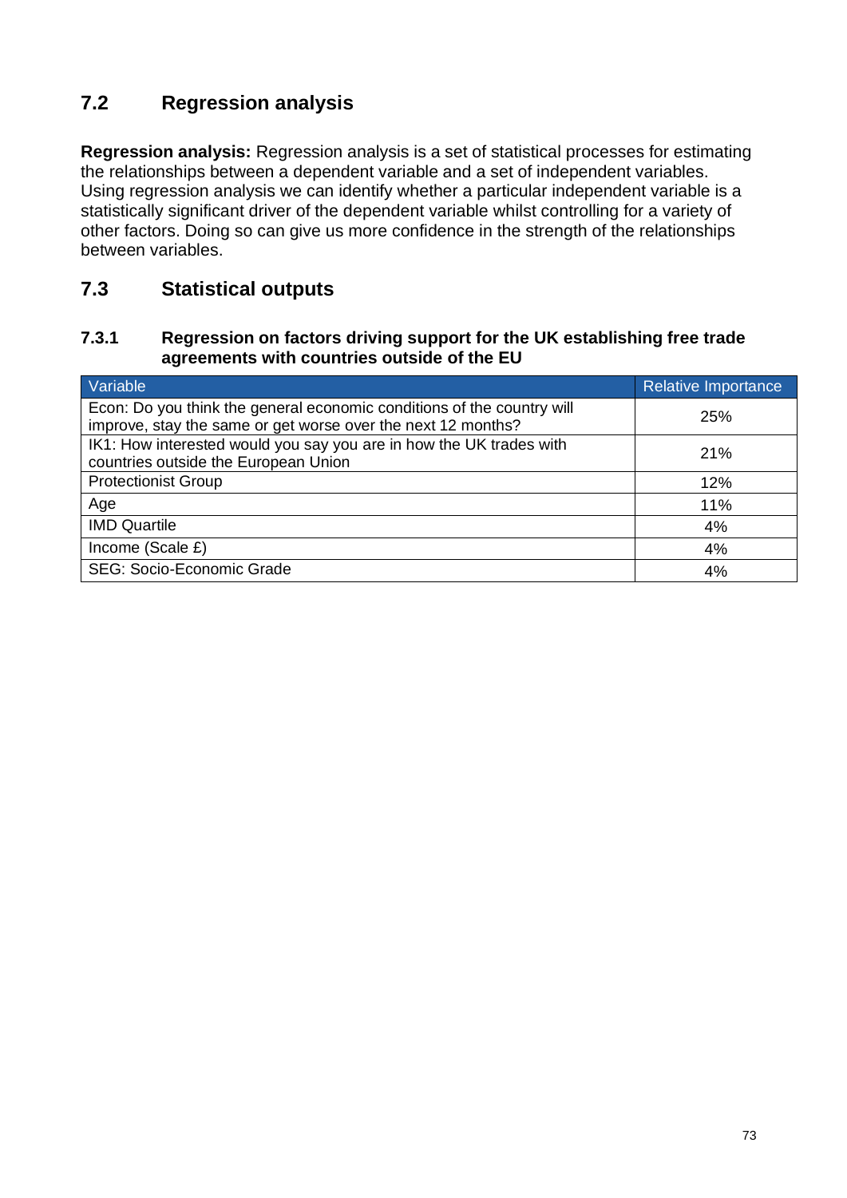## 7.2 Regression analysis

**Regression analysis:** Regression analysis is a set of statistical processes for estimating the relationships between a dependent variable and a set of independent variables. Using regression analysis we can identify whether a particular independent variable is a statistically significant driver of the dependent variable whilst controlling for a variety of other factors. Doing so can give us more confidence in the strength of the relationships between variables.

## 7.3 Statistical outputs

### 7.3.1 Regression on factors driving support for the UK establishing free trade agreements with countries outside of the EU

| Variable | Relative Importance |
| --- | --- |
| Econ: Do you think the general economic conditions of the country will improve, stay the same or get worse over the next 12 months? | 25% |
| IK1: How interested would you say you are in how the UK trades with countries outside the European Union | 21% |
| Protectionist Group | 12% |
| Age | 11% |
| IMD Quartile | 4% |
| Income (Scale £) | 4% |
| SEG: Socio-Economic Grade | 4% |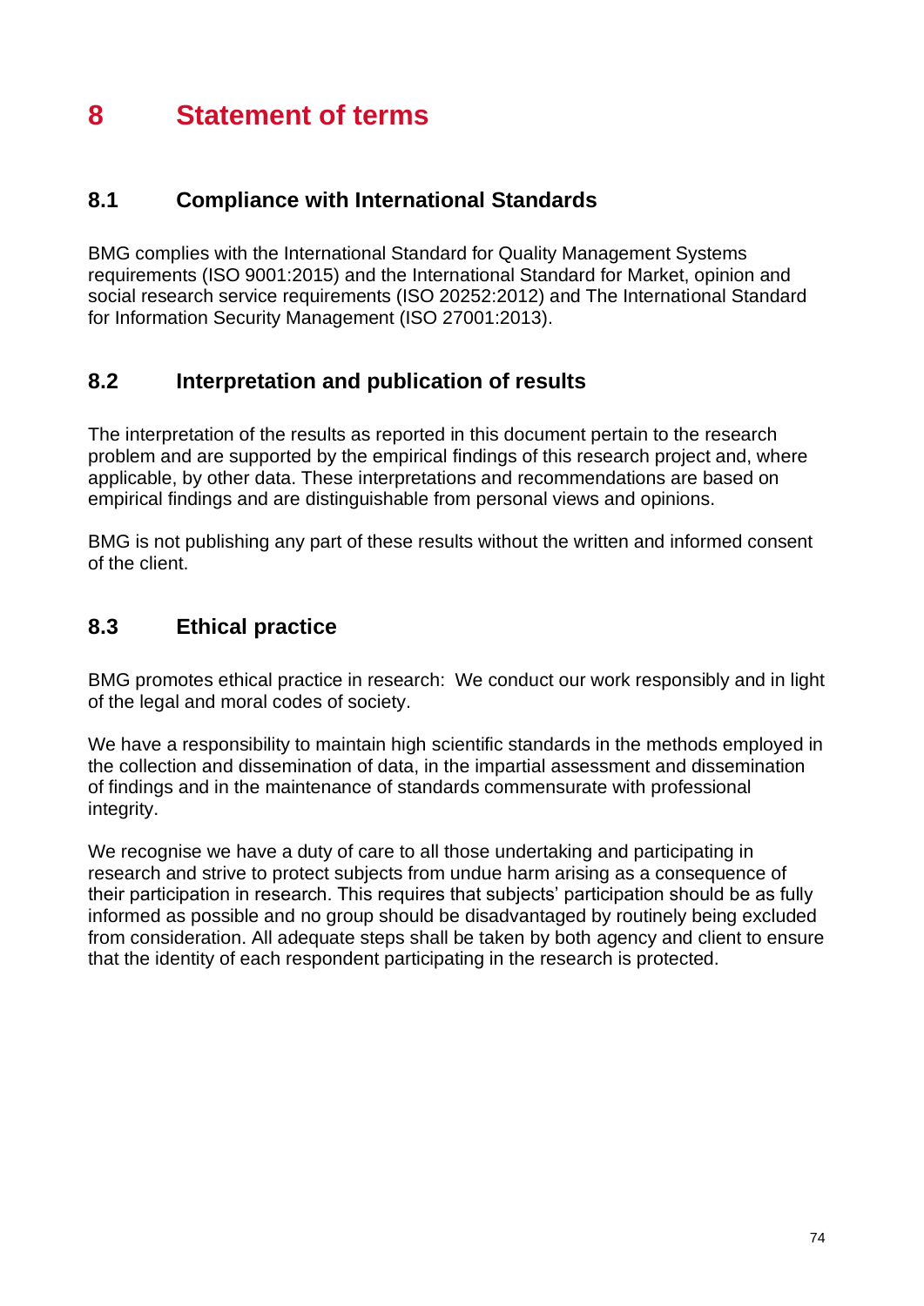# 8 Statement of terms

## 8.1 Compliance with International Standards

BMG complies with the International Standard for Quality Management Systems requirements (ISO 9001:2015) and the International Standard for Market, opinion and social research service requirements (ISO 20252:2012) and The International Standard for Information Security Management (ISO 27001:2013).

## 8.2 Interpretation and publication of results

The interpretation of the results as reported in this document pertain to the research problem and are supported by the empirical findings of this research project and, where applicable, by other data. These interpretations and recommendations are based on empirical findings and are distinguishable from personal views and opinions.

BMG is not publishing any part of these results without the written and informed consent of the client.

## 8.3 Ethical practice

BMG promotes ethical practice in research: We conduct our work responsibly and in light of the legal and moral codes of society.

We have a responsibility to maintain high scientific standards in the methods employed in the collection and dissemination of data, in the impartial assessment and dissemination of findings and in the maintenance of standards commensurate with professional integrity.

We recognise we have a duty of care to all those undertaking and participating in research and strive to protect subjects from undue harm arising as a consequence of their participation in research. This requires that subjects' participation should be as fully informed as possible and no group should be disadvantaged by routinely being excluded from consideration. All adequate steps shall be taken by both agency and client to ensure that the identity of each respondent participating in the research is protected.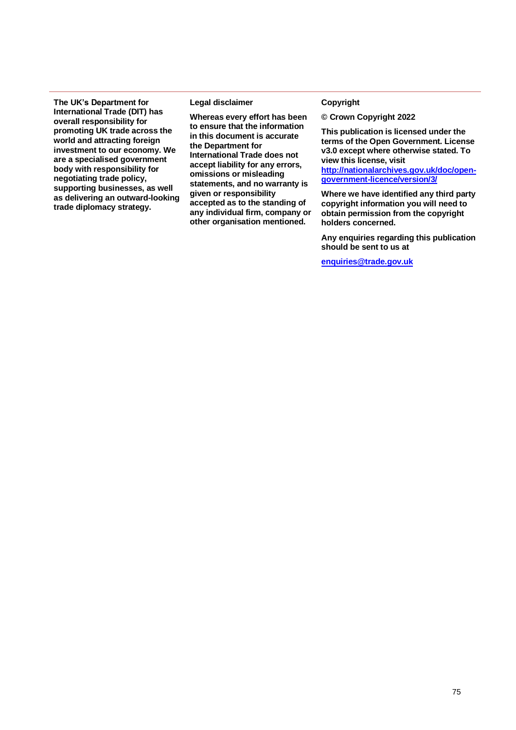**The UK's Department for International Trade (DIT) has overall responsibility for promoting UK trade across the world and attracting foreign investment to our economy. We are a specialised government body with responsibility for negotiating trade policy, supporting businesses, as well as delivering an outward-looking trade diplomacy strategy.**

**Legal disclaimer**

**Whereas every effort has been to ensure that the information in this document is accurate the Department for International Trade does not accept liability for any errors, omissions or misleading statements, and no warranty is given or responsibility accepted as to the standing of any individual firm, company or other organisation mentioned.**

**Copyright**

**© Crown Copyright 2022**

**This publication is licensed under the terms of the Open Government. License v3.0 except where otherwise stated. To view this license, visit [http://nationalarchives.gov.uk/doc/open-government-licence/version/3/](http://nationalarchives.gov.uk/doc/open-government-licence/version/3/)**

**Where we have identified any third party copyright information you will need to obtain permission from the copyright holders concerned.**

**Any enquiries regarding this publication should be sent to us at**

**[enquiries@trade.gov.uk](mailto:enquiries@trade.gov.uk)**